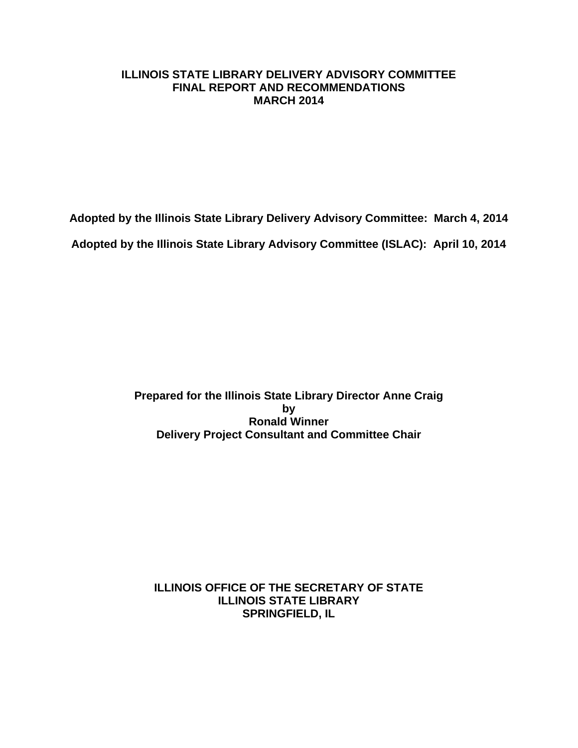# ILLINOIS STATE LIBRARY DELIVERY ADVISORY COMMITTEE
# FINAL REPORT AND RECOMMENDATIONS
# MARCH 2014

**Adopted by the Illinois State Library Delivery Advisory Committee: March 4, 2014**

**Adopted by the Illinois State Library Advisory Committee (ISLAC): April 10, 2014**

**Prepared for the Illinois State Library Director Anne Craig**
**by**
**Ronald Winner**
**Delivery Project Consultant and Committee Chair**

**ILLINOIS OFFICE OF THE SECRETARY OF STATE**
**ILLINOIS STATE LIBRARY**
**SPRINGFIELD, IL**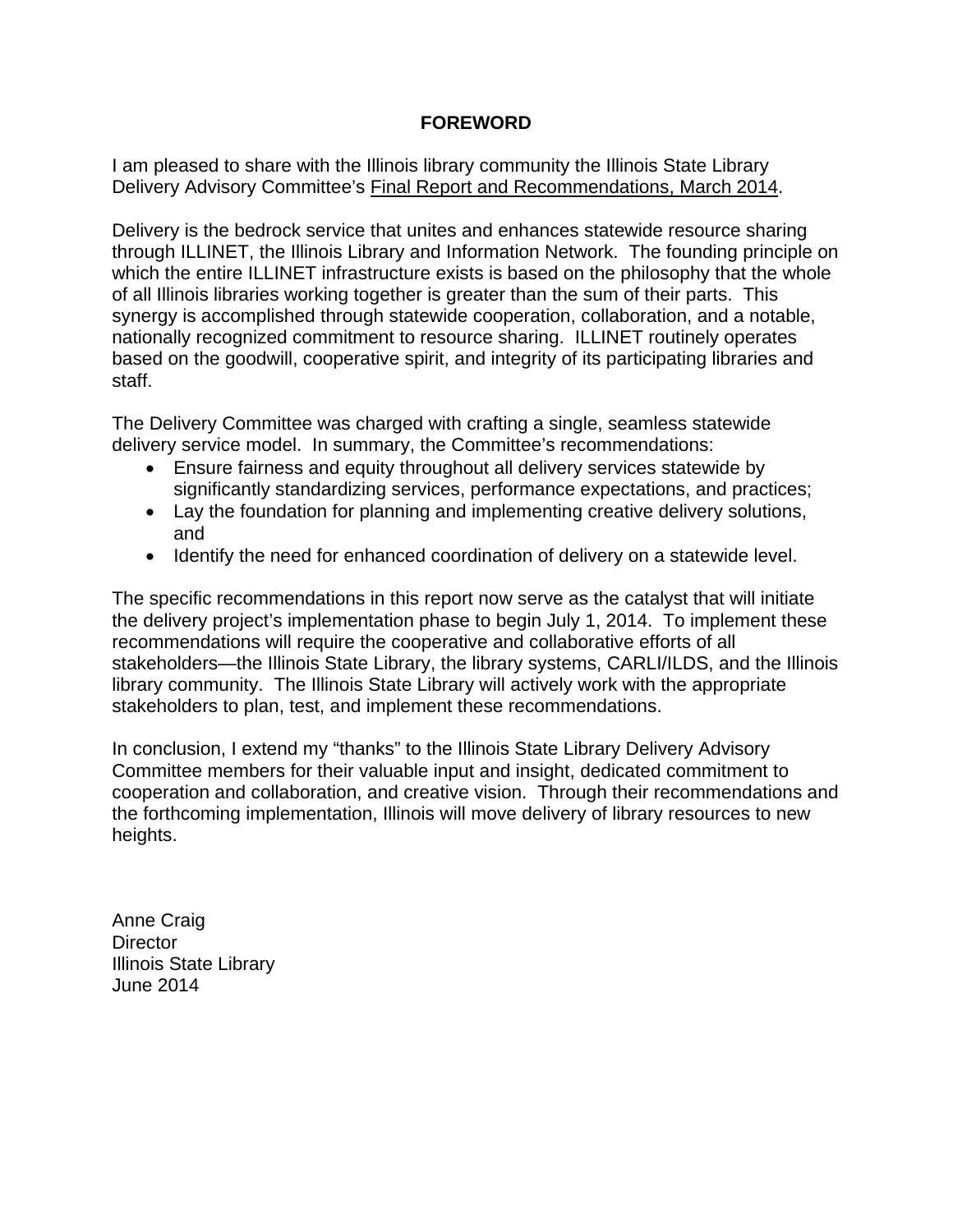# FOREWORD

I am pleased to share with the Illinois library community the Illinois State Library Delivery Advisory Committee's Final Report and Recommendations, March 2014.

Delivery is the bedrock service that unites and enhances statewide resource sharing through ILLINET, the Illinois Library and Information Network. The founding principle on which the entire ILLINET infrastructure exists is based on the philosophy that the whole of all Illinois libraries working together is greater than the sum of their parts. This synergy is accomplished through statewide cooperation, collaboration, and a notable, nationally recognized commitment to resource sharing. ILLINET routinely operates based on the goodwill, cooperative spirit, and integrity of its participating libraries and staff.

The Delivery Committee was charged with crafting a single, seamless statewide delivery service model. In summary, the Committee's recommendations:

- Ensure fairness and equity throughout all delivery services statewide by significantly standardizing services, performance expectations, and practices;
- Lay the foundation for planning and implementing creative delivery solutions, and
- Identify the need for enhanced coordination of delivery on a statewide level.

The specific recommendations in this report now serve as the catalyst that will initiate the delivery project's implementation phase to begin July 1, 2014. To implement these recommendations will require the cooperative and collaborative efforts of all stakeholders—the Illinois State Library, the library systems, CARLI/ILDS, and the Illinois library community. The Illinois State Library will actively work with the appropriate stakeholders to plan, test, and implement these recommendations.

In conclusion, I extend my "thanks" to the Illinois State Library Delivery Advisory Committee members for their valuable input and insight, dedicated commitment to cooperation and collaboration, and creative vision. Through their recommendations and the forthcoming implementation, Illinois will move delivery of library resources to new heights.

Anne Craig  
Director  
Illinois State Library  
June 2014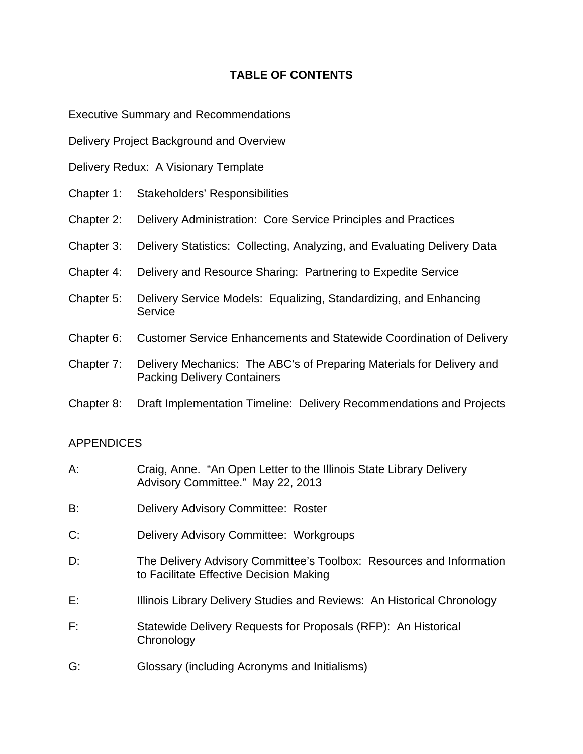# TABLE OF CONTENTS

Executive Summary and Recommendations

Delivery Project Background and Overview

Delivery Redux: A Visionary Template

Chapter 1: Stakeholders' Responsibilities

Chapter 2: Delivery Administration: Core Service Principles and Practices

Chapter 3: Delivery Statistics: Collecting, Analyzing, and Evaluating Delivery Data

Chapter 4: Delivery and Resource Sharing: Partnering to Expedite Service

Chapter 5: Delivery Service Models: Equalizing, Standardizing, and Enhancing Service

Chapter 6: Customer Service Enhancements and Statewide Coordination of Delivery

Chapter 7: Delivery Mechanics: The ABC's of Preparing Materials for Delivery and Packing Delivery Containers

Chapter 8: Draft Implementation Timeline: Delivery Recommendations and Projects

APPENDICES

A: Craig, Anne. "An Open Letter to the Illinois State Library Delivery Advisory Committee." May 22, 2013

B: Delivery Advisory Committee: Roster

C: Delivery Advisory Committee: Workgroups

D: The Delivery Advisory Committee's Toolbox: Resources and Information to Facilitate Effective Decision Making

E: Illinois Library Delivery Studies and Reviews: An Historical Chronology

F: Statewide Delivery Requests for Proposals (RFP): An Historical Chronology

G: Glossary (including Acronyms and Initialisms)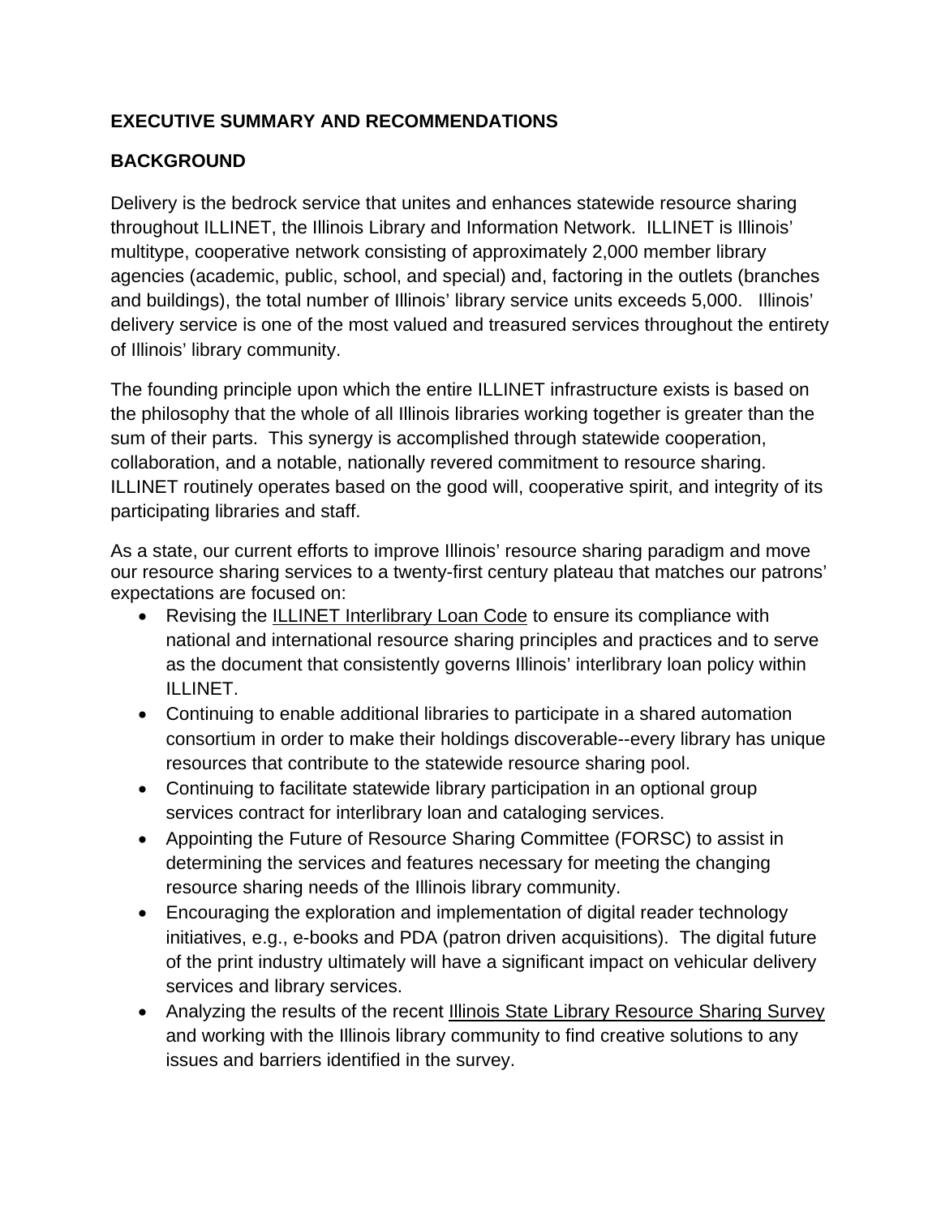## EXECUTIVE SUMMARY AND RECOMMENDATIONS

## BACKGROUND

Delivery is the bedrock service that unites and enhances statewide resource sharing throughout ILLINET, the Illinois Library and Information Network. ILLINET is Illinois' multitype, cooperative network consisting of approximately 2,000 member library agencies (academic, public, school, and special) and, factoring in the outlets (branches and buildings), the total number of Illinois' library service units exceeds 5,000. Illinois' delivery service is one of the most valued and treasured services throughout the entirety of Illinois' library community.

The founding principle upon which the entire ILLINET infrastructure exists is based on the philosophy that the whole of all Illinois libraries working together is greater than the sum of their parts. This synergy is accomplished through statewide cooperation, collaboration, and a notable, nationally revered commitment to resource sharing. ILLINET routinely operates based on the good will, cooperative spirit, and integrity of its participating libraries and staff.

As a state, our current efforts to improve Illinois' resource sharing paradigm and move our resource sharing services to a twenty-first century plateau that matches our patrons' expectations are focused on:

- Revising the ILLINET Interlibrary Loan Code to ensure its compliance with national and international resource sharing principles and practices and to serve as the document that consistently governs Illinois' interlibrary loan policy within ILLINET.
- Continuing to enable additional libraries to participate in a shared automation consortium in order to make their holdings discoverable--every library has unique resources that contribute to the statewide resource sharing pool.
- Continuing to facilitate statewide library participation in an optional group services contract for interlibrary loan and cataloging services.
- Appointing the Future of Resource Sharing Committee (FORSC) to assist in determining the services and features necessary for meeting the changing resource sharing needs of the Illinois library community.
- Encouraging the exploration and implementation of digital reader technology initiatives, e.g., e-books and PDA (patron driven acquisitions). The digital future of the print industry ultimately will have a significant impact on vehicular delivery services and library services.
- Analyzing the results of the recent Illinois State Library Resource Sharing Survey and working with the Illinois library community to find creative solutions to any issues and barriers identified in the survey.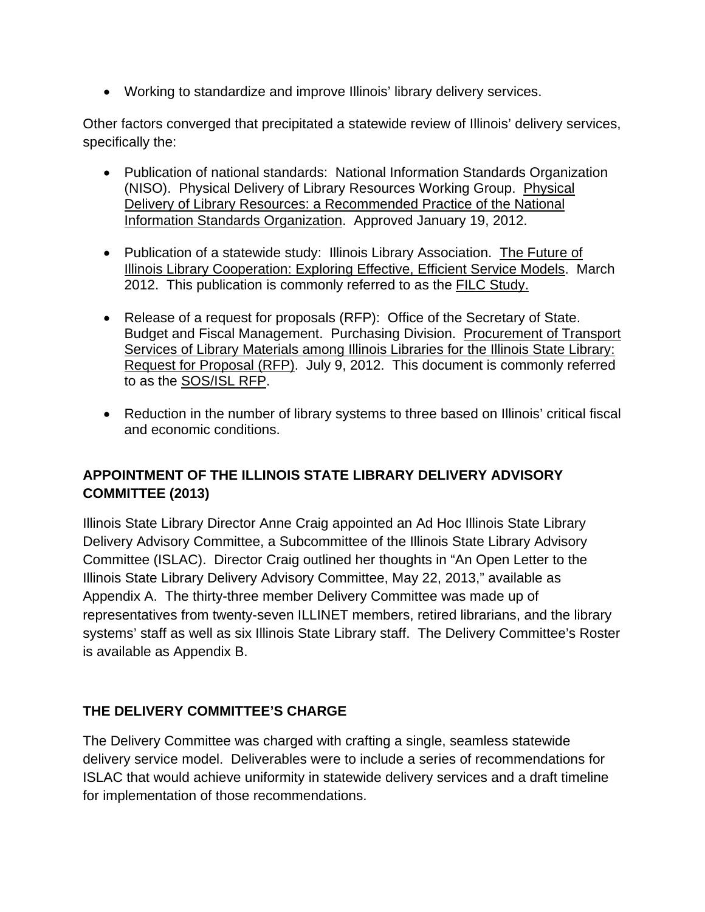- Working to standardize and improve Illinois' library delivery services.

Other factors converged that precipitated a statewide review of Illinois' delivery services, specifically the:

- Publication of national standards: National Information Standards Organization (NISO). Physical Delivery of Library Resources Working Group. Physical Delivery of Library Resources: a Recommended Practice of the National Information Standards Organization. Approved January 19, 2012.

- Publication of a statewide study: Illinois Library Association. The Future of Illinois Library Cooperation: Exploring Effective, Efficient Service Models. March 2012. This publication is commonly referred to as the FILC Study.

- Release of a request for proposals (RFP): Office of the Secretary of State. Budget and Fiscal Management. Purchasing Division. Procurement of Transport Services of Library Materials among Illinois Libraries for the Illinois State Library: Request for Proposal (RFP). July 9, 2012. This document is commonly referred to as the SOS/ISL RFP.

- Reduction in the number of library systems to three based on Illinois' critical fiscal and economic conditions.

## APPOINTMENT OF THE ILLINOIS STATE LIBRARY DELIVERY ADVISORY COMMITTEE (2013)

Illinois State Library Director Anne Craig appointed an Ad Hoc Illinois State Library Delivery Advisory Committee, a Subcommittee of the Illinois State Library Advisory Committee (ISLAC). Director Craig outlined her thoughts in "An Open Letter to the Illinois State Library Delivery Advisory Committee, May 22, 2013," available as Appendix A. The thirty-three member Delivery Committee was made up of representatives from twenty-seven ILLINET members, retired librarians, and the library systems' staff as well as six Illinois State Library staff. The Delivery Committee's Roster is available as Appendix B.

## THE DELIVERY COMMITTEE'S CHARGE

The Delivery Committee was charged with crafting a single, seamless statewide delivery service model. Deliverables were to include a series of recommendations for ISLAC that would achieve uniformity in statewide delivery services and a draft timeline for implementation of those recommendations.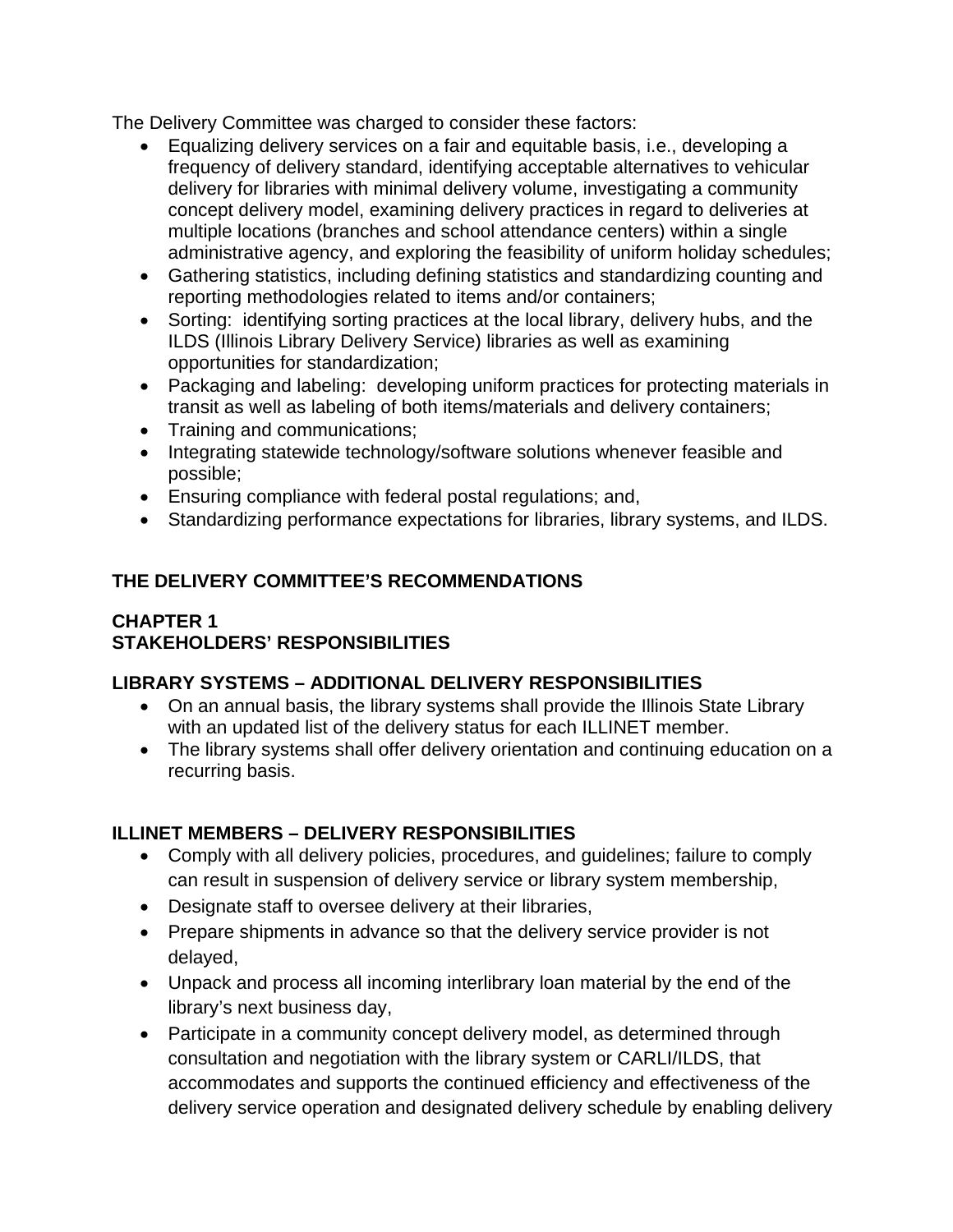The Delivery Committee was charged to consider these factors:

- Equalizing delivery services on a fair and equitable basis, i.e., developing a frequency of delivery standard, identifying acceptable alternatives to vehicular delivery for libraries with minimal delivery volume, investigating a community concept delivery model, examining delivery practices in regard to deliveries at multiple locations (branches and school attendance centers) within a single administrative agency, and exploring the feasibility of uniform holiday schedules;
- Gathering statistics, including defining statistics and standardizing counting and reporting methodologies related to items and/or containers;
- Sorting: identifying sorting practices at the local library, delivery hubs, and the ILDS (Illinois Library Delivery Service) libraries as well as examining opportunities for standardization;
- Packaging and labeling: developing uniform practices for protecting materials in transit as well as labeling of both items/materials and delivery containers;
- Training and communications;
- Integrating statewide technology/software solutions whenever feasible and possible;
- Ensuring compliance with federal postal regulations; and,
- Standardizing performance expectations for libraries, library systems, and ILDS.

## THE DELIVERY COMMITTEE'S RECOMMENDATIONS

## CHAPTER 1
## STAKEHOLDERS' RESPONSIBILITIES

### LIBRARY SYSTEMS – ADDITIONAL DELIVERY RESPONSIBILITIES

- On an annual basis, the library systems shall provide the Illinois State Library with an updated list of the delivery status for each ILLINET member.
- The library systems shall offer delivery orientation and continuing education on a recurring basis.

### ILLINET MEMBERS – DELIVERY RESPONSIBILITIES

- Comply with all delivery policies, procedures, and guidelines; failure to comply can result in suspension of delivery service or library system membership,
- Designate staff to oversee delivery at their libraries,
- Prepare shipments in advance so that the delivery service provider is not delayed,
- Unpack and process all incoming interlibrary loan material by the end of the library's next business day,
- Participate in a community concept delivery model, as determined through consultation and negotiation with the library system or CARLI/ILDS, that accommodates and supports the continued efficiency and effectiveness of the delivery service operation and designated delivery schedule by enabling delivery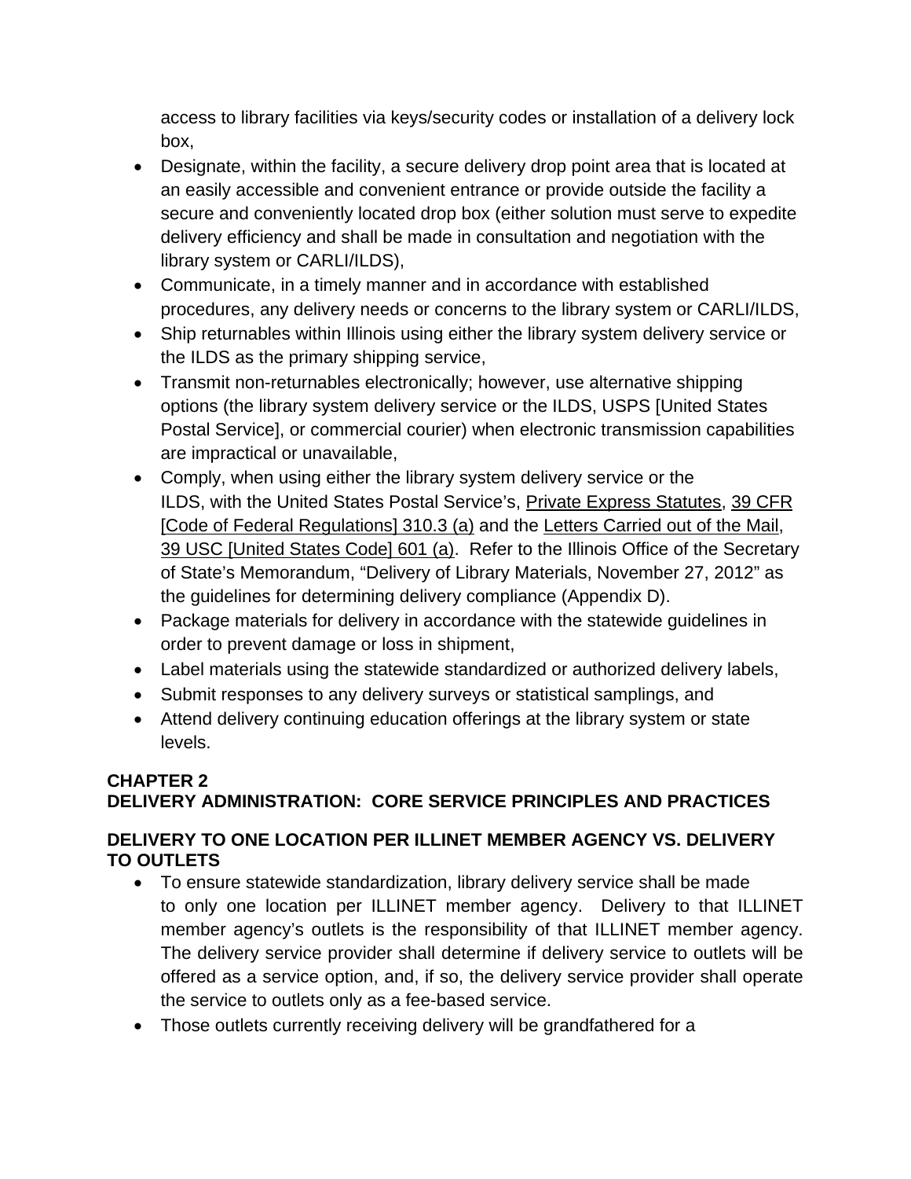access to library facilities via keys/security codes or installation of a delivery lock box,

- Designate, within the facility, a secure delivery drop point area that is located at an easily accessible and convenient entrance or provide outside the facility a secure and conveniently located drop box (either solution must serve to expedite delivery efficiency and shall be made in consultation and negotiation with the library system or CARLI/ILDS),
- Communicate, in a timely manner and in accordance with established procedures, any delivery needs or concerns to the library system or CARLI/ILDS,
- Ship returnables within Illinois using either the library system delivery service or the ILDS as the primary shipping service,
- Transmit non-returnables electronically; however, use alternative shipping options (the library system delivery service or the ILDS, USPS [United States Postal Service], or commercial courier) when electronic transmission capabilities are impractical or unavailable,
- Comply, when using either the library system delivery service or the ILDS, with the United States Postal Service's, Private Express Statutes, 39 CFR [Code of Federal Regulations] 310.3 (a) and the Letters Carried out of the Mail, 39 USC [United States Code] 601 (a). Refer to the Illinois Office of the Secretary of State's Memorandum, "Delivery of Library Materials, November 27, 2012" as the guidelines for determining delivery compliance (Appendix D).
- Package materials for delivery in accordance with the statewide guidelines in order to prevent damage or loss in shipment,
- Label materials using the statewide standardized or authorized delivery labels,
- Submit responses to any delivery surveys or statistical samplings, and
- Attend delivery continuing education offerings at the library system or state levels.

## CHAPTER 2
## DELIVERY ADMINISTRATION: CORE SERVICE PRINCIPLES AND PRACTICES

### DELIVERY TO ONE LOCATION PER ILLINET MEMBER AGENCY VS. DELIVERY TO OUTLETS

- To ensure statewide standardization, library delivery service shall be made to only one location per ILLINET member agency. Delivery to that ILLINET member agency's outlets is the responsibility of that ILLINET member agency. The delivery service provider shall determine if delivery service to outlets will be offered as a service option, and, if so, the delivery service provider shall operate the service to outlets only as a fee-based service.
- Those outlets currently receiving delivery will be grandfathered for a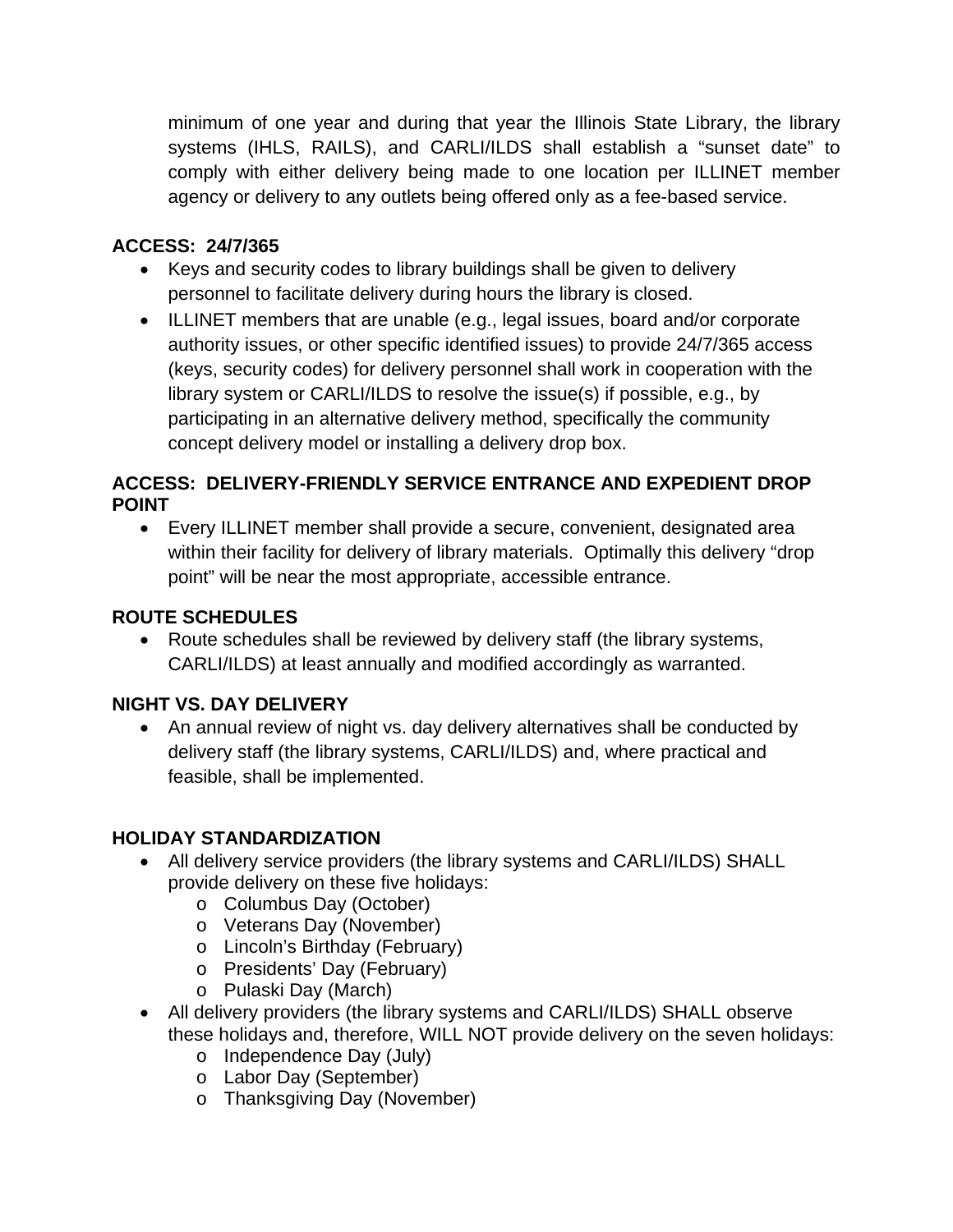minimum of one year and during that year the Illinois State Library, the library systems (IHLS, RAILS), and CARLI/ILDS shall establish a "sunset date" to comply with either delivery being made to one location per ILLINET member agency or delivery to any outlets being offered only as a fee-based service.

**ACCESS: 24/7/365**

- Keys and security codes to library buildings shall be given to delivery personnel to facilitate delivery during hours the library is closed.
- ILLINET members that are unable (e.g., legal issues, board and/or corporate authority issues, or other specific identified issues) to provide 24/7/365 access (keys, security codes) for delivery personnel shall work in cooperation with the library system or CARLI/ILDS to resolve the issue(s) if possible, e.g., by participating in an alternative delivery method, specifically the community concept delivery model or installing a delivery drop box.

**ACCESS: DELIVERY-FRIENDLY SERVICE ENTRANCE AND EXPEDIENT DROP POINT**

- Every ILLINET member shall provide a secure, convenient, designated area within their facility for delivery of library materials. Optimally this delivery "drop point" will be near the most appropriate, accessible entrance.

**ROUTE SCHEDULES**

- Route schedules shall be reviewed by delivery staff (the library systems, CARLI/ILDS) at least annually and modified accordingly as warranted.

**NIGHT VS. DAY DELIVERY**

- An annual review of night vs. day delivery alternatives shall be conducted by delivery staff (the library systems, CARLI/ILDS) and, where practical and feasible, shall be implemented.

**HOLIDAY STANDARDIZATION**

- All delivery service providers (the library systems and CARLI/ILDS) SHALL provide delivery on these five holidays:
  - Columbus Day (October)
  - Veterans Day (November)
  - Lincoln's Birthday (February)
  - Presidents' Day (February)
  - Pulaski Day (March)
- All delivery providers (the library systems and CARLI/ILDS) SHALL observe these holidays and, therefore, WILL NOT provide delivery on the seven holidays:
  - Independence Day (July)
  - Labor Day (September)
  - Thanksgiving Day (November)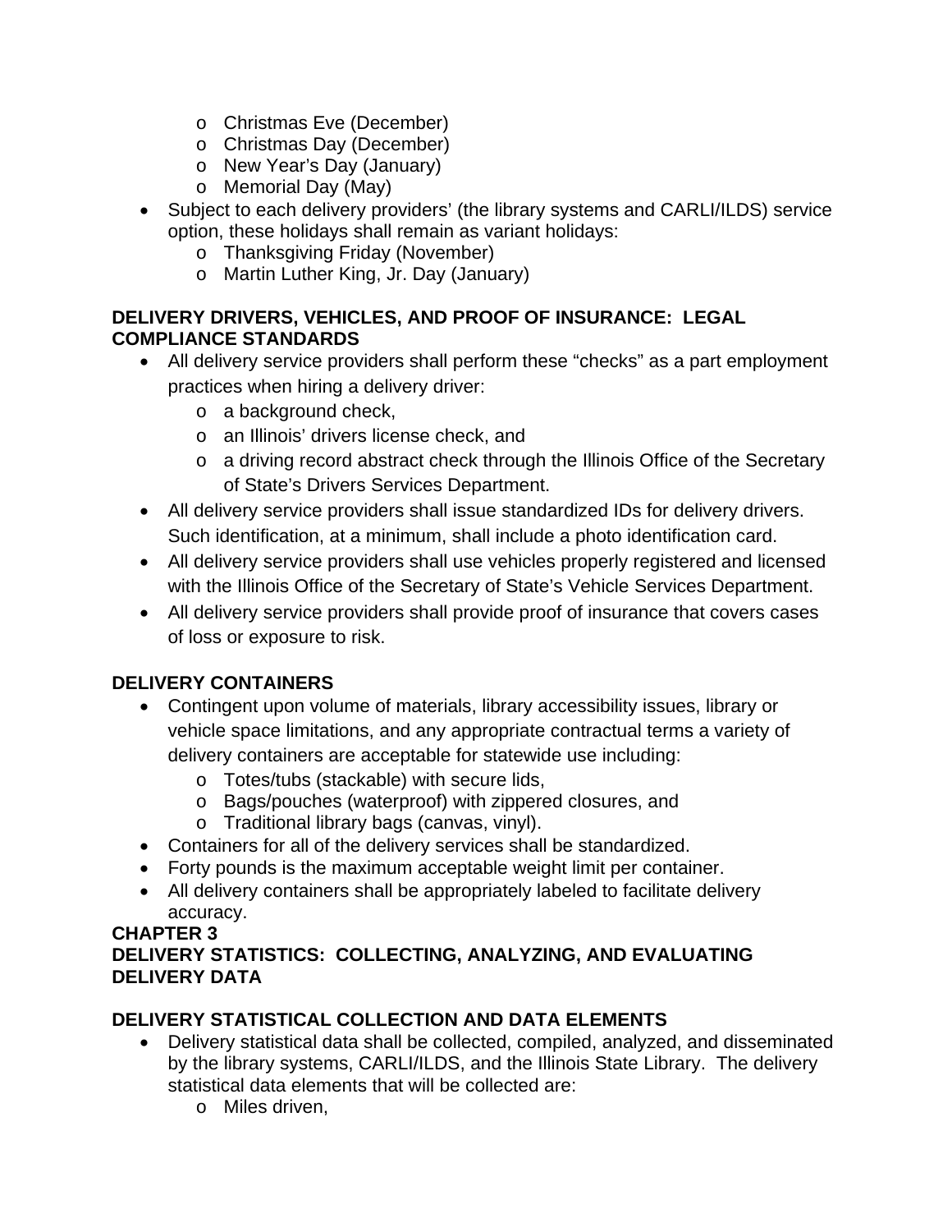- Christmas Eve (December)
  - Christmas Day (December)
  - New Year's Day (January)
  - Memorial Day (May)
- Subject to each delivery providers' (the library systems and CARLI/ILDS) service option, these holidays shall remain as variant holidays:
  - Thanksgiving Friday (November)
  - Martin Luther King, Jr. Day (January)

**DELIVERY DRIVERS, VEHICLES, AND PROOF OF INSURANCE: LEGAL COMPLIANCE STANDARDS**

- All delivery service providers shall perform these "checks" as a part employment practices when hiring a delivery driver:
  - a background check,
  - an Illinois' drivers license check, and
  - a driving record abstract check through the Illinois Office of the Secretary of State's Drivers Services Department.
- All delivery service providers shall issue standardized IDs for delivery drivers. Such identification, at a minimum, shall include a photo identification card.
- All delivery service providers shall use vehicles properly registered and licensed with the Illinois Office of the Secretary of State's Vehicle Services Department.
- All delivery service providers shall provide proof of insurance that covers cases of loss or exposure to risk.

**DELIVERY CONTAINERS**

- Contingent upon volume of materials, library accessibility issues, library or vehicle space limitations, and any appropriate contractual terms a variety of delivery containers are acceptable for statewide use including:
  - Totes/tubs (stackable) with secure lids,
  - Bags/pouches (waterproof) with zippered closures, and
  - Traditional library bags (canvas, vinyl).
- Containers for all of the delivery services shall be standardized.
- Forty pounds is the maximum acceptable weight limit per container.
- All delivery containers shall be appropriately labeled to facilitate delivery accuracy.

## CHAPTER 3
## DELIVERY STATISTICS: COLLECTING, ANALYZING, AND EVALUATING DELIVERY DATA

**DELIVERY STATISTICAL COLLECTION AND DATA ELEMENTS**

- Delivery statistical data shall be collected, compiled, analyzed, and disseminated by the library systems, CARLI/ILDS, and the Illinois State Library. The delivery statistical data elements that will be collected are:
  - Miles driven,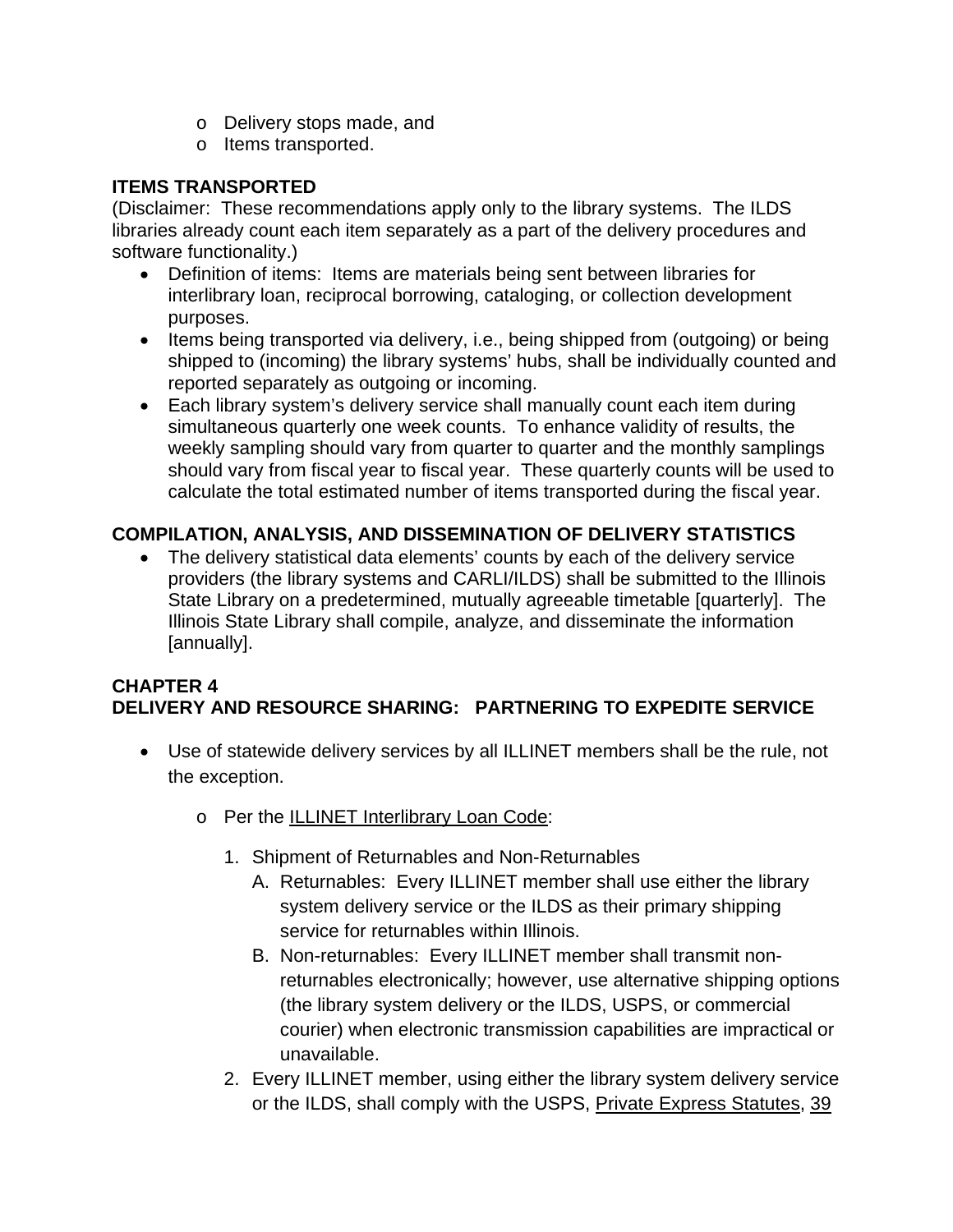- Delivery stops made, and
  - Items transported.

**ITEMS TRANSPORTED**

(Disclaimer: These recommendations apply only to the library systems. The ILDS libraries already count each item separately as a part of the delivery procedures and software functionality.)

- Definition of items: Items are materials being sent between libraries for interlibrary loan, reciprocal borrowing, cataloging, or collection development purposes.
- Items being transported via delivery, i.e., being shipped from (outgoing) or being shipped to (incoming) the library systems' hubs, shall be individually counted and reported separately as outgoing or incoming.
- Each library system's delivery service shall manually count each item during simultaneous quarterly one week counts. To enhance validity of results, the weekly sampling should vary from quarter to quarter and the monthly samplings should vary from fiscal year to fiscal year. These quarterly counts will be used to calculate the total estimated number of items transported during the fiscal year.

**COMPILATION, ANALYSIS, AND DISSEMINATION OF DELIVERY STATISTICS**

- The delivery statistical data elements' counts by each of the delivery service providers (the library systems and CARLI/ILDS) shall be submitted to the Illinois State Library on a predetermined, mutually agreeable timetable [quarterly]. The Illinois State Library shall compile, analyze, and disseminate the information [annually].

## CHAPTER 4
## DELIVERY AND RESOURCE SHARING: PARTNERING TO EXPEDITE SERVICE

- Use of statewide delivery services by all ILLINET members shall be the rule, not the exception.
  - Per the ILLINET Interlibrary Loan Code:
    1. Shipment of Returnables and Non-Returnables
       A. Returnables: Every ILLINET member shall use either the library system delivery service or the ILDS as their primary shipping service for returnables within Illinois.
       B. Non-returnables: Every ILLINET member shall transmit non-returnables electronically; however, use alternative shipping options (the library system delivery or the ILDS, USPS, or commercial courier) when electronic transmission capabilities are impractical or unavailable.
    2. Every ILLINET member, using either the library system delivery service or the ILDS, shall comply with the USPS, Private Express Statutes, 39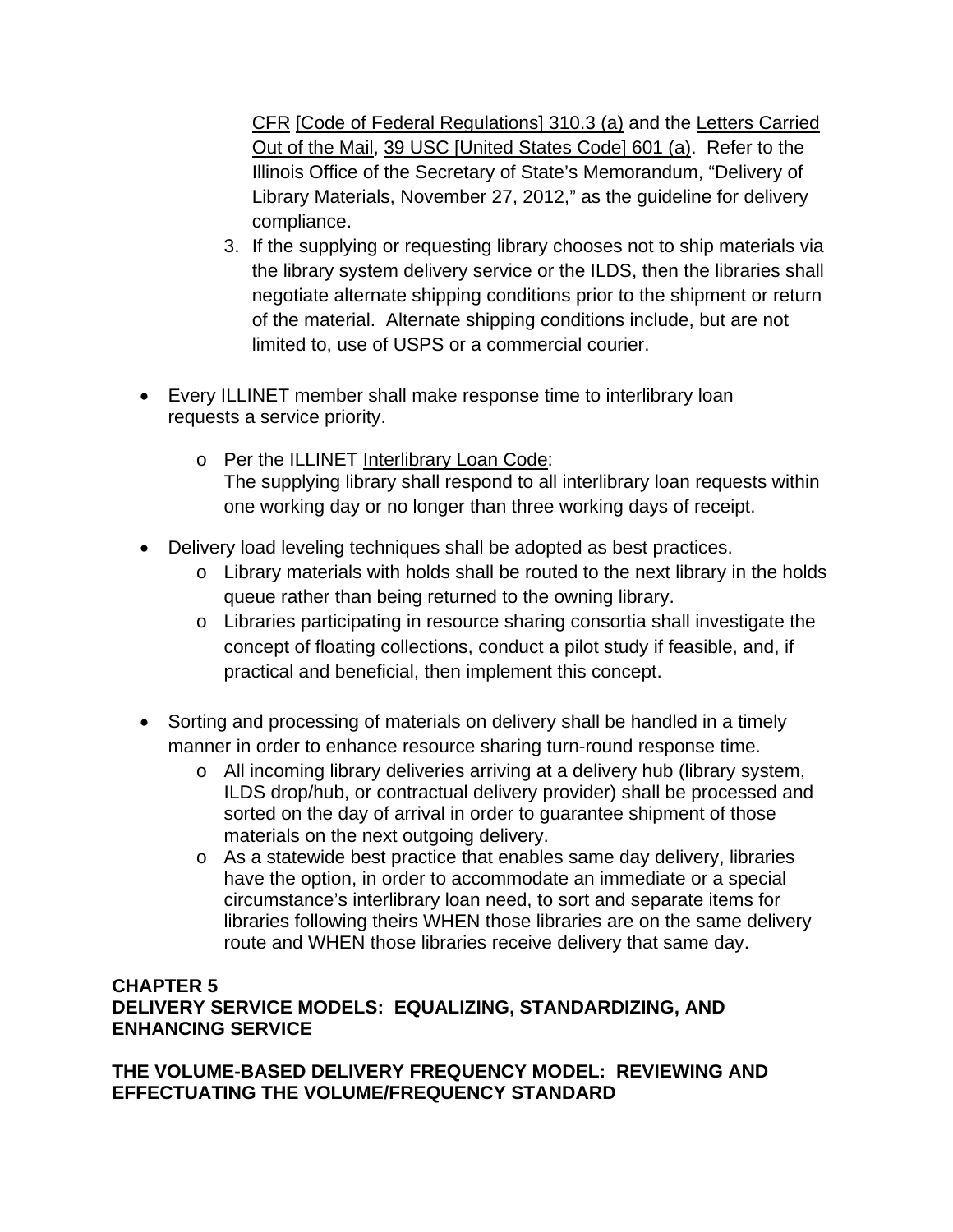CFR [Code of Federal Regulations] 310.3 (a) and the Letters Carried Out of the Mail, 39 USC [United States Code] 601 (a). Refer to the Illinois Office of the Secretary of State's Memorandum, "Delivery of Library Materials, November 27, 2012," as the guideline for delivery compliance.

3. If the supplying or requesting library chooses not to ship materials via the library system delivery service or the ILDS, then the libraries shall negotiate alternate shipping conditions prior to the shipment or return of the material. Alternate shipping conditions include, but are not limited to, use of USPS or a commercial courier.

- Every ILLINET member shall make response time to interlibrary loan requests a service priority.
  - Per the ILLINET Interlibrary Loan Code:
    The supplying library shall respond to all interlibrary loan requests within one working day or no longer than three working days of receipt.
- Delivery load leveling techniques shall be adopted as best practices.
  - Library materials with holds shall be routed to the next library in the holds queue rather than being returned to the owning library.
  - Libraries participating in resource sharing consortia shall investigate the concept of floating collections, conduct a pilot study if feasible, and, if practical and beneficial, then implement this concept.
- Sorting and processing of materials on delivery shall be handled in a timely manner in order to enhance resource sharing turn-round response time.
  - All incoming library deliveries arriving at a delivery hub (library system, ILDS drop/hub, or contractual delivery provider) shall be processed and sorted on the day of arrival in order to guarantee shipment of those materials on the next outgoing delivery.
  - As a statewide best practice that enables same day delivery, libraries have the option, in order to accommodate an immediate or a special circumstance's interlibrary loan need, to sort and separate items for libraries following theirs WHEN those libraries are on the same delivery route and WHEN those libraries receive delivery that same day.

## CHAPTER 5
## DELIVERY SERVICE MODELS: EQUALIZING, STANDARDIZING, AND ENHANCING SERVICE

### THE VOLUME-BASED DELIVERY FREQUENCY MODEL: REVIEWING AND EFFECTUATING THE VOLUME/FREQUENCY STANDARD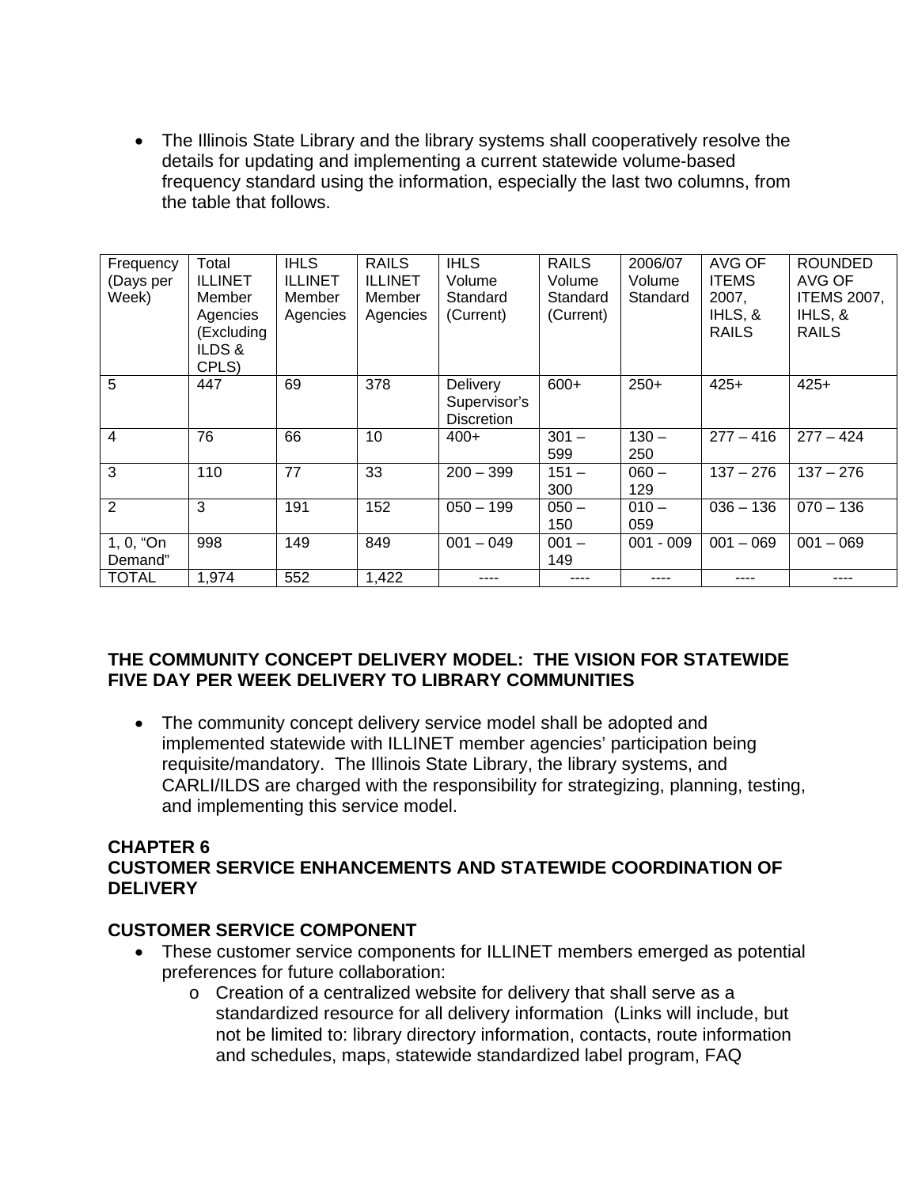- The Illinois State Library and the library systems shall cooperatively resolve the details for updating and implementing a current statewide volume-based frequency standard using the information, especially the last two columns, from the table that follows.

| Frequency (Days per Week) | Total ILLINET Member Agencies (Excluding ILDS & CPLS) | IHLS ILLINET Member Agencies | RAILS ILLINET Member Agencies | IHLS Volume Standard (Current) | RAILS Volume Standard (Current) | 2006/07 Volume Standard | AVG OF ITEMS 2007, IHLS, & RAILS | ROUNDED AVG OF ITEMS 2007, IHLS, & RAILS |
|---|---|---|---|---|---|---|---|---|
| 5 | 447 | 69 | 378 | Delivery Supervisor's Discretion | 600+ | 250+ | 425+ | 425+ |
| 4 | 76 | 66 | 10 | 400+ | 301 – 599 | 130 – 250 | 277 – 416 | 277 – 424 |
| 3 | 110 | 77 | 33 | 200 – 399 | 151 – 300 | 060 – 129 | 137 – 276 | 137 – 276 |
| 2 | 3 | 191 | 152 | 050 – 199 | 050 – 150 | 010 – 059 | 036 – 136 | 070 – 136 |
| 1, 0, "On Demand" | 998 | 149 | 849 | 001 – 049 | 001 – 149 | 001 - 009 | 001 – 069 | 001 – 069 |
| TOTAL | 1,974 | 552 | 1,422 | ---- | ---- | ---- | ---- | ---- |

## THE COMMUNITY CONCEPT DELIVERY MODEL: THE VISION FOR STATEWIDE FIVE DAY PER WEEK DELIVERY TO LIBRARY COMMUNITIES

- The community concept delivery service model shall be adopted and implemented statewide with ILLINET member agencies' participation being requisite/mandatory. The Illinois State Library, the library systems, and CARLI/ILDS are charged with the responsibility for strategizing, planning, testing, and implementing this service model.

## CHAPTER 6
## CUSTOMER SERVICE ENHANCEMENTS AND STATEWIDE COORDINATION OF DELIVERY

### CUSTOMER SERVICE COMPONENT

- These customer service components for ILLINET members emerged as potential preferences for future collaboration:
  - Creation of a centralized website for delivery that shall serve as a standardized resource for all delivery information (Links will include, but not be limited to: library directory information, contacts, route information and schedules, maps, statewide standardized label program, FAQ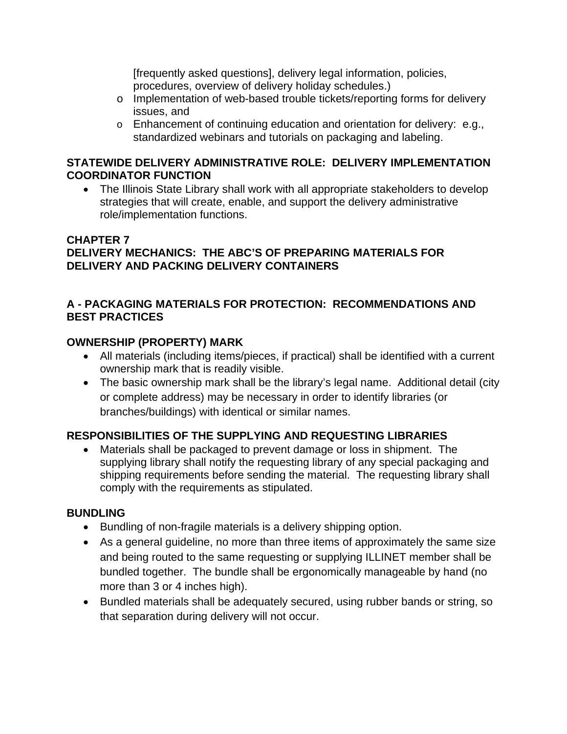[frequently asked questions], delivery legal information, policies, procedures, overview of delivery holiday schedules.)
  - Implementation of web-based trouble tickets/reporting forms for delivery issues, and
  - Enhancement of continuing education and orientation for delivery: e.g., standardized webinars and tutorials on packaging and labeling.

**STATEWIDE DELIVERY ADMINISTRATIVE ROLE: DELIVERY IMPLEMENTATION COORDINATOR FUNCTION**

- The Illinois State Library shall work with all appropriate stakeholders to develop strategies that will create, enable, and support the delivery administrative role/implementation functions.

## CHAPTER 7
## DELIVERY MECHANICS: THE ABC'S OF PREPARING MATERIALS FOR DELIVERY AND PACKING DELIVERY CONTAINERS

### A - PACKAGING MATERIALS FOR PROTECTION: RECOMMENDATIONS AND BEST PRACTICES

**OWNERSHIP (PROPERTY) MARK**

- All materials (including items/pieces, if practical) shall be identified with a current ownership mark that is readily visible.
- The basic ownership mark shall be the library's legal name. Additional detail (city or complete address) may be necessary in order to identify libraries (or branches/buildings) with identical or similar names.

**RESPONSIBILITIES OF THE SUPPLYING AND REQUESTING LIBRARIES**

- Materials shall be packaged to prevent damage or loss in shipment. The supplying library shall notify the requesting library of any special packaging and shipping requirements before sending the material. The requesting library shall comply with the requirements as stipulated.

**BUNDLING**

- Bundling of non-fragile materials is a delivery shipping option.
- As a general guideline, no more than three items of approximately the same size and being routed to the same requesting or supplying ILLINET member shall be bundled together. The bundle shall be ergonomically manageable by hand (no more than 3 or 4 inches high).
- Bundled materials shall be adequately secured, using rubber bands or string, so that separation during delivery will not occur.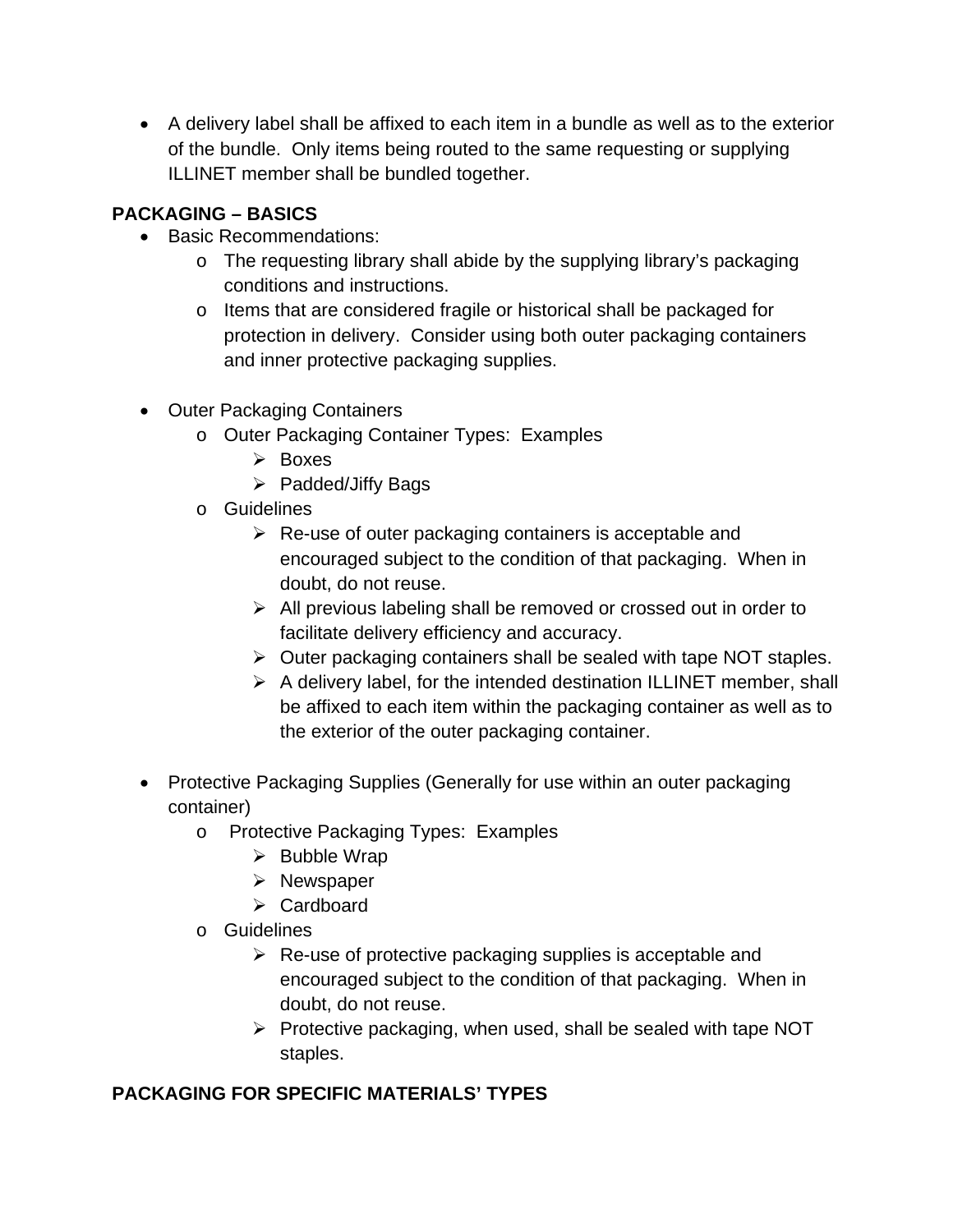- A delivery label shall be affixed to each item in a bundle as well as to the exterior of the bundle. Only items being routed to the same requesting or supplying ILLINET member shall be bundled together.

**PACKAGING – BASICS**

- Basic Recommendations:
  - The requesting library shall abide by the supplying library's packaging conditions and instructions.
  - Items that are considered fragile or historical shall be packaged for protection in delivery. Consider using both outer packaging containers and inner protective packaging supplies.

- Outer Packaging Containers
  - Outer Packaging Container Types: Examples
    - Boxes
    - Padded/Jiffy Bags
  - Guidelines
    - Re-use of outer packaging containers is acceptable and encouraged subject to the condition of that packaging. When in doubt, do not reuse.
    - All previous labeling shall be removed or crossed out in order to facilitate delivery efficiency and accuracy.
    - Outer packaging containers shall be sealed with tape NOT staples.
    - A delivery label, for the intended destination ILLINET member, shall be affixed to each item within the packaging container as well as to the exterior of the outer packaging container.

- Protective Packaging Supplies (Generally for use within an outer packaging container)
  - Protective Packaging Types: Examples
    - Bubble Wrap
    - Newspaper
    - Cardboard
  - Guidelines
    - Re-use of protective packaging supplies is acceptable and encouraged subject to the condition of that packaging. When in doubt, do not reuse.
    - Protective packaging, when used, shall be sealed with tape NOT staples.

**PACKAGING FOR SPECIFIC MATERIALS' TYPES**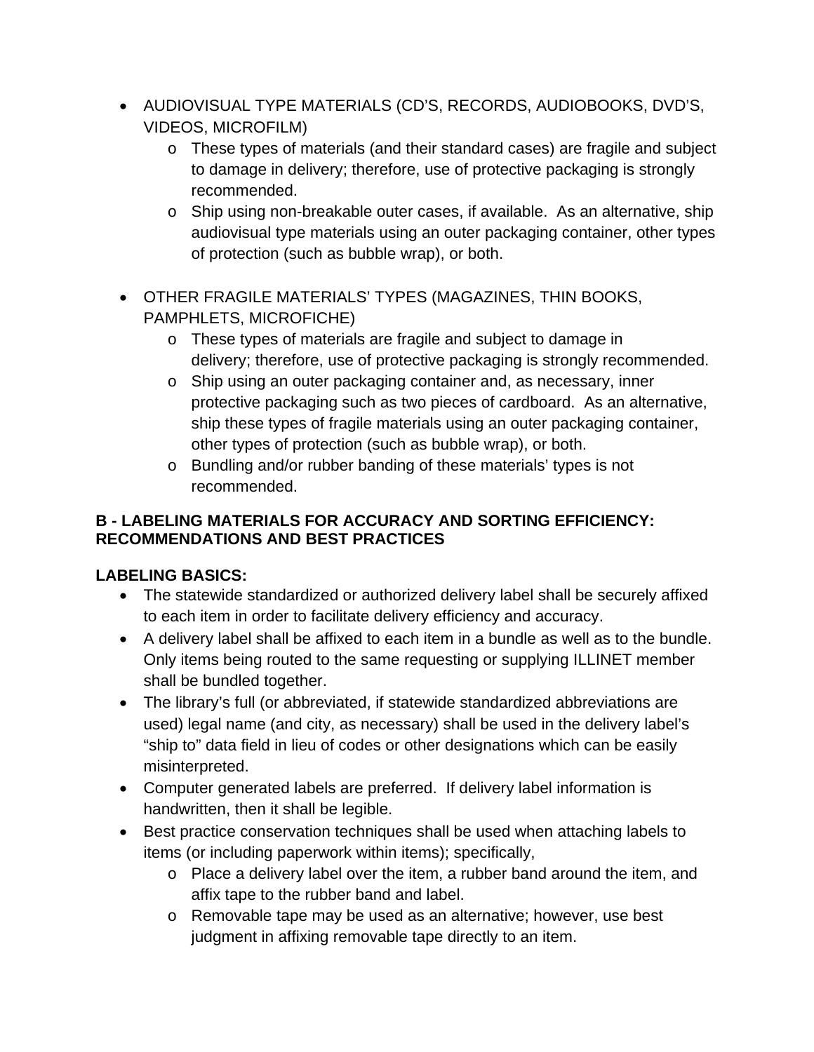- AUDIOVISUAL TYPE MATERIALS (CD'S, RECORDS, AUDIOBOOKS, DVD'S, VIDEOS, MICROFILM)
  - These types of materials (and their standard cases) are fragile and subject to damage in delivery; therefore, use of protective packaging is strongly recommended.
  - Ship using non-breakable outer cases, if available. As an alternative, ship audiovisual type materials using an outer packaging container, other types of protection (such as bubble wrap), or both.

- OTHER FRAGILE MATERIALS' TYPES (MAGAZINES, THIN BOOKS, PAMPHLETS, MICROFICHE)
  - These types of materials are fragile and subject to damage in delivery; therefore, use of protective packaging is strongly recommended.
  - Ship using an outer packaging container and, as necessary, inner protective packaging such as two pieces of cardboard. As an alternative, ship these types of fragile materials using an outer packaging container, other types of protection (such as bubble wrap), or both.
  - Bundling and/or rubber banding of these materials' types is not recommended.

**B - LABELING MATERIALS FOR ACCURACY AND SORTING EFFICIENCY: RECOMMENDATIONS AND BEST PRACTICES**

**LABELING BASICS:**

- The statewide standardized or authorized delivery label shall be securely affixed to each item in order to facilitate delivery efficiency and accuracy.
- A delivery label shall be affixed to each item in a bundle as well as to the bundle. Only items being routed to the same requesting or supplying ILLINET member shall be bundled together.
- The library's full (or abbreviated, if statewide standardized abbreviations are used) legal name (and city, as necessary) shall be used in the delivery label's "ship to" data field in lieu of codes or other designations which can be easily misinterpreted.
- Computer generated labels are preferred. If delivery label information is handwritten, then it shall be legible.
- Best practice conservation techniques shall be used when attaching labels to items (or including paperwork within items); specifically,
  - Place a delivery label over the item, a rubber band around the item, and affix tape to the rubber band and label.
  - Removable tape may be used as an alternative; however, use best judgment in affixing removable tape directly to an item.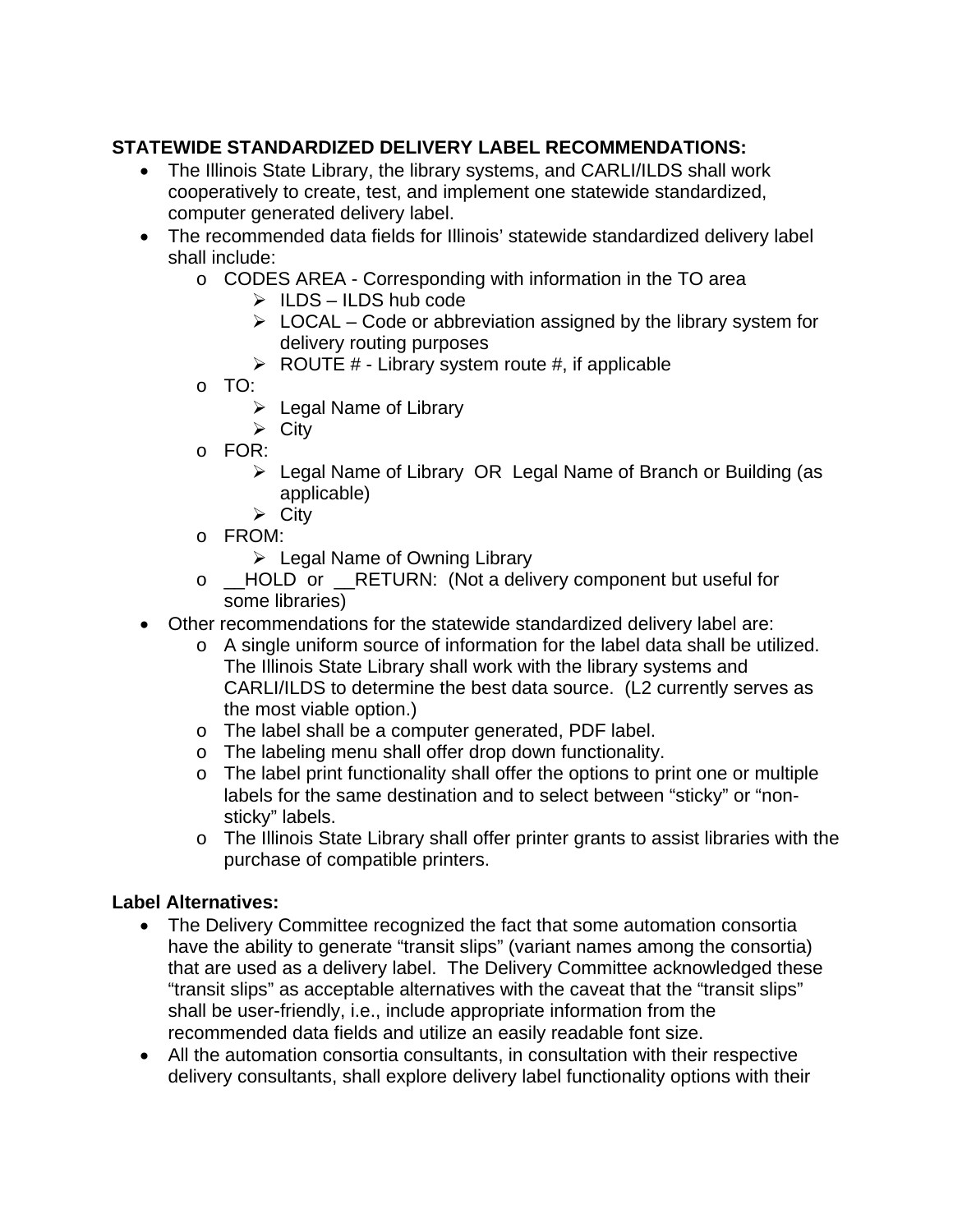**STATEWIDE STANDARDIZED DELIVERY LABEL RECOMMENDATIONS:**

- The Illinois State Library, the library systems, and CARLI/ILDS shall work cooperatively to create, test, and implement one statewide standardized, computer generated delivery label.
- The recommended data fields for Illinois' statewide standardized delivery label shall include:
    - CODES AREA - Corresponding with information in the TO area
        - ILDS – ILDS hub code
        - LOCAL – Code or abbreviation assigned by the library system for delivery routing purposes
        - ROUTE # - Library system route #, if applicable
    - TO:
        - Legal Name of Library
        - City
    - FOR:
        - Legal Name of Library OR Legal Name of Branch or Building (as applicable)
        - City
    - FROM:
        - Legal Name of Owning Library
    - __HOLD or __RETURN: (Not a delivery component but useful for some libraries)
- Other recommendations for the statewide standardized delivery label are:
    - A single uniform source of information for the label data shall be utilized. The Illinois State Library shall work with the library systems and CARLI/ILDS to determine the best data source. (L2 currently serves as the most viable option.)
    - The label shall be a computer generated, PDF label.
    - The labeling menu shall offer drop down functionality.
    - The label print functionality shall offer the options to print one or multiple labels for the same destination and to select between "sticky" or "non-sticky" labels.
    - The Illinois State Library shall offer printer grants to assist libraries with the purchase of compatible printers.

**Label Alternatives:**

- The Delivery Committee recognized the fact that some automation consortia have the ability to generate "transit slips" (variant names among the consortia) that are used as a delivery label. The Delivery Committee acknowledged these "transit slips" as acceptable alternatives with the caveat that the "transit slips" shall be user-friendly, i.e., include appropriate information from the recommended data fields and utilize an easily readable font size.
- All the automation consortia consultants, in consultation with their respective delivery consultants, shall explore delivery label functionality options with their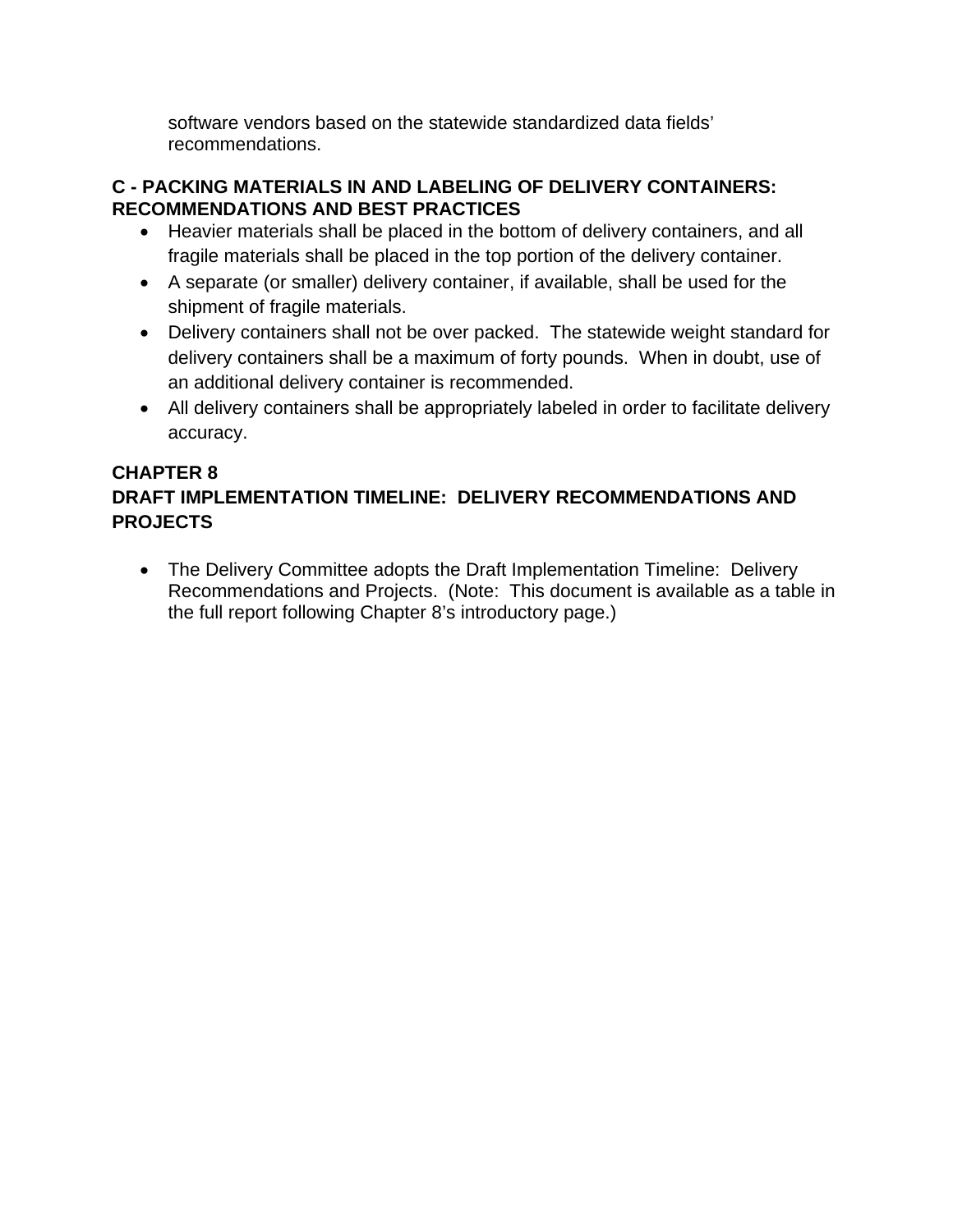software vendors based on the statewide standardized data fields' recommendations.

**C - PACKING MATERIALS IN AND LABELING OF DELIVERY CONTAINERS: RECOMMENDATIONS AND BEST PRACTICES**

- Heavier materials shall be placed in the bottom of delivery containers, and all fragile materials shall be placed in the top portion of the delivery container.
- A separate (or smaller) delivery container, if available, shall be used for the shipment of fragile materials.
- Delivery containers shall not be over packed. The statewide weight standard for delivery containers shall be a maximum of forty pounds. When in doubt, use of an additional delivery container is recommended.
- All delivery containers shall be appropriately labeled in order to facilitate delivery accuracy.

## CHAPTER 8
## DRAFT IMPLEMENTATION TIMELINE: DELIVERY RECOMMENDATIONS AND PROJECTS

- The Delivery Committee adopts the Draft Implementation Timeline: Delivery Recommendations and Projects. (Note: This document is available as a table in the full report following Chapter 8's introductory page.)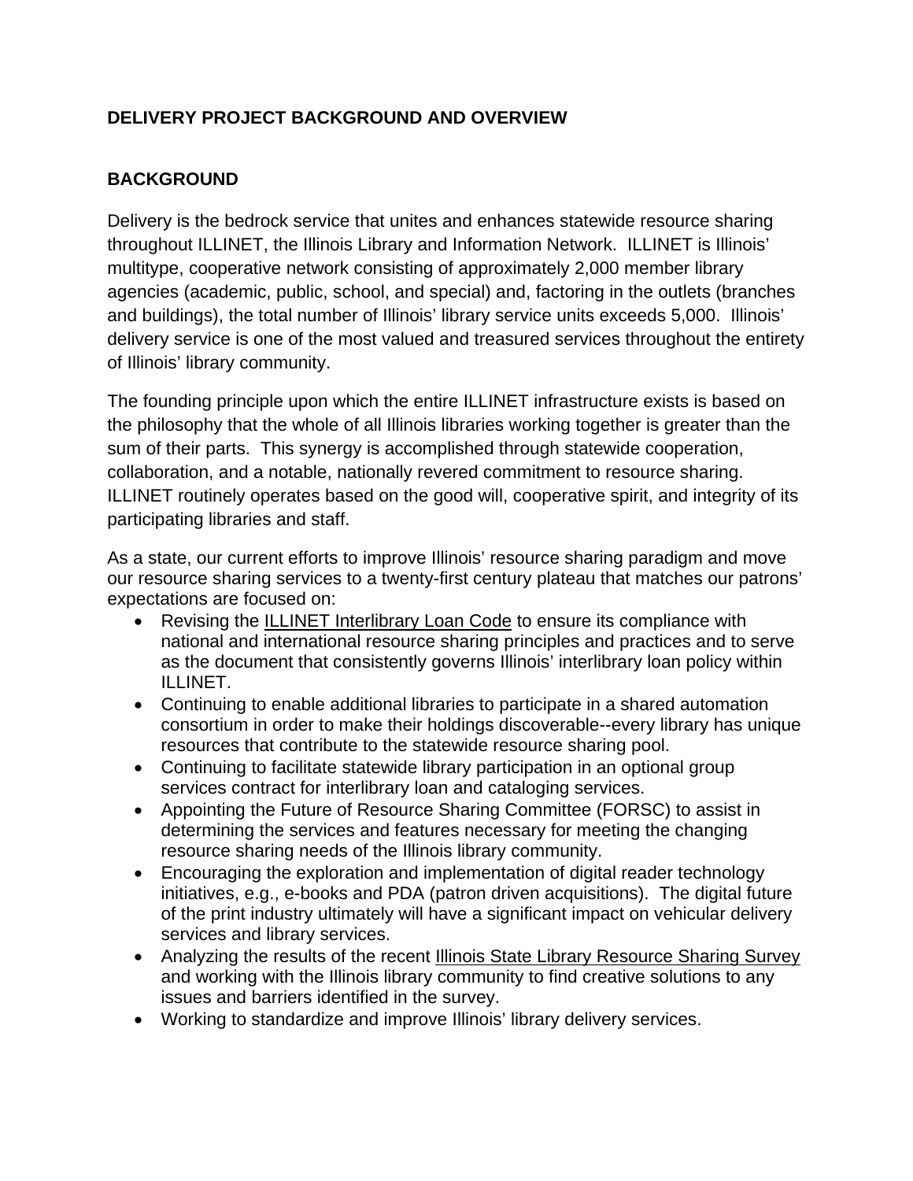## DELIVERY PROJECT BACKGROUND AND OVERVIEW

### BACKGROUND

Delivery is the bedrock service that unites and enhances statewide resource sharing throughout ILLINET, the Illinois Library and Information Network. ILLINET is Illinois' multitype, cooperative network consisting of approximately 2,000 member library agencies (academic, public, school, and special) and, factoring in the outlets (branches and buildings), the total number of Illinois' library service units exceeds 5,000. Illinois' delivery service is one of the most valued and treasured services throughout the entirety of Illinois' library community.

The founding principle upon which the entire ILLINET infrastructure exists is based on the philosophy that the whole of all Illinois libraries working together is greater than the sum of their parts. This synergy is accomplished through statewide cooperation, collaboration, and a notable, nationally revered commitment to resource sharing. ILLINET routinely operates based on the good will, cooperative spirit, and integrity of its participating libraries and staff.

As a state, our current efforts to improve Illinois' resource sharing paradigm and move our resource sharing services to a twenty-first century plateau that matches our patrons' expectations are focused on:

- Revising the ILLINET Interlibrary Loan Code to ensure its compliance with national and international resource sharing principles and practices and to serve as the document that consistently governs Illinois' interlibrary loan policy within ILLINET.
- Continuing to enable additional libraries to participate in a shared automation consortium in order to make their holdings discoverable--every library has unique resources that contribute to the statewide resource sharing pool.
- Continuing to facilitate statewide library participation in an optional group services contract for interlibrary loan and cataloging services.
- Appointing the Future of Resource Sharing Committee (FORSC) to assist in determining the services and features necessary for meeting the changing resource sharing needs of the Illinois library community.
- Encouraging the exploration and implementation of digital reader technology initiatives, e.g., e-books and PDA (patron driven acquisitions). The digital future of the print industry ultimately will have a significant impact on vehicular delivery services and library services.
- Analyzing the results of the recent Illinois State Library Resource Sharing Survey and working with the Illinois library community to find creative solutions to any issues and barriers identified in the survey.
- Working to standardize and improve Illinois' library delivery services.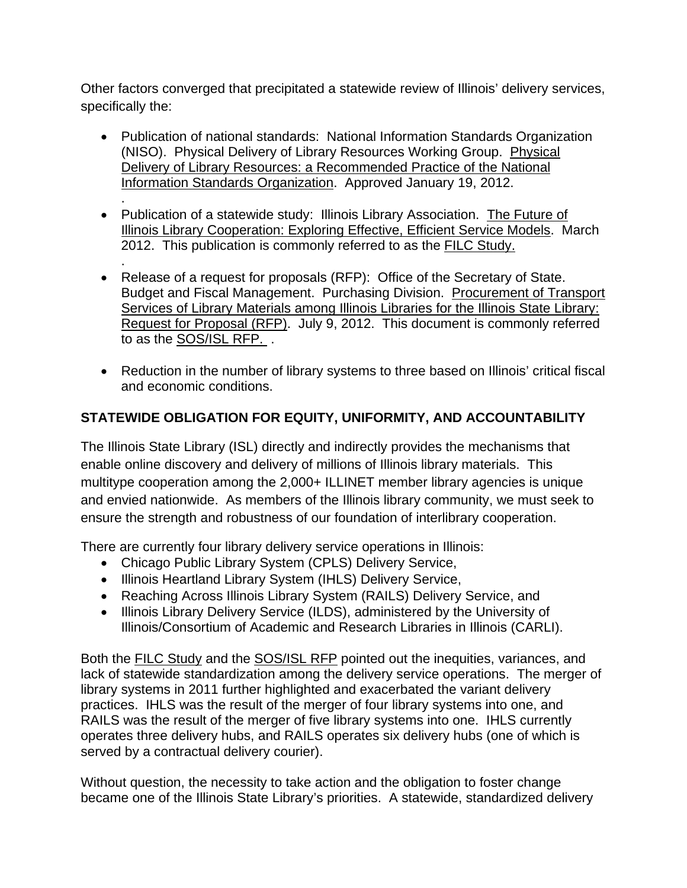Other factors converged that precipitated a statewide review of Illinois' delivery services, specifically the:

- Publication of national standards: National Information Standards Organization (NISO). Physical Delivery of Library Resources Working Group. Physical Delivery of Library Resources: a Recommended Practice of the National Information Standards Organization. Approved January 19, 2012.
.
- Publication of a statewide study: Illinois Library Association. The Future of Illinois Library Cooperation: Exploring Effective, Efficient Service Models. March 2012. This publication is commonly referred to as the FILC Study.
.
- Release of a request for proposals (RFP): Office of the Secretary of State. Budget and Fiscal Management. Purchasing Division. Procurement of Transport Services of Library Materials among Illinois Libraries for the Illinois State Library: Request for Proposal (RFP). July 9, 2012. This document is commonly referred to as the SOS/ISL RFP. .
- Reduction in the number of library systems to three based on Illinois' critical fiscal and economic conditions.

## STATEWIDE OBLIGATION FOR EQUITY, UNIFORMITY, AND ACCOUNTABILITY

The Illinois State Library (ISL) directly and indirectly provides the mechanisms that enable online discovery and delivery of millions of Illinois library materials. This multitype cooperation among the 2,000+ ILLINET member library agencies is unique and envied nationwide. As members of the Illinois library community, we must seek to ensure the strength and robustness of our foundation of interlibrary cooperation.

There are currently four library delivery service operations in Illinois:

- Chicago Public Library System (CPLS) Delivery Service,
- Illinois Heartland Library System (IHLS) Delivery Service,
- Reaching Across Illinois Library System (RAILS) Delivery Service, and
- Illinois Library Delivery Service (ILDS), administered by the University of Illinois/Consortium of Academic and Research Libraries in Illinois (CARLI).

Both the FILC Study and the SOS/ISL RFP pointed out the inequities, variances, and lack of statewide standardization among the delivery service operations. The merger of library systems in 2011 further highlighted and exacerbated the variant delivery practices. IHLS was the result of the merger of four library systems into one, and RAILS was the result of the merger of five library systems into one. IHLS currently operates three delivery hubs, and RAILS operates six delivery hubs (one of which is served by a contractual delivery courier).

Without question, the necessity to take action and the obligation to foster change became one of the Illinois State Library's priorities. A statewide, standardized delivery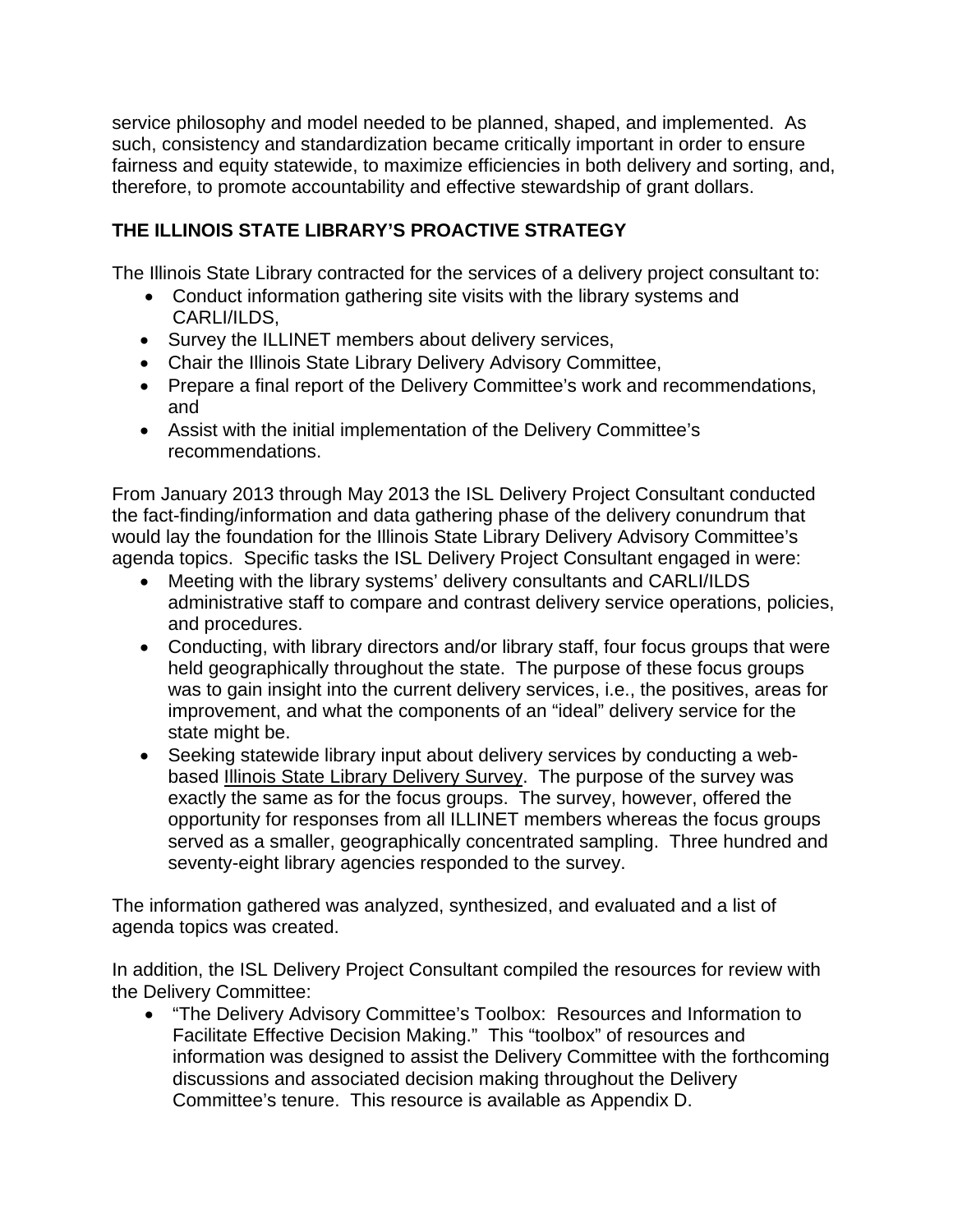service philosophy and model needed to be planned, shaped, and implemented. As such, consistency and standardization became critically important in order to ensure fairness and equity statewide, to maximize efficiencies in both delivery and sorting, and, therefore, to promote accountability and effective stewardship of grant dollars.

## THE ILLINOIS STATE LIBRARY'S PROACTIVE STRATEGY

The Illinois State Library contracted for the services of a delivery project consultant to:

- Conduct information gathering site visits with the library systems and CARLI/ILDS,
- Survey the ILLINET members about delivery services,
- Chair the Illinois State Library Delivery Advisory Committee,
- Prepare a final report of the Delivery Committee's work and recommendations, and
- Assist with the initial implementation of the Delivery Committee's recommendations.

From January 2013 through May 2013 the ISL Delivery Project Consultant conducted the fact-finding/information and data gathering phase of the delivery conundrum that would lay the foundation for the Illinois State Library Delivery Advisory Committee's agenda topics. Specific tasks the ISL Delivery Project Consultant engaged in were:

- Meeting with the library systems' delivery consultants and CARLI/ILDS administrative staff to compare and contrast delivery service operations, policies, and procedures.
- Conducting, with library directors and/or library staff, four focus groups that were held geographically throughout the state. The purpose of these focus groups was to gain insight into the current delivery services, i.e., the positives, areas for improvement, and what the components of an "ideal" delivery service for the state might be.
- Seeking statewide library input about delivery services by conducting a web-based Illinois State Library Delivery Survey. The purpose of the survey was exactly the same as for the focus groups. The survey, however, offered the opportunity for responses from all ILLINET members whereas the focus groups served as a smaller, geographically concentrated sampling. Three hundred and seventy-eight library agencies responded to the survey.

The information gathered was analyzed, synthesized, and evaluated and a list of agenda topics was created.

In addition, the ISL Delivery Project Consultant compiled the resources for review with the Delivery Committee:

- "The Delivery Advisory Committee's Toolbox: Resources and Information to Facilitate Effective Decision Making." This "toolbox" of resources and information was designed to assist the Delivery Committee with the forthcoming discussions and associated decision making throughout the Delivery Committee's tenure. This resource is available as Appendix D.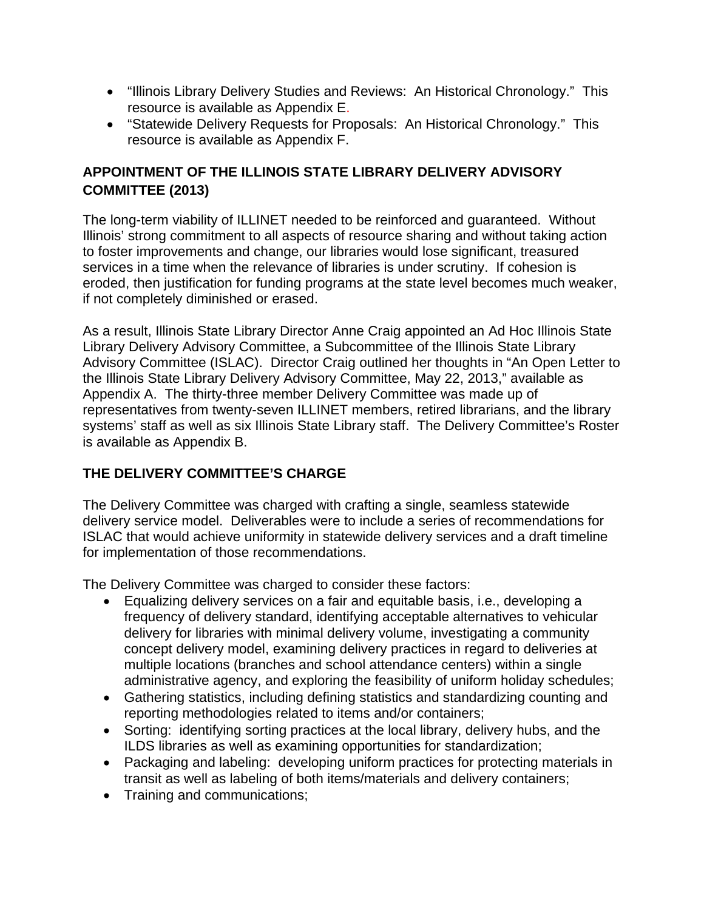- "Illinois Library Delivery Studies and Reviews: An Historical Chronology." This resource is available as Appendix E.
- "Statewide Delivery Requests for Proposals: An Historical Chronology." This resource is available as Appendix F.

## APPOINTMENT OF THE ILLINOIS STATE LIBRARY DELIVERY ADVISORY COMMITTEE (2013)

The long-term viability of ILLINET needed to be reinforced and guaranteed. Without Illinois' strong commitment to all aspects of resource sharing and without taking action to foster improvements and change, our libraries would lose significant, treasured services in a time when the relevance of libraries is under scrutiny. If cohesion is eroded, then justification for funding programs at the state level becomes much weaker, if not completely diminished or erased.

As a result, Illinois State Library Director Anne Craig appointed an Ad Hoc Illinois State Library Delivery Advisory Committee, a Subcommittee of the Illinois State Library Advisory Committee (ISLAC). Director Craig outlined her thoughts in "An Open Letter to the Illinois State Library Delivery Advisory Committee, May 22, 2013," available as Appendix A. The thirty-three member Delivery Committee was made up of representatives from twenty-seven ILLINET members, retired librarians, and the library systems' staff as well as six Illinois State Library staff. The Delivery Committee's Roster is available as Appendix B.

## THE DELIVERY COMMITTEE'S CHARGE

The Delivery Committee was charged with crafting a single, seamless statewide delivery service model. Deliverables were to include a series of recommendations for ISLAC that would achieve uniformity in statewide delivery services and a draft timeline for implementation of those recommendations.

The Delivery Committee was charged to consider these factors:

- Equalizing delivery services on a fair and equitable basis, i.e., developing a frequency of delivery standard, identifying acceptable alternatives to vehicular delivery for libraries with minimal delivery volume, investigating a community concept delivery model, examining delivery practices in regard to deliveries at multiple locations (branches and school attendance centers) within a single administrative agency, and exploring the feasibility of uniform holiday schedules;
- Gathering statistics, including defining statistics and standardizing counting and reporting methodologies related to items and/or containers;
- Sorting: identifying sorting practices at the local library, delivery hubs, and the ILDS libraries as well as examining opportunities for standardization;
- Packaging and labeling: developing uniform practices for protecting materials in transit as well as labeling of both items/materials and delivery containers;
- Training and communications;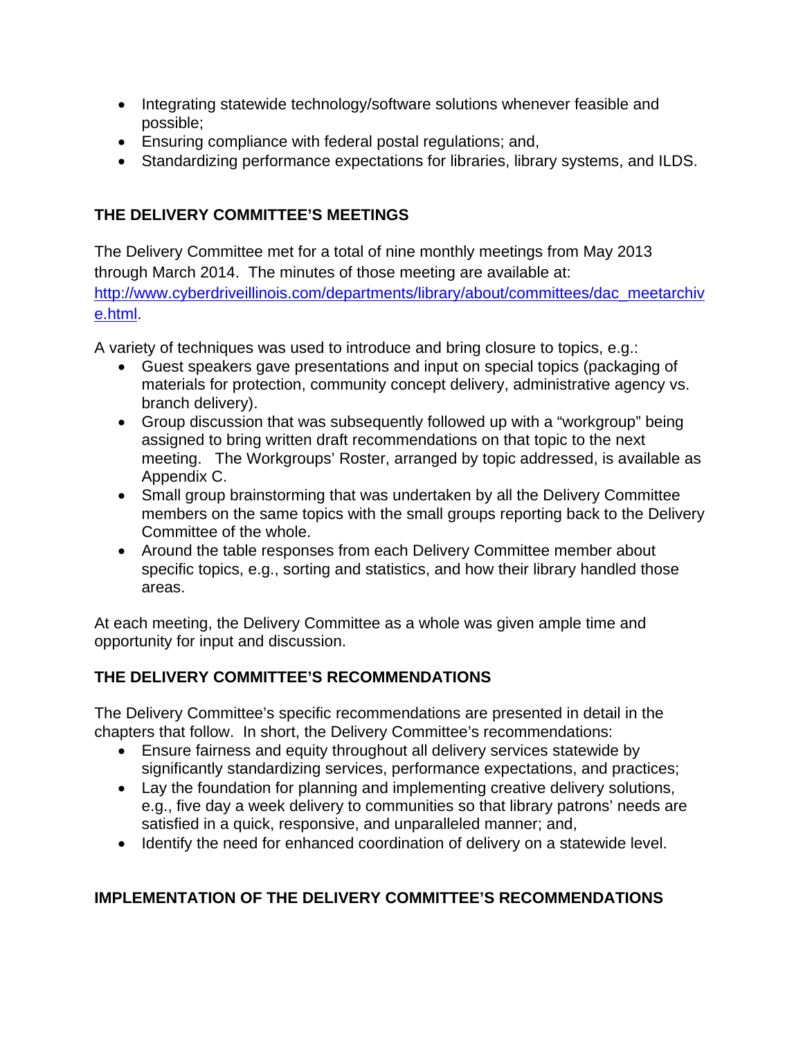- Integrating statewide technology/software solutions whenever feasible and possible;
- Ensuring compliance with federal postal regulations; and,
- Standardizing performance expectations for libraries, library systems, and ILDS.

## THE DELIVERY COMMITTEE'S MEETINGS

The Delivery Committee met for a total of nine monthly meetings from May 2013 through March 2014. The minutes of those meeting are available at: [http://www.cyberdriveillinois.com/departments/library/about/committees/dac_meetarchive.html](http://www.cyberdriveillinois.com/departments/library/about/committees/dac_meetarchive.html).

A variety of techniques was used to introduce and bring closure to topics, e.g.:

- Guest speakers gave presentations and input on special topics (packaging of materials for protection, community concept delivery, administrative agency vs. branch delivery).
- Group discussion that was subsequently followed up with a "workgroup" being assigned to bring written draft recommendations on that topic to the next meeting. The Workgroups' Roster, arranged by topic addressed, is available as Appendix C.
- Small group brainstorming that was undertaken by all the Delivery Committee members on the same topics with the small groups reporting back to the Delivery Committee of the whole.
- Around the table responses from each Delivery Committee member about specific topics, e.g., sorting and statistics, and how their library handled those areas.

At each meeting, the Delivery Committee as a whole was given ample time and opportunity for input and discussion.

## THE DELIVERY COMMITTEE'S RECOMMENDATIONS

The Delivery Committee's specific recommendations are presented in detail in the chapters that follow. In short, the Delivery Committee's recommendations:

- Ensure fairness and equity throughout all delivery services statewide by significantly standardizing services, performance expectations, and practices;
- Lay the foundation for planning and implementing creative delivery solutions, e.g., five day a week delivery to communities so that library patrons' needs are satisfied in a quick, responsive, and unparalleled manner; and,
- Identify the need for enhanced coordination of delivery on a statewide level.

## IMPLEMENTATION OF THE DELIVERY COMMITTEE'S RECOMMENDATIONS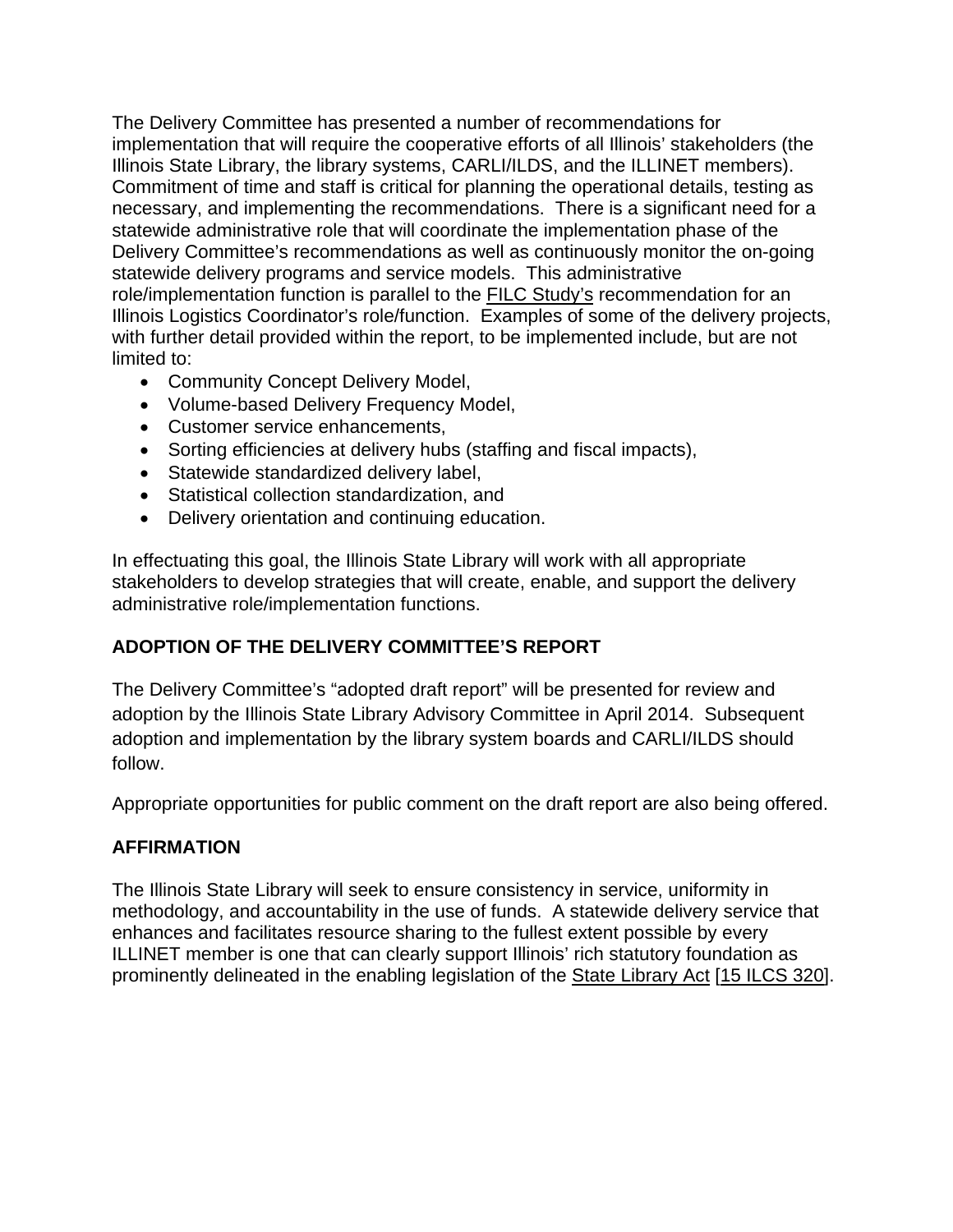The Delivery Committee has presented a number of recommendations for implementation that will require the cooperative efforts of all Illinois' stakeholders (the Illinois State Library, the library systems, CARLI/ILDS, and the ILLINET members). Commitment of time and staff is critical for planning the operational details, testing as necessary, and implementing the recommendations. There is a significant need for a statewide administrative role that will coordinate the implementation phase of the Delivery Committee's recommendations as well as continuously monitor the on-going statewide delivery programs and service models. This administrative role/implementation function is parallel to the FILC Study's recommendation for an Illinois Logistics Coordinator's role/function. Examples of some of the delivery projects, with further detail provided within the report, to be implemented include, but are not limited to:

- Community Concept Delivery Model,
- Volume-based Delivery Frequency Model,
- Customer service enhancements,
- Sorting efficiencies at delivery hubs (staffing and fiscal impacts),
- Statewide standardized delivery label,
- Statistical collection standardization, and
- Delivery orientation and continuing education.

In effectuating this goal, the Illinois State Library will work with all appropriate stakeholders to develop strategies that will create, enable, and support the delivery administrative role/implementation functions.

**ADOPTION OF THE DELIVERY COMMITTEE'S REPORT**

The Delivery Committee's "adopted draft report" will be presented for review and adoption by the Illinois State Library Advisory Committee in April 2014. Subsequent adoption and implementation by the library system boards and CARLI/ILDS should follow.

Appropriate opportunities for public comment on the draft report are also being offered.

**AFFIRMATION**

The Illinois State Library will seek to ensure consistency in service, uniformity in methodology, and accountability in the use of funds. A statewide delivery service that enhances and facilitates resource sharing to the fullest extent possible by every ILLINET member is one that can clearly support Illinois' rich statutory foundation as prominently delineated in the enabling legislation of the State Library Act [15 ILCS 320].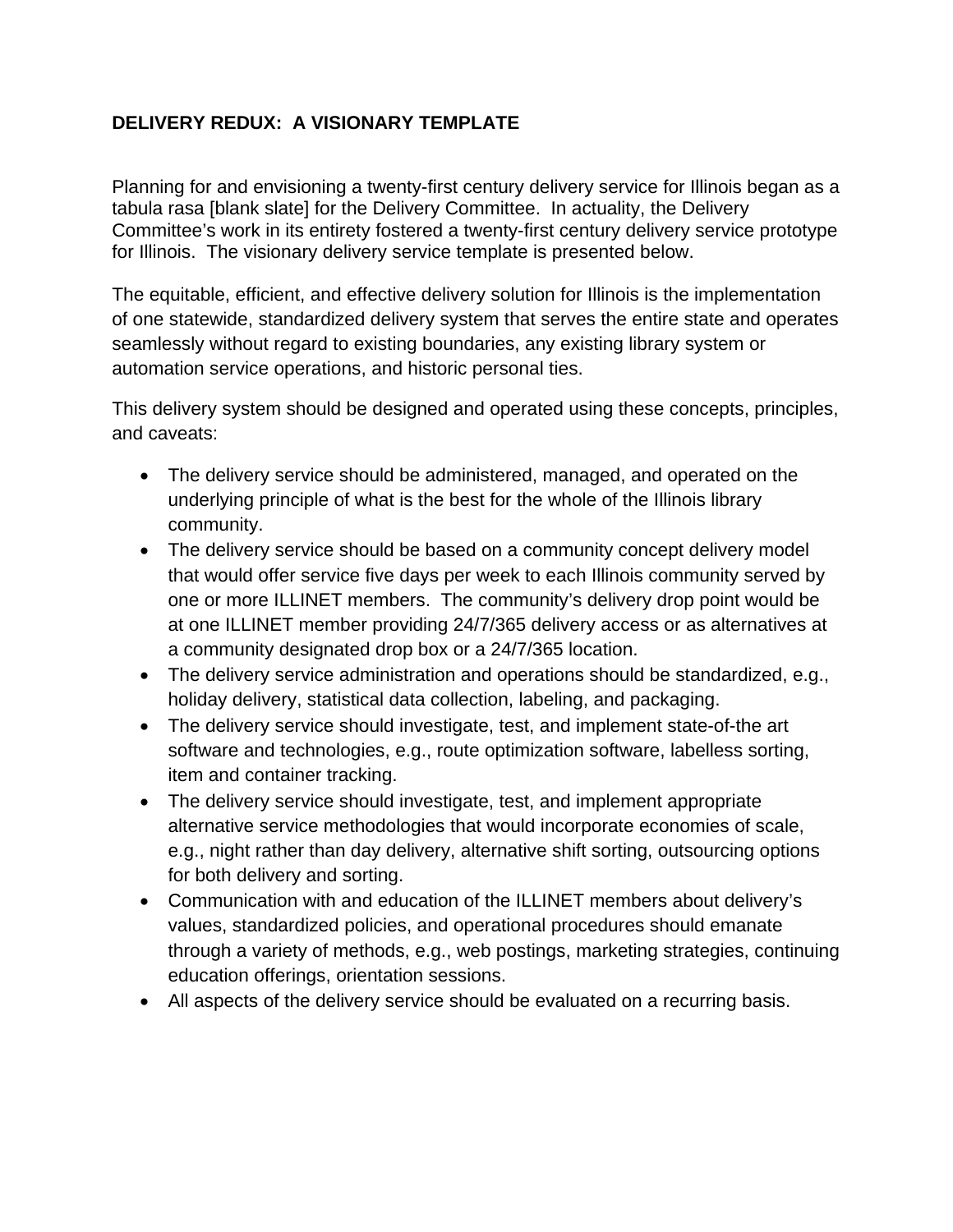## DELIVERY REDUX: A VISIONARY TEMPLATE

Planning for and envisioning a twenty-first century delivery service for Illinois began as a tabula rasa [blank slate] for the Delivery Committee. In actuality, the Delivery Committee's work in its entirety fostered a twenty-first century delivery service prototype for Illinois. The visionary delivery service template is presented below.

The equitable, efficient, and effective delivery solution for Illinois is the implementation of one statewide, standardized delivery system that serves the entire state and operates seamlessly without regard to existing boundaries, any existing library system or automation service operations, and historic personal ties.

This delivery system should be designed and operated using these concepts, principles, and caveats:

- The delivery service should be administered, managed, and operated on the underlying principle of what is the best for the whole of the Illinois library community.
- The delivery service should be based on a community concept delivery model that would offer service five days per week to each Illinois community served by one or more ILLINET members. The community's delivery drop point would be at one ILLINET member providing 24/7/365 delivery access or as alternatives at a community designated drop box or a 24/7/365 location.
- The delivery service administration and operations should be standardized, e.g., holiday delivery, statistical data collection, labeling, and packaging.
- The delivery service should investigate, test, and implement state-of-the art software and technologies, e.g., route optimization software, labelless sorting, item and container tracking.
- The delivery service should investigate, test, and implement appropriate alternative service methodologies that would incorporate economies of scale, e.g., night rather than day delivery, alternative shift sorting, outsourcing options for both delivery and sorting.
- Communication with and education of the ILLINET members about delivery's values, standardized policies, and operational procedures should emanate through a variety of methods, e.g., web postings, marketing strategies, continuing education offerings, orientation sessions.
- All aspects of the delivery service should be evaluated on a recurring basis.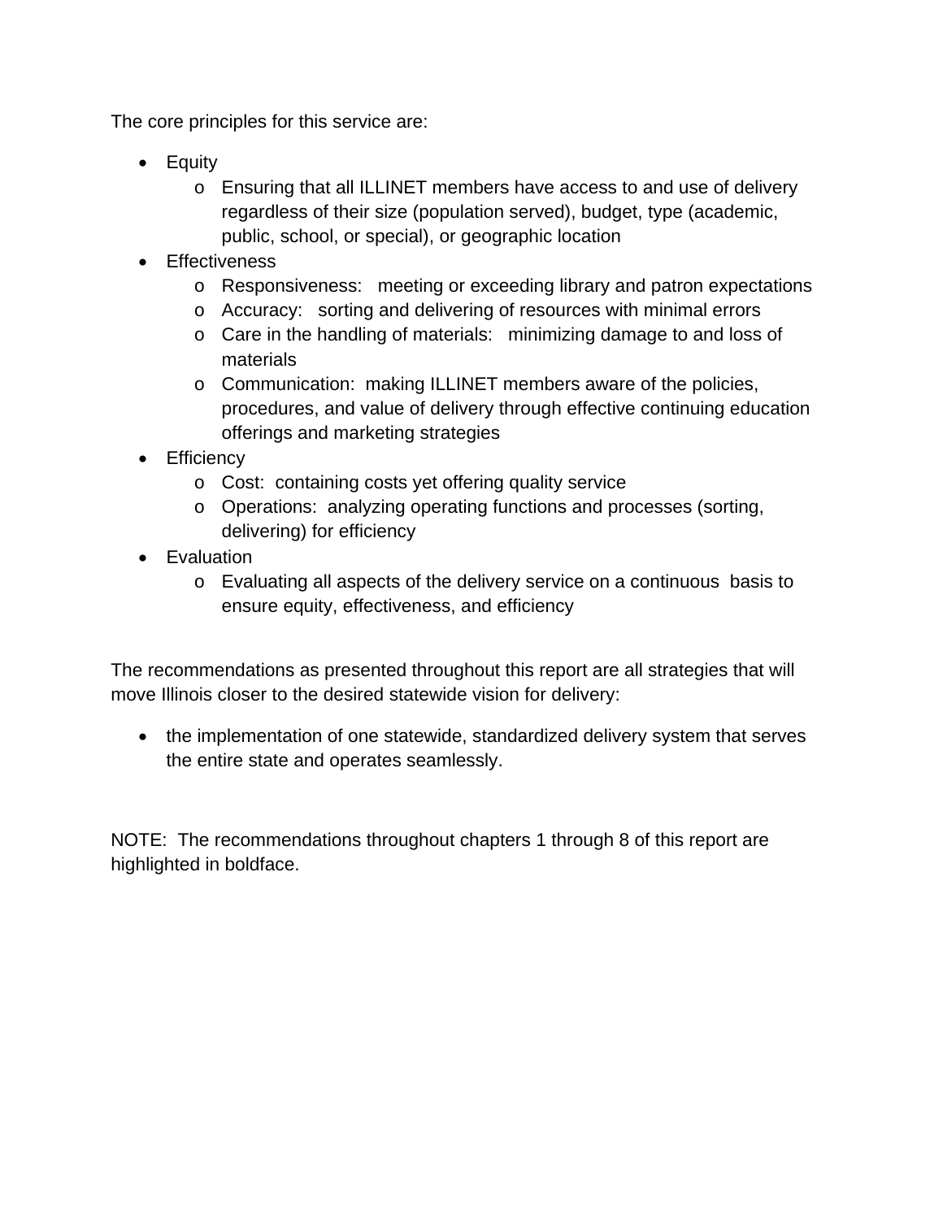The core principles for this service are:

- Equity
  - Ensuring that all ILLINET members have access to and use of delivery regardless of their size (population served), budget, type (academic, public, school, or special), or geographic location
- Effectiveness
  - Responsiveness: meeting or exceeding library and patron expectations
  - Accuracy: sorting and delivering of resources with minimal errors
  - Care in the handling of materials: minimizing damage to and loss of materials
  - Communication: making ILLINET members aware of the policies, procedures, and value of delivery through effective continuing education offerings and marketing strategies
- Efficiency
  - Cost: containing costs yet offering quality service
  - Operations: analyzing operating functions and processes (sorting, delivering) for efficiency
- Evaluation
  - Evaluating all aspects of the delivery service on a continuous basis to ensure equity, effectiveness, and efficiency

The recommendations as presented throughout this report are all strategies that will move Illinois closer to the desired statewide vision for delivery:

- the implementation of one statewide, standardized delivery system that serves the entire state and operates seamlessly.

NOTE: The recommendations throughout chapters 1 through 8 of this report are highlighted in boldface.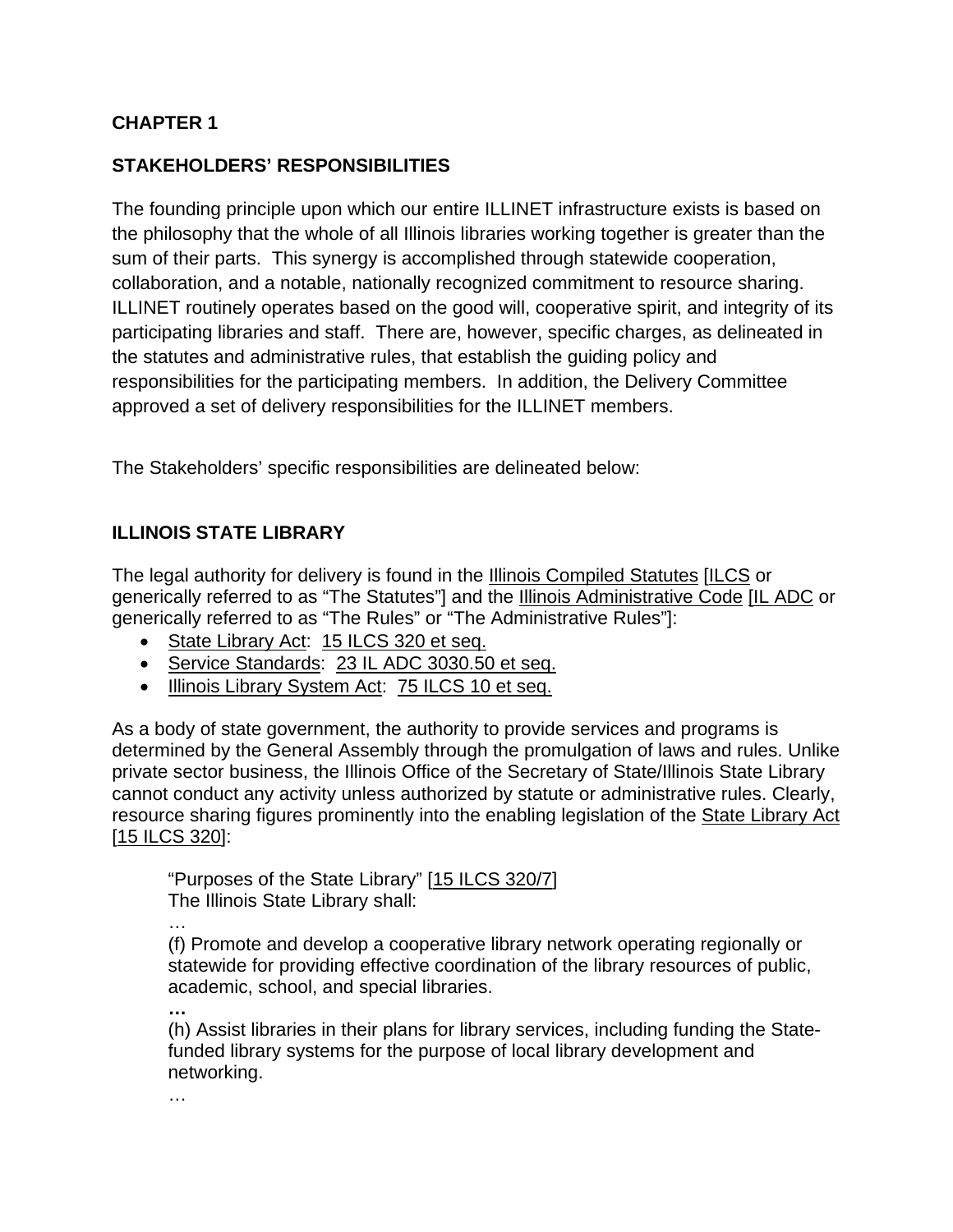## CHAPTER 1

## STAKEHOLDERS' RESPONSIBILITIES

The founding principle upon which our entire ILLINET infrastructure exists is based on the philosophy that the whole of all Illinois libraries working together is greater than the sum of their parts. This synergy is accomplished through statewide cooperation, collaboration, and a notable, nationally recognized commitment to resource sharing. ILLINET routinely operates based on the good will, cooperative spirit, and integrity of its participating libraries and staff. There are, however, specific charges, as delineated in the statutes and administrative rules, that establish the guiding policy and responsibilities for the participating members. In addition, the Delivery Committee approved a set of delivery responsibilities for the ILLINET members.

The Stakeholders' specific responsibilities are delineated below:

### ILLINOIS STATE LIBRARY

The legal authority for delivery is found in the Illinois Compiled Statutes [ILCS or generically referred to as "The Statutes"] and the Illinois Administrative Code [IL ADC or generically referred to as "The Rules" or "The Administrative Rules"]:

- State Library Act: 15 ILCS 320 et seq.
- Service Standards: 23 IL ADC 3030.50 et seq.
- Illinois Library System Act: 75 ILCS 10 et seq.

As a body of state government, the authority to provide services and programs is determined by the General Assembly through the promulgation of laws and rules. Unlike private sector business, the Illinois Office of the Secretary of State/Illinois State Library cannot conduct any activity unless authorized by statute or administrative rules. Clearly, resource sharing figures prominently into the enabling legislation of the State Library Act [15 ILCS 320]:

> "Purposes of the State Library" [15 ILCS 320/7]
> The Illinois State Library shall:
> …
> (f) Promote and develop a cooperative library network operating regionally or statewide for providing effective coordination of the library resources of public, academic, school, and special libraries.
> **…**
> (h) Assist libraries in their plans for library services, including funding the State-funded library systems for the purpose of local library development and networking.
> …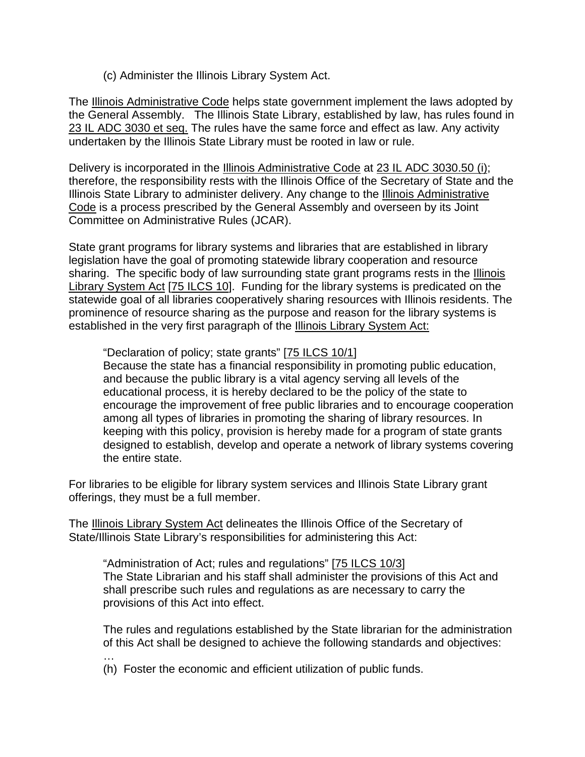(c) Administer the Illinois Library System Act.

The Illinois Administrative Code helps state government implement the laws adopted by the General Assembly. The Illinois State Library, established by law, has rules found in 23 IL ADC 3030 et seq. The rules have the same force and effect as law. Any activity undertaken by the Illinois State Library must be rooted in law or rule.

Delivery is incorporated in the Illinois Administrative Code at 23 IL ADC 3030.50 (i); therefore, the responsibility rests with the Illinois Office of the Secretary of State and the Illinois State Library to administer delivery. Any change to the Illinois Administrative Code is a process prescribed by the General Assembly and overseen by its Joint Committee on Administrative Rules (JCAR).

State grant programs for library systems and libraries that are established in library legislation have the goal of promoting statewide library cooperation and resource sharing. The specific body of law surrounding state grant programs rests in the Illinois Library System Act [75 ILCS 10]. Funding for the library systems is predicated on the statewide goal of all libraries cooperatively sharing resources with Illinois residents. The prominence of resource sharing as the purpose and reason for the library systems is established in the very first paragraph of the Illinois Library System Act:

> "Declaration of policy; state grants" [75 ILCS 10/1]
> Because the state has a financial responsibility in promoting public education, and because the public library is a vital agency serving all levels of the educational process, it is hereby declared to be the policy of the state to encourage the improvement of free public libraries and to encourage cooperation among all types of libraries in promoting the sharing of library resources. In keeping with this policy, provision is hereby made for a program of state grants designed to establish, develop and operate a network of library systems covering the entire state.

For libraries to be eligible for library system services and Illinois State Library grant offerings, they must be a full member.

The Illinois Library System Act delineates the Illinois Office of the Secretary of State/Illinois State Library's responsibilities for administering this Act:

> "Administration of Act; rules and regulations" [75 ILCS 10/3]
> The State Librarian and his staff shall administer the provisions of this Act and shall prescribe such rules and regulations as are necessary to carry the provisions of this Act into effect.
>
> The rules and regulations established by the State librarian for the administration of this Act shall be designed to achieve the following standards and objectives:
> …
> (h) Foster the economic and efficient utilization of public funds.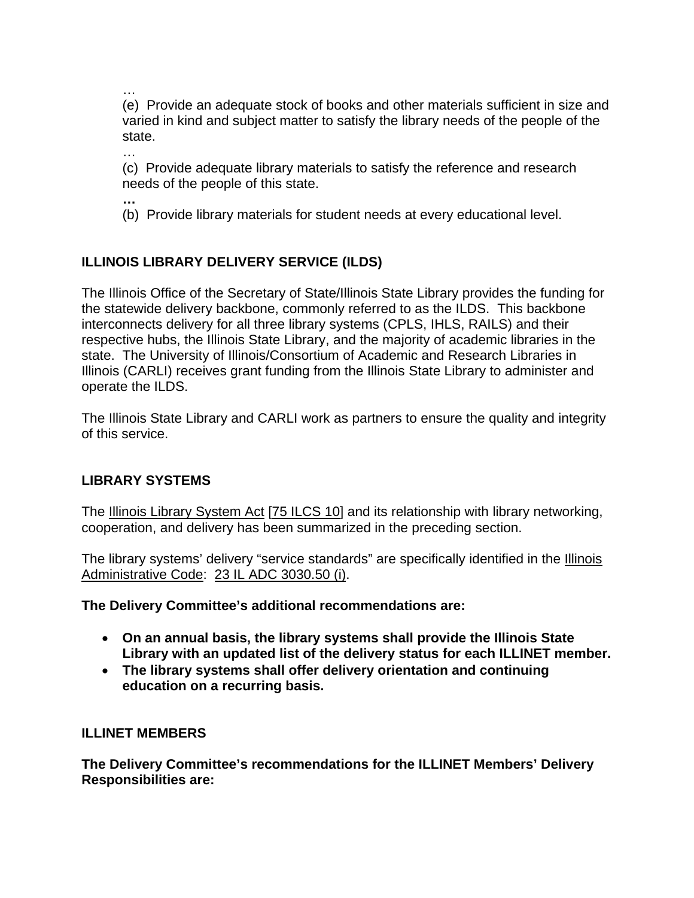…

(e) Provide an adequate stock of books and other materials sufficient in size and varied in kind and subject matter to satisfy the library needs of the people of the state.

…

(c) Provide adequate library materials to satisfy the reference and research needs of the people of this state.

**…**

(b) Provide library materials for student needs at every educational level.

## ILLINOIS LIBRARY DELIVERY SERVICE (ILDS)

The Illinois Office of the Secretary of State/Illinois State Library provides the funding for the statewide delivery backbone, commonly referred to as the ILDS. This backbone interconnects delivery for all three library systems (CPLS, IHLS, RAILS) and their respective hubs, the Illinois State Library, and the majority of academic libraries in the state. The University of Illinois/Consortium of Academic and Research Libraries in Illinois (CARLI) receives grant funding from the Illinois State Library to administer and operate the ILDS.

The Illinois State Library and CARLI work as partners to ensure the quality and integrity of this service.

## LIBRARY SYSTEMS

The Illinois Library System Act [75 ILCS 10] and its relationship with library networking, cooperation, and delivery has been summarized in the preceding section.

The library systems' delivery "service standards" are specifically identified in the Illinois Administrative Code: 23 IL ADC 3030.50 (i).

**The Delivery Committee's additional recommendations are:**

- **On an annual basis, the library systems shall provide the Illinois State Library with an updated list of the delivery status for each ILLINET member.**
- **The library systems shall offer delivery orientation and continuing education on a recurring basis.**

## ILLINET MEMBERS

**The Delivery Committee's recommendations for the ILLINET Members' Delivery Responsibilities are:**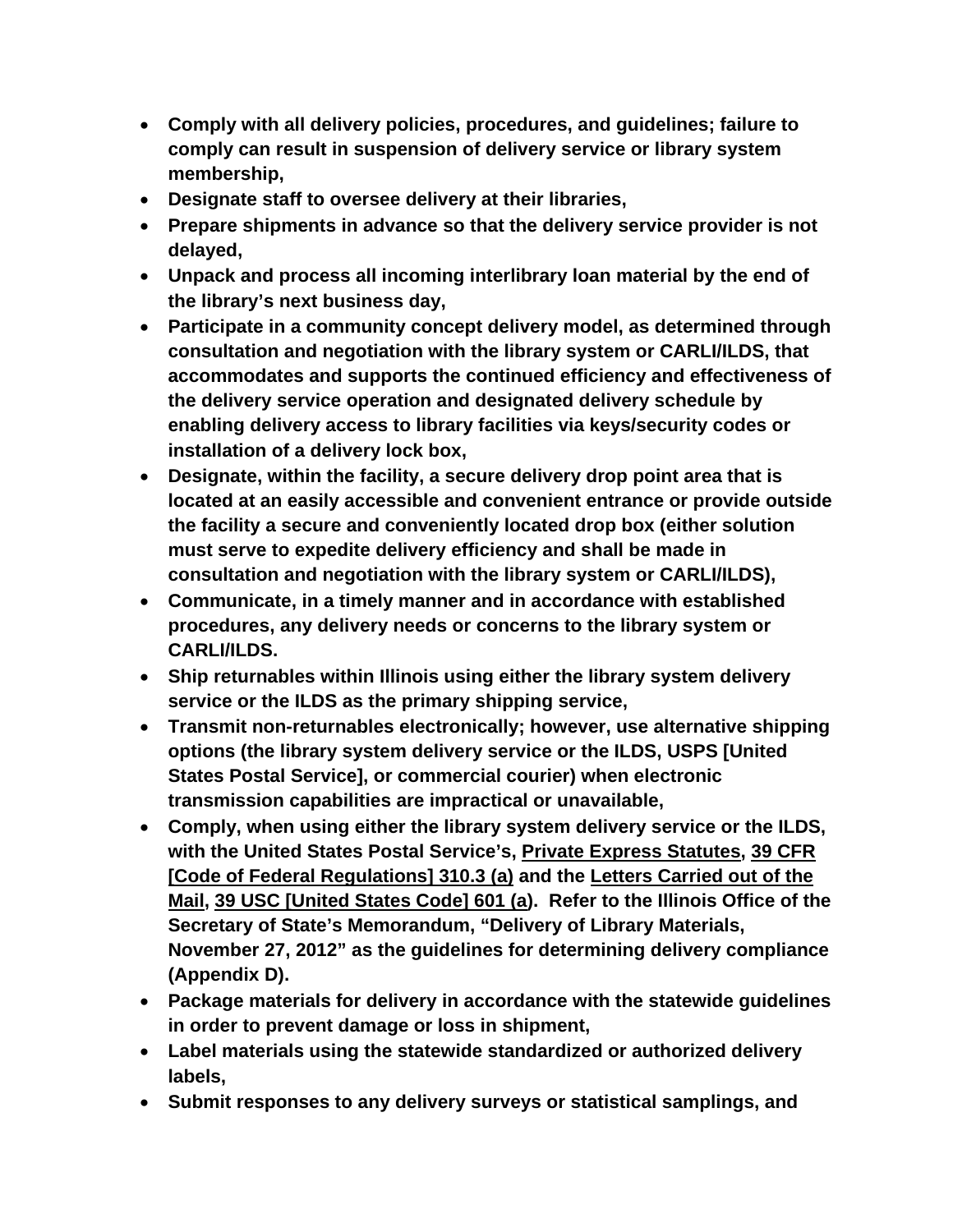- **Comply with all delivery policies, procedures, and guidelines; failure to comply can result in suspension of delivery service or library system membership,**
- **Designate staff to oversee delivery at their libraries,**
- **Prepare shipments in advance so that the delivery service provider is not delayed,**
- **Unpack and process all incoming interlibrary loan material by the end of the library's next business day,**
- **Participate in a community concept delivery model, as determined through consultation and negotiation with the library system or CARLI/ILDS, that accommodates and supports the continued efficiency and effectiveness of the delivery service operation and designated delivery schedule by enabling delivery access to library facilities via keys/security codes or installation of a delivery lock box,**
- **Designate, within the facility, a secure delivery drop point area that is located at an easily accessible and convenient entrance or provide outside the facility a secure and conveniently located drop box (either solution must serve to expedite delivery efficiency and shall be made in consultation and negotiation with the library system or CARLI/ILDS),**
- **Communicate, in a timely manner and in accordance with established procedures, any delivery needs or concerns to the library system or CARLI/ILDS.**
- **Ship returnables within Illinois using either the library system delivery service or the ILDS as the primary shipping service,**
- **Transmit non-returnables electronically; however, use alternative shipping options (the library system delivery service or the ILDS, USPS [United States Postal Service], or commercial courier) when electronic transmission capabilities are impractical or unavailable,**
- **Comply, when using either the library system delivery service or the ILDS, with the United States Postal Service's, Private Express Statutes, 39 CFR [Code of Federal Regulations] 310.3 (a) and the Letters Carried out of the Mail, 39 USC [United States Code] 601 (a). Refer to the Illinois Office of the Secretary of State's Memorandum, "Delivery of Library Materials, November 27, 2012" as the guidelines for determining delivery compliance (Appendix D).**
- **Package materials for delivery in accordance with the statewide guidelines in order to prevent damage or loss in shipment,**
- **Label materials using the statewide standardized or authorized delivery labels,**
- **Submit responses to any delivery surveys or statistical samplings, and**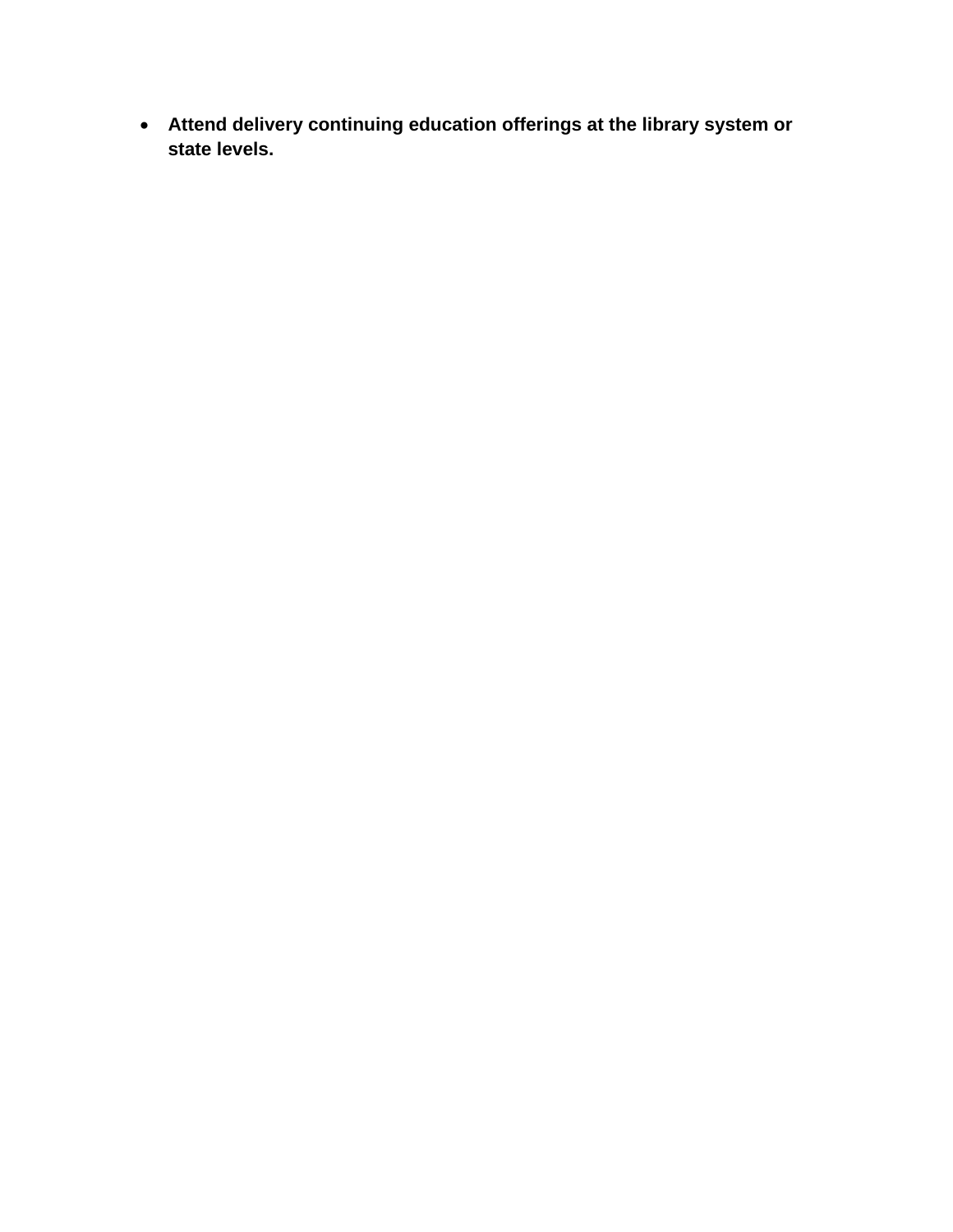- **Attend delivery continuing education offerings at the library system or state levels.**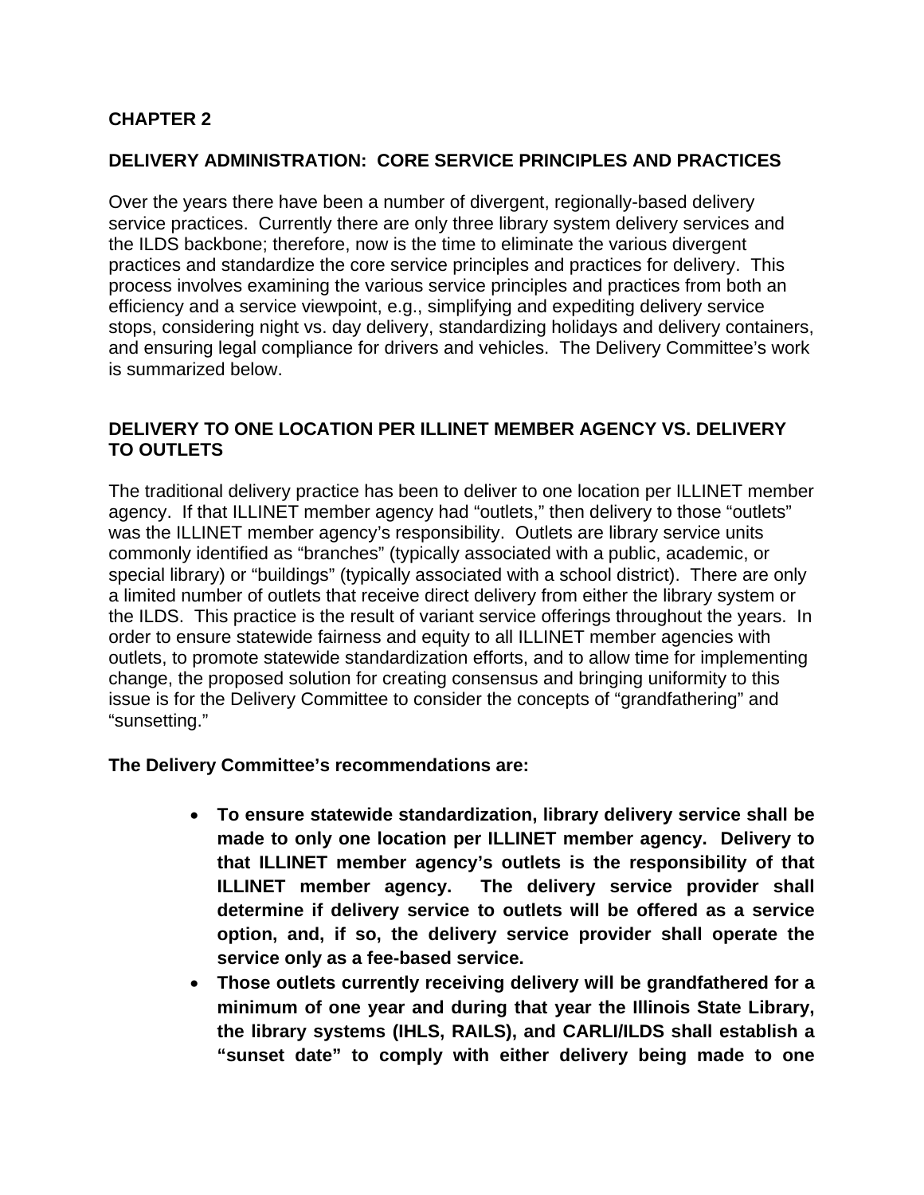# CHAPTER 2

## DELIVERY ADMINISTRATION: CORE SERVICE PRINCIPLES AND PRACTICES

Over the years there have been a number of divergent, regionally-based delivery service practices. Currently there are only three library system delivery services and the ILDS backbone; therefore, now is the time to eliminate the various divergent practices and standardize the core service principles and practices for delivery. This process involves examining the various service principles and practices from both an efficiency and a service viewpoint, e.g., simplifying and expediting delivery service stops, considering night vs. day delivery, standardizing holidays and delivery containers, and ensuring legal compliance for drivers and vehicles. The Delivery Committee's work is summarized below.

### DELIVERY TO ONE LOCATION PER ILLINET MEMBER AGENCY VS. DELIVERY TO OUTLETS

The traditional delivery practice has been to deliver to one location per ILLINET member agency. If that ILLINET member agency had "outlets," then delivery to those "outlets" was the ILLINET member agency's responsibility. Outlets are library service units commonly identified as "branches" (typically associated with a public, academic, or special library) or "buildings" (typically associated with a school district). There are only a limited number of outlets that receive direct delivery from either the library system or the ILDS. This practice is the result of variant service offerings throughout the years. In order to ensure statewide fairness and equity to all ILLINET member agencies with outlets, to promote statewide standardization efforts, and to allow time for implementing change, the proposed solution for creating consensus and bringing uniformity to this issue is for the Delivery Committee to consider the concepts of "grandfathering" and "sunsetting."

**The Delivery Committee's recommendations are:**

- **To ensure statewide standardization, library delivery service shall be made to only one location per ILLINET member agency. Delivery to that ILLINET member agency's outlets is the responsibility of that ILLINET member agency. The delivery service provider shall determine if delivery service to outlets will be offered as a service option, and, if so, the delivery service provider shall operate the service only as a fee-based service.**
- **Those outlets currently receiving delivery will be grandfathered for a minimum of one year and during that year the Illinois State Library, the library systems (IHLS, RAILS), and CARLI/ILDS shall establish a "sunset date" to comply with either delivery being made to one**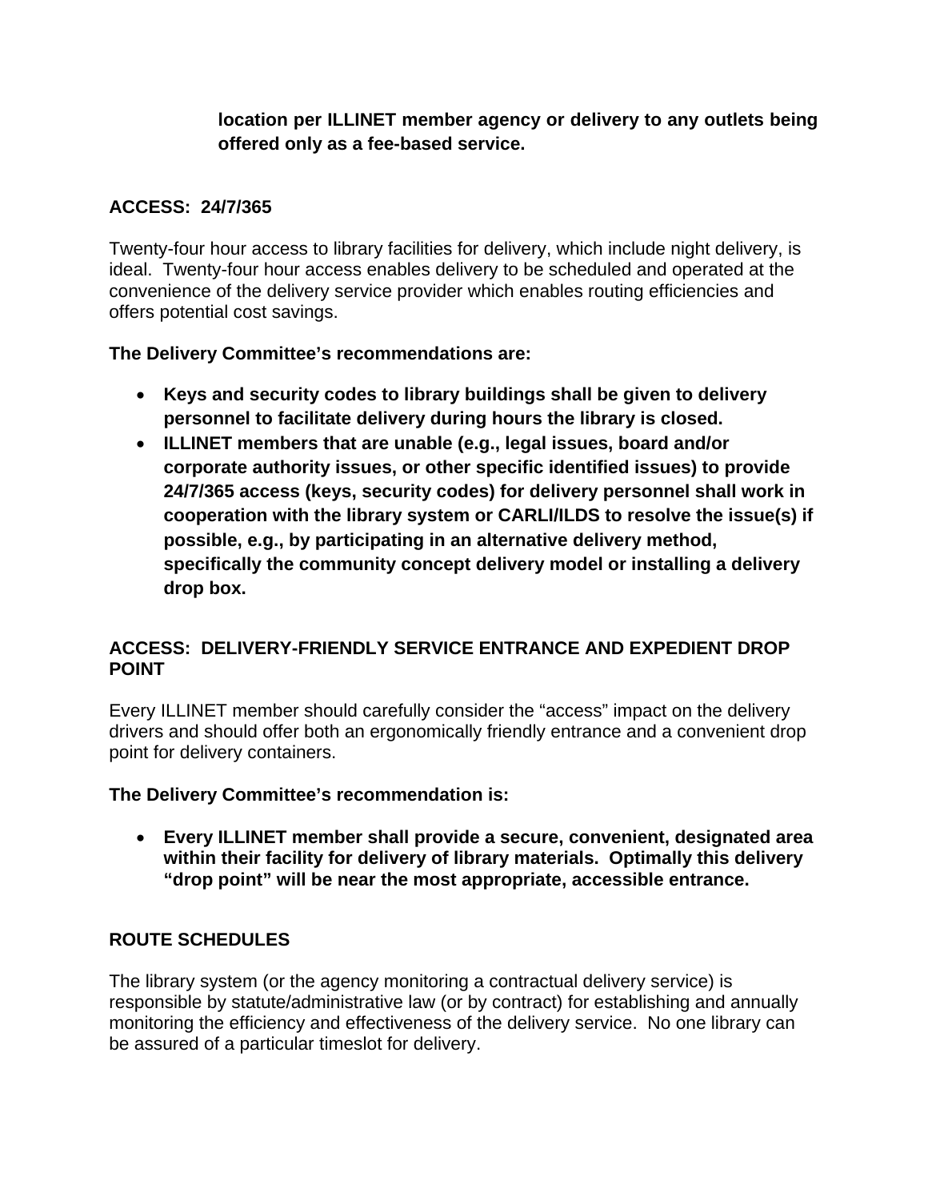**location per ILLINET member agency or delivery to any outlets being offered only as a fee-based service.**

## ACCESS: 24/7/365

Twenty-four hour access to library facilities for delivery, which include night delivery, is ideal. Twenty-four hour access enables delivery to be scheduled and operated at the convenience of the delivery service provider which enables routing efficiencies and offers potential cost savings.

**The Delivery Committee's recommendations are:**

- **Keys and security codes to library buildings shall be given to delivery personnel to facilitate delivery during hours the library is closed.**
- **ILLINET members that are unable (e.g., legal issues, board and/or corporate authority issues, or other specific identified issues) to provide 24/7/365 access (keys, security codes) for delivery personnel shall work in cooperation with the library system or CARLI/ILDS to resolve the issue(s) if possible, e.g., by participating in an alternative delivery method, specifically the community concept delivery model or installing a delivery drop box.**

## ACCESS: DELIVERY-FRIENDLY SERVICE ENTRANCE AND EXPEDIENT DROP POINT

Every ILLINET member should carefully consider the "access" impact on the delivery drivers and should offer both an ergonomically friendly entrance and a convenient drop point for delivery containers.

**The Delivery Committee's recommendation is:**

- **Every ILLINET member shall provide a secure, convenient, designated area within their facility for delivery of library materials. Optimally this delivery "drop point" will be near the most appropriate, accessible entrance.**

## ROUTE SCHEDULES

The library system (or the agency monitoring a contractual delivery service) is responsible by statute/administrative law (or by contract) for establishing and annually monitoring the efficiency and effectiveness of the delivery service. No one library can be assured of a particular timeslot for delivery.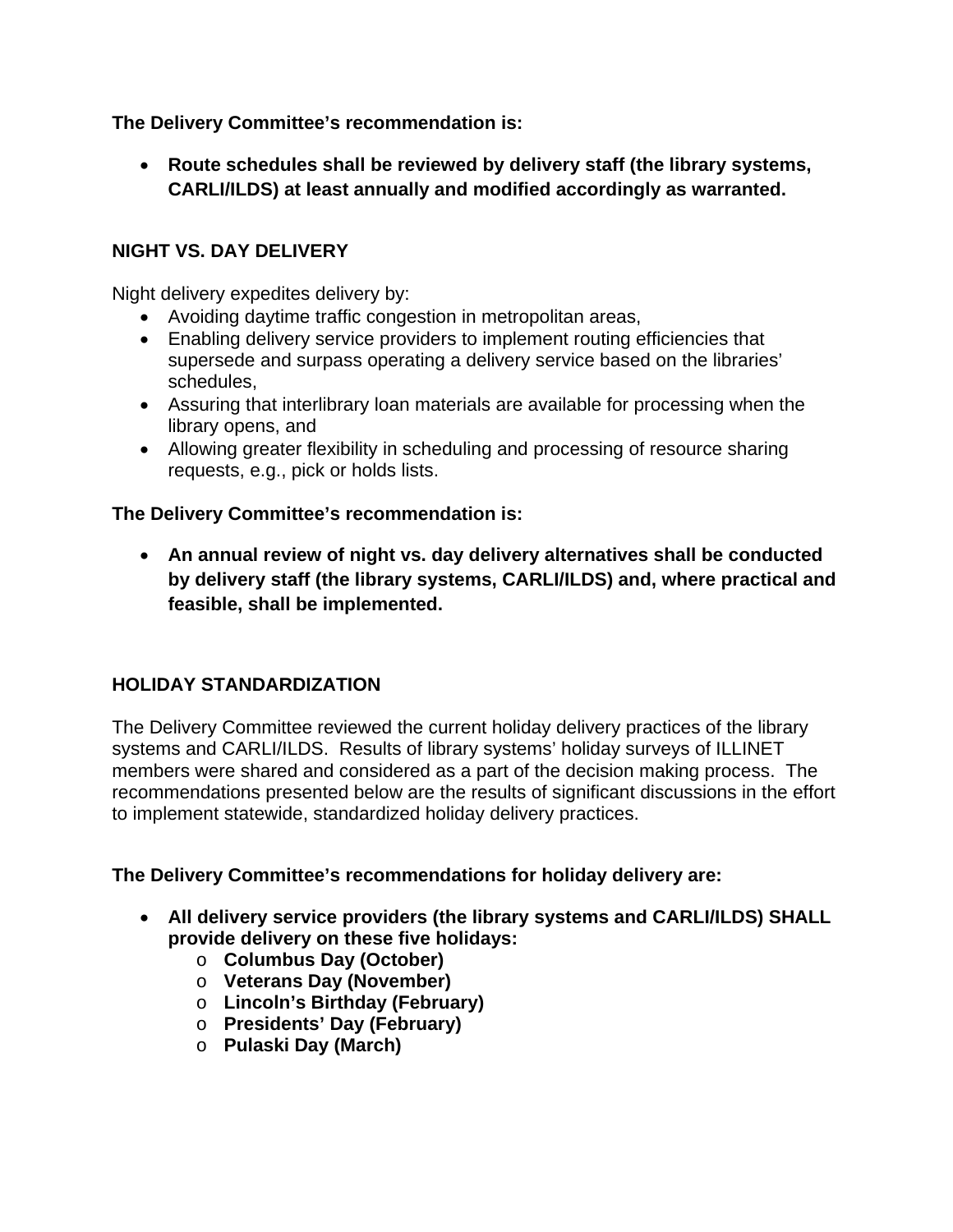**The Delivery Committee's recommendation is:**

- **Route schedules shall be reviewed by delivery staff (the library systems, CARLI/ILDS) at least annually and modified accordingly as warranted.**

## NIGHT VS. DAY DELIVERY

Night delivery expedites delivery by:

- Avoiding daytime traffic congestion in metropolitan areas,
- Enabling delivery service providers to implement routing efficiencies that supersede and surpass operating a delivery service based on the libraries' schedules,
- Assuring that interlibrary loan materials are available for processing when the library opens, and
- Allowing greater flexibility in scheduling and processing of resource sharing requests, e.g., pick or holds lists.

**The Delivery Committee's recommendation is:**

- **An annual review of night vs. day delivery alternatives shall be conducted by delivery staff (the library systems, CARLI/ILDS) and, where practical and feasible, shall be implemented.**

## HOLIDAY STANDARDIZATION

The Delivery Committee reviewed the current holiday delivery practices of the library systems and CARLI/ILDS. Results of library systems' holiday surveys of ILLINET members were shared and considered as a part of the decision making process. The recommendations presented below are the results of significant discussions in the effort to implement statewide, standardized holiday delivery practices.

**The Delivery Committee's recommendations for holiday delivery are:**

- **All delivery service providers (the library systems and CARLI/ILDS) SHALL provide delivery on these five holidays:**
  - **Columbus Day (October)**
  - **Veterans Day (November)**
  - **Lincoln's Birthday (February)**
  - **Presidents' Day (February)**
  - **Pulaski Day (March)**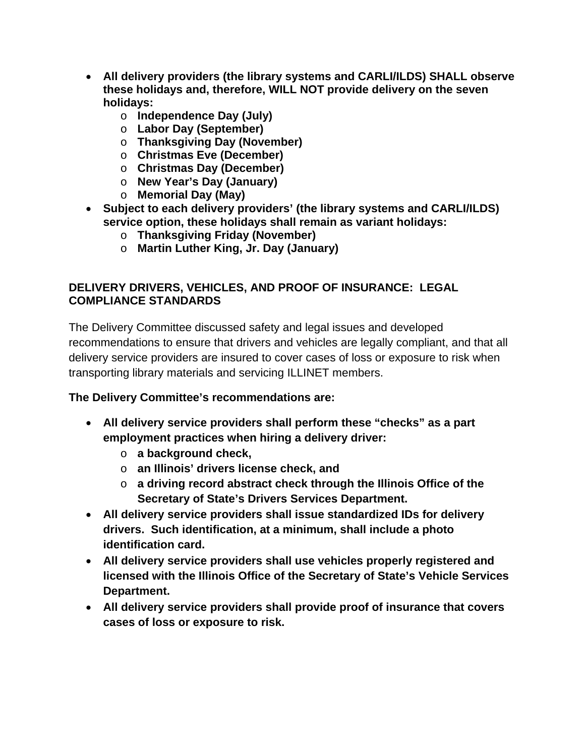- **All delivery providers (the library systems and CARLI/ILDS) SHALL observe these holidays and, therefore, WILL NOT provide delivery on the seven holidays:**
  - **Independence Day (July)**
  - **Labor Day (September)**
  - **Thanksgiving Day (November)**
  - **Christmas Eve (December)**
  - **Christmas Day (December)**
  - **New Year's Day (January)**
  - **Memorial Day (May)**
- **Subject to each delivery providers' (the library systems and CARLI/ILDS) service option, these holidays shall remain as variant holidays:**
  - **Thanksgiving Friday (November)**
  - **Martin Luther King, Jr. Day (January)**

## DELIVERY DRIVERS, VEHICLES, AND PROOF OF INSURANCE: LEGAL COMPLIANCE STANDARDS

The Delivery Committee discussed safety and legal issues and developed recommendations to ensure that drivers and vehicles are legally compliant, and that all delivery service providers are insured to cover cases of loss or exposure to risk when transporting library materials and servicing ILLINET members.

**The Delivery Committee's recommendations are:**

- **All delivery service providers shall perform these "checks" as a part employment practices when hiring a delivery driver:**
  - **a background check,**
  - **an Illinois' drivers license check, and**
  - **a driving record abstract check through the Illinois Office of the Secretary of State's Drivers Services Department.**
- **All delivery service providers shall issue standardized IDs for delivery drivers. Such identification, at a minimum, shall include a photo identification card.**
- **All delivery service providers shall use vehicles properly registered and licensed with the Illinois Office of the Secretary of State's Vehicle Services Department.**
- **All delivery service providers shall provide proof of insurance that covers cases of loss or exposure to risk.**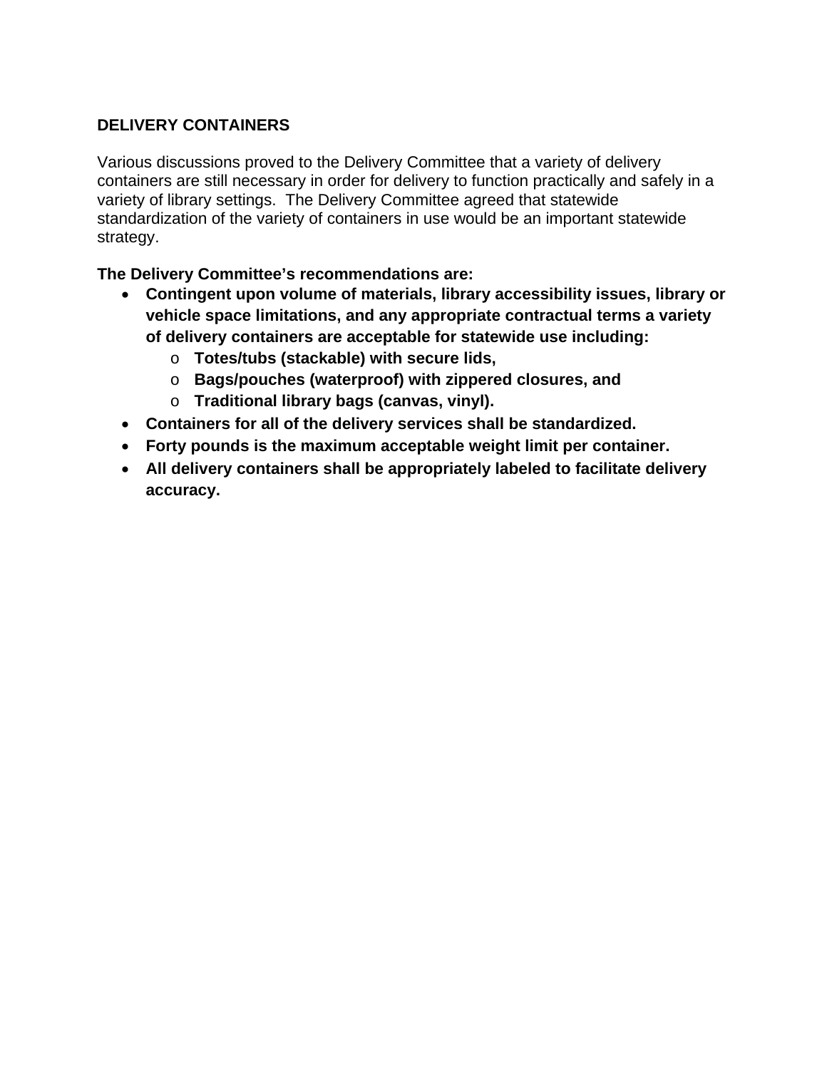## DELIVERY CONTAINERS

Various discussions proved to the Delivery Committee that a variety of delivery containers are still necessary in order for delivery to function practically and safely in a variety of library settings. The Delivery Committee agreed that statewide standardization of the variety of containers in use would be an important statewide strategy.

**The Delivery Committee's recommendations are:**

- **Contingent upon volume of materials, library accessibility issues, library or vehicle space limitations, and any appropriate contractual terms a variety of delivery containers are acceptable for statewide use including:**
  - **Totes/tubs (stackable) with secure lids,**
  - **Bags/pouches (waterproof) with zippered closures, and**
  - **Traditional library bags (canvas, vinyl).**
- **Containers for all of the delivery services shall be standardized.**
- **Forty pounds is the maximum acceptable weight limit per container.**
- **All delivery containers shall be appropriately labeled to facilitate delivery accuracy.**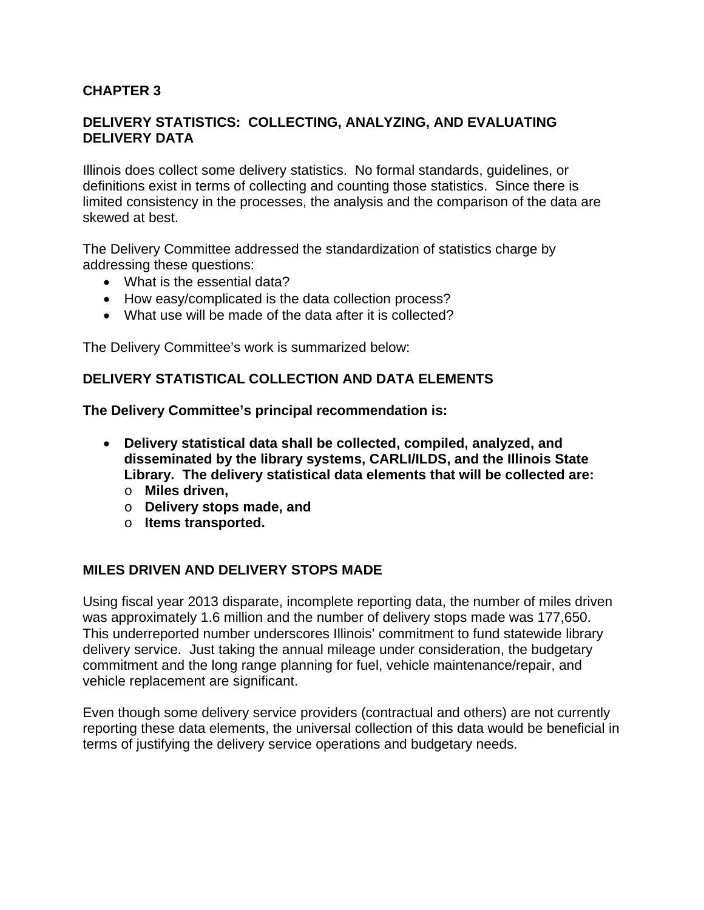# CHAPTER 3

## DELIVERY STATISTICS: COLLECTING, ANALYZING, AND EVALUATING DELIVERY DATA

Illinois does collect some delivery statistics. No formal standards, guidelines, or definitions exist in terms of collecting and counting those statistics. Since there is limited consistency in the processes, the analysis and the comparison of the data are skewed at best.

The Delivery Committee addressed the standardization of statistics charge by addressing these questions:

- What is the essential data?
- How easy/complicated is the data collection process?
- What use will be made of the data after it is collected?

The Delivery Committee's work is summarized below:

### DELIVERY STATISTICAL COLLECTION AND DATA ELEMENTS

**The Delivery Committee's principal recommendation is:**

- **Delivery statistical data shall be collected, compiled, analyzed, and disseminated by the library systems, CARLI/ILDS, and the Illinois State Library. The delivery statistical data elements that will be collected are:**
  - **Miles driven,**
  - **Delivery stops made, and**
  - **Items transported.**

### MILES DRIVEN AND DELIVERY STOPS MADE

Using fiscal year 2013 disparate, incomplete reporting data, the number of miles driven was approximately 1.6 million and the number of delivery stops made was 177,650. This underreported number underscores Illinois' commitment to fund statewide library delivery service. Just taking the annual mileage under consideration, the budgetary commitment and the long range planning for fuel, vehicle maintenance/repair, and vehicle replacement are significant.

Even though some delivery service providers (contractual and others) are not currently reporting these data elements, the universal collection of this data would be beneficial in terms of justifying the delivery service operations and budgetary needs.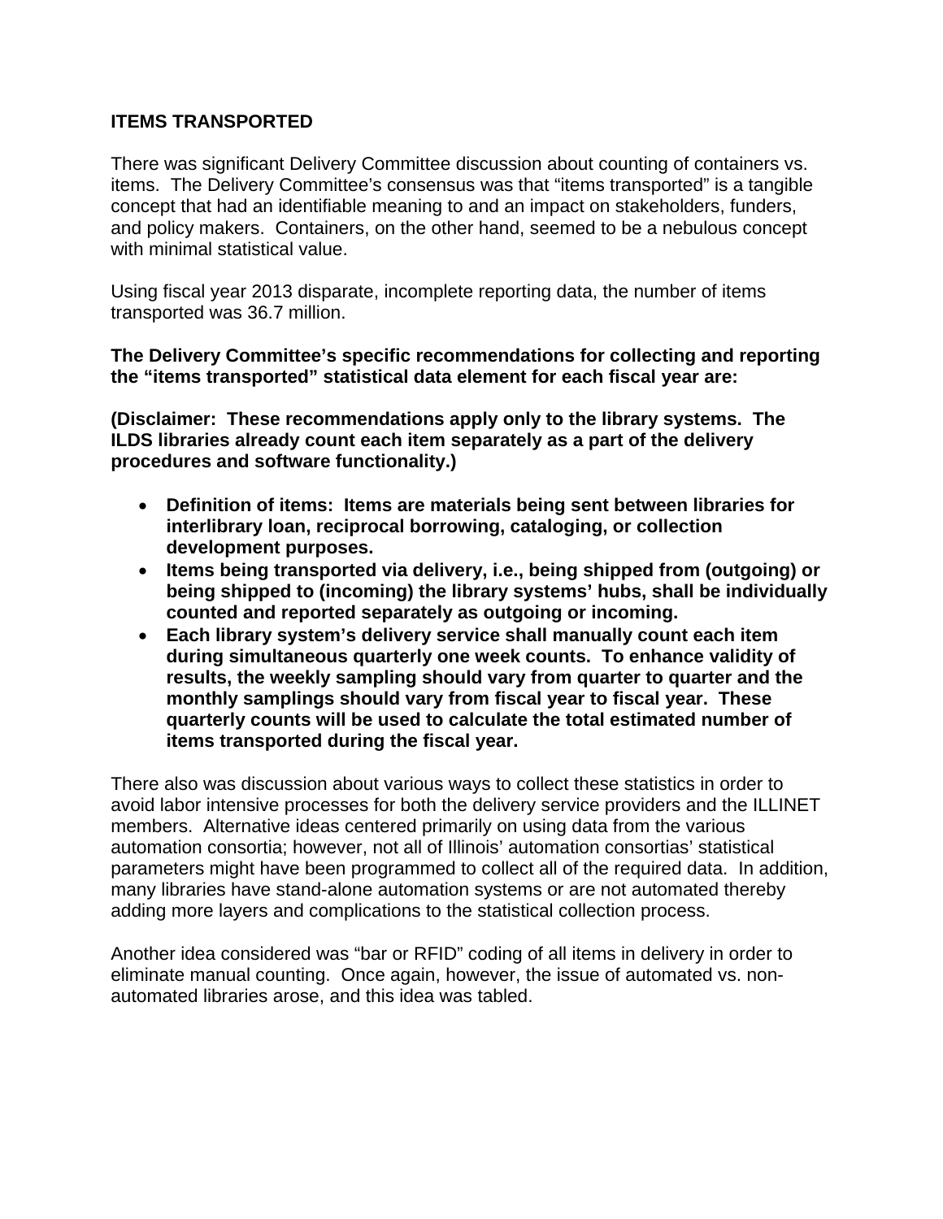## ITEMS TRANSPORTED

There was significant Delivery Committee discussion about counting of containers vs. items. The Delivery Committee's consensus was that "items transported" is a tangible concept that had an identifiable meaning to and an impact on stakeholders, funders, and policy makers. Containers, on the other hand, seemed to be a nebulous concept with minimal statistical value.

Using fiscal year 2013 disparate, incomplete reporting data, the number of items transported was 36.7 million.

**The Delivery Committee's specific recommendations for collecting and reporting the "items transported" statistical data element for each fiscal year are:**

**(Disclaimer: These recommendations apply only to the library systems. The ILDS libraries already count each item separately as a part of the delivery procedures and software functionality.)**

- **Definition of items: Items are materials being sent between libraries for interlibrary loan, reciprocal borrowing, cataloging, or collection development purposes.**
- **Items being transported via delivery, i.e., being shipped from (outgoing) or being shipped to (incoming) the library systems' hubs, shall be individually counted and reported separately as outgoing or incoming.**
- **Each library system's delivery service shall manually count each item during simultaneous quarterly one week counts. To enhance validity of results, the weekly sampling should vary from quarter to quarter and the monthly samplings should vary from fiscal year to fiscal year. These quarterly counts will be used to calculate the total estimated number of items transported during the fiscal year.**

There also was discussion about various ways to collect these statistics in order to avoid labor intensive processes for both the delivery service providers and the ILLINET members. Alternative ideas centered primarily on using data from the various automation consortia; however, not all of Illinois' automation consortias' statistical parameters might have been programmed to collect all of the required data. In addition, many libraries have stand-alone automation systems or are not automated thereby adding more layers and complications to the statistical collection process.

Another idea considered was "bar or RFID" coding of all items in delivery in order to eliminate manual counting. Once again, however, the issue of automated vs. non-automated libraries arose, and this idea was tabled.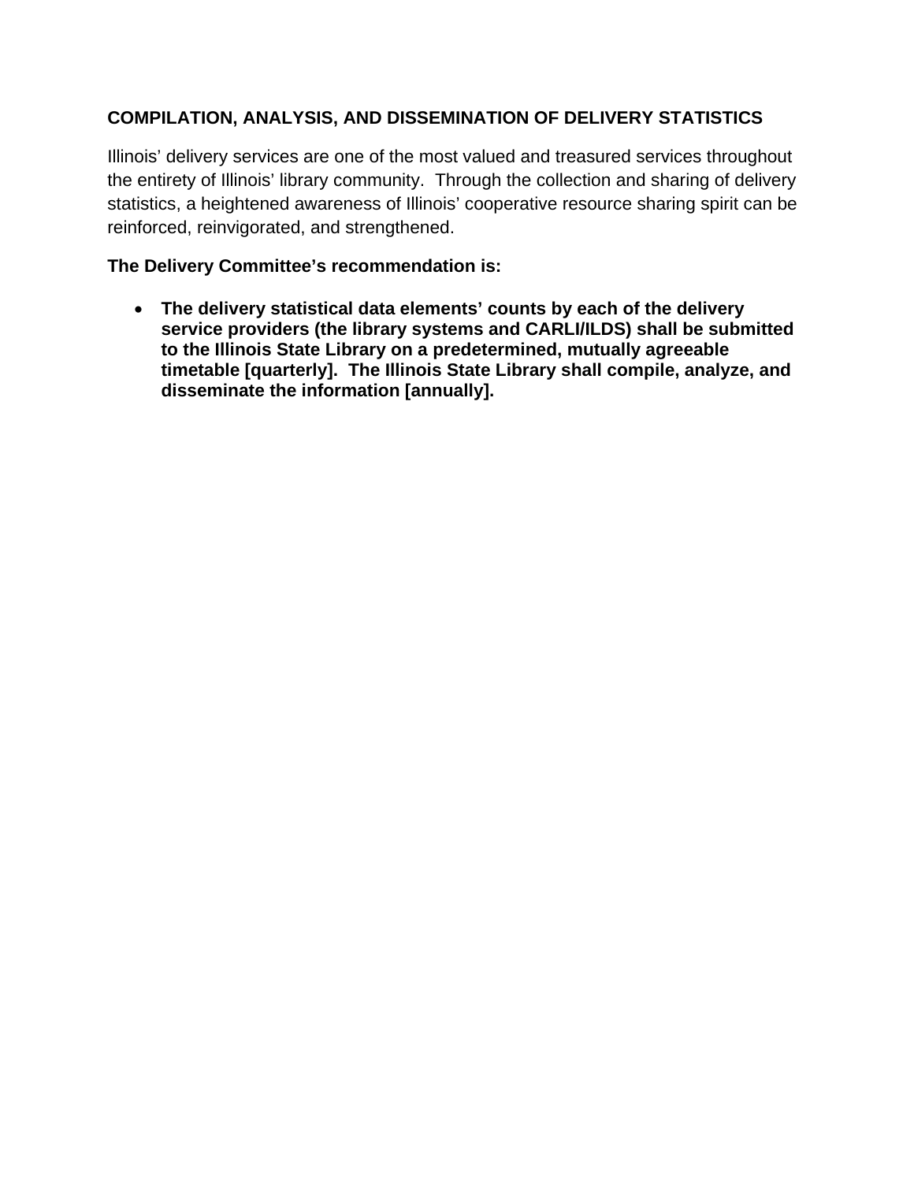## COMPILATION, ANALYSIS, AND DISSEMINATION OF DELIVERY STATISTICS

Illinois' delivery services are one of the most valued and treasured services throughout the entirety of Illinois' library community. Through the collection and sharing of delivery statistics, a heightened awareness of Illinois' cooperative resource sharing spirit can be reinforced, reinvigorated, and strengthened.

**The Delivery Committee's recommendation is:**

- **The delivery statistical data elements' counts by each of the delivery service providers (the library systems and CARLI/ILDS) shall be submitted to the Illinois State Library on a predetermined, mutually agreeable timetable [quarterly]. The Illinois State Library shall compile, analyze, and disseminate the information [annually].**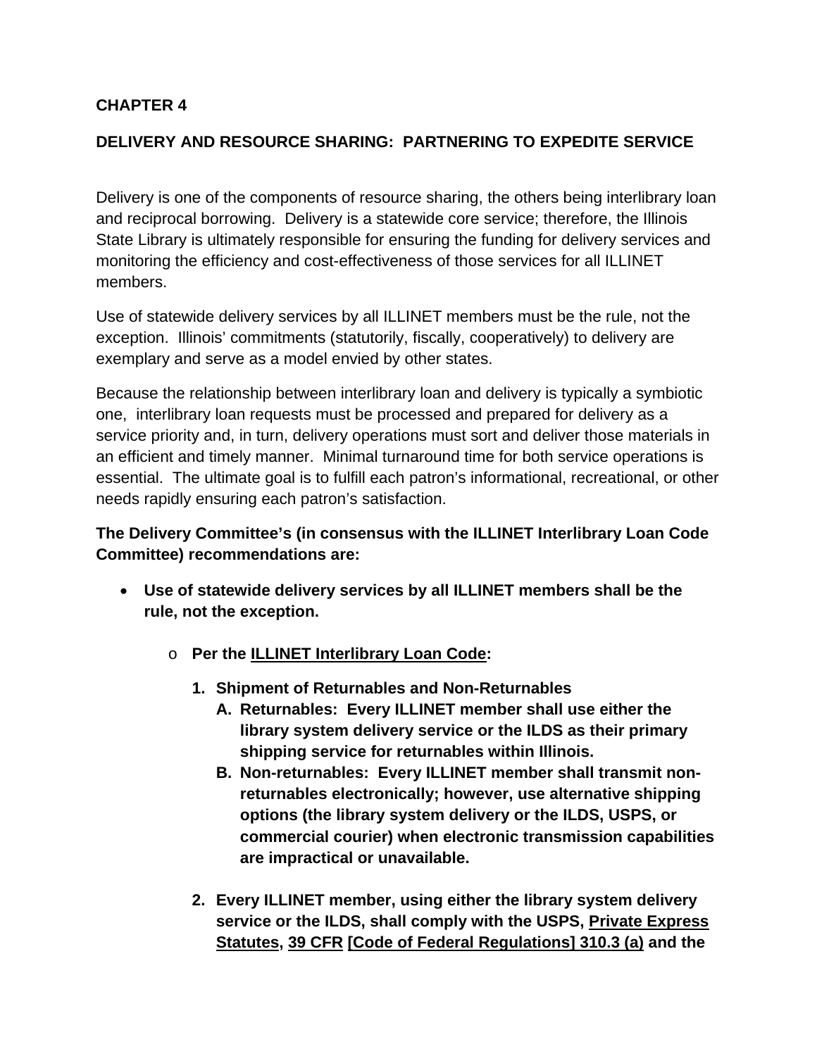# CHAPTER 4

## DELIVERY AND RESOURCE SHARING: PARTNERING TO EXPEDITE SERVICE

Delivery is one of the components of resource sharing, the others being interlibrary loan and reciprocal borrowing. Delivery is a statewide core service; therefore, the Illinois State Library is ultimately responsible for ensuring the funding for delivery services and monitoring the efficiency and cost-effectiveness of those services for all ILLINET members.

Use of statewide delivery services by all ILLINET members must be the rule, not the exception. Illinois' commitments (statutorily, fiscally, cooperatively) to delivery are exemplary and serve as a model envied by other states.

Because the relationship between interlibrary loan and delivery is typically a symbiotic one, interlibrary loan requests must be processed and prepared for delivery as a service priority and, in turn, delivery operations must sort and deliver those materials in an efficient and timely manner. Minimal turnaround time for both service operations is essential. The ultimate goal is to fulfill each patron's informational, recreational, or other needs rapidly ensuring each patron's satisfaction.

**The Delivery Committee's (in consensus with the ILLINET Interlibrary Loan Code Committee) recommendations are:**

- **Use of statewide delivery services by all ILLINET members shall be the rule, not the exception.**
  - **Per the ILLINET Interlibrary Loan Code:**
    1. **Shipment of Returnables and Non-Returnables**
       - **A. Returnables: Every ILLINET member shall use either the library system delivery service or the ILDS as their primary shipping service for returnables within Illinois.**
       - **B. Non-returnables: Every ILLINET member shall transmit non-returnables electronically; however, use alternative shipping options (the library system delivery or the ILDS, USPS, or commercial courier) when electronic transmission capabilities are impractical or unavailable.**
    2. **Every ILLINET member, using either the library system delivery service or the ILDS, shall comply with the USPS, Private Express Statutes, 39 CFR [Code of Federal Regulations] 310.3 (a) and the**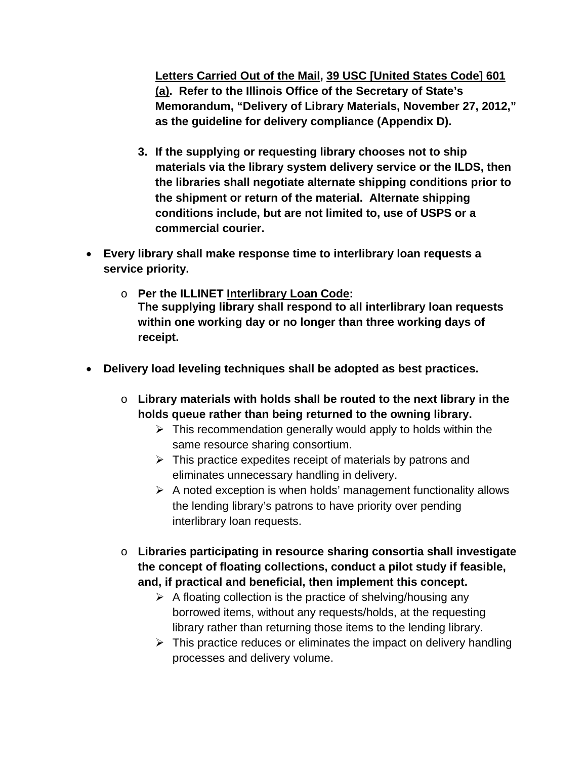**Letters Carried Out of the Mail, 39 USC [United States Code] 601 (a). Refer to the Illinois Office of the Secretary of State's Memorandum, "Delivery of Library Materials, November 27, 2012," as the guideline for delivery compliance (Appendix D).**

3. **If the supplying or requesting library chooses not to ship materials via the library system delivery service or the ILDS, then the libraries shall negotiate alternate shipping conditions prior to the shipment or return of the material. Alternate shipping conditions include, but are not limited to, use of USPS or a commercial courier.**

- **Every library shall make response time to interlibrary loan requests a service priority.**
  - **Per the ILLINET Interlibrary Loan Code:**
    **The supplying library shall respond to all interlibrary loan requests within one working day or no longer than three working days of receipt.**

- **Delivery load leveling techniques shall be adopted as best practices.**
  - **Library materials with holds shall be routed to the next library in the holds queue rather than being returned to the owning library.**
    - This recommendation generally would apply to holds within the same resource sharing consortium.
    - This practice expedites receipt of materials by patrons and eliminates unnecessary handling in delivery.
    - A noted exception is when holds' management functionality allows the lending library's patrons to have priority over pending interlibrary loan requests.
  - **Libraries participating in resource sharing consortia shall investigate the concept of floating collections, conduct a pilot study if feasible, and, if practical and beneficial, then implement this concept.**
    - A floating collection is the practice of shelving/housing any borrowed items, without any requests/holds, at the requesting library rather than returning those items to the lending library.
    - This practice reduces or eliminates the impact on delivery handling processes and delivery volume.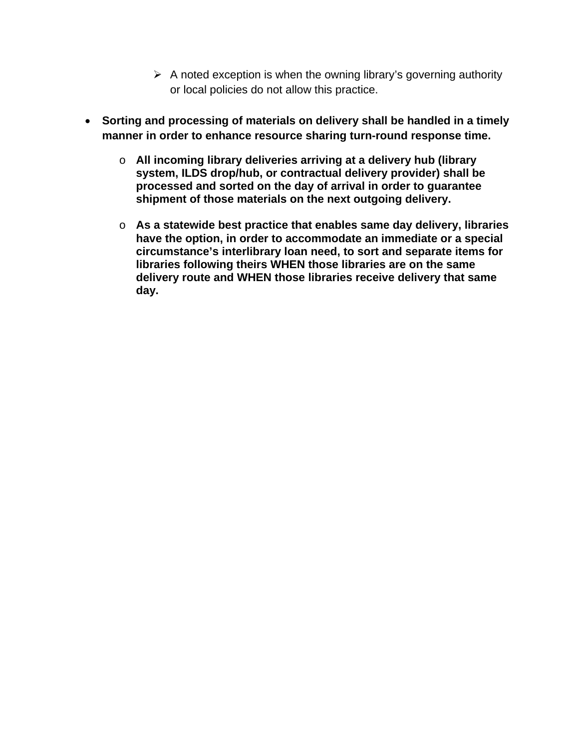- A noted exception is when the owning library's governing authority or local policies do not allow this practice.

- **Sorting and processing of materials on delivery shall be handled in a timely manner in order to enhance resource sharing turn-round response time.**
  - **All incoming library deliveries arriving at a delivery hub (library system, ILDS drop/hub, or contractual delivery provider) shall be processed and sorted on the day of arrival in order to guarantee shipment of those materials on the next outgoing delivery.**
  - **As a statewide best practice that enables same day delivery, libraries have the option, in order to accommodate an immediate or a special circumstance's interlibrary loan need, to sort and separate items for libraries following theirs WHEN those libraries are on the same delivery route and WHEN those libraries receive delivery that same day.**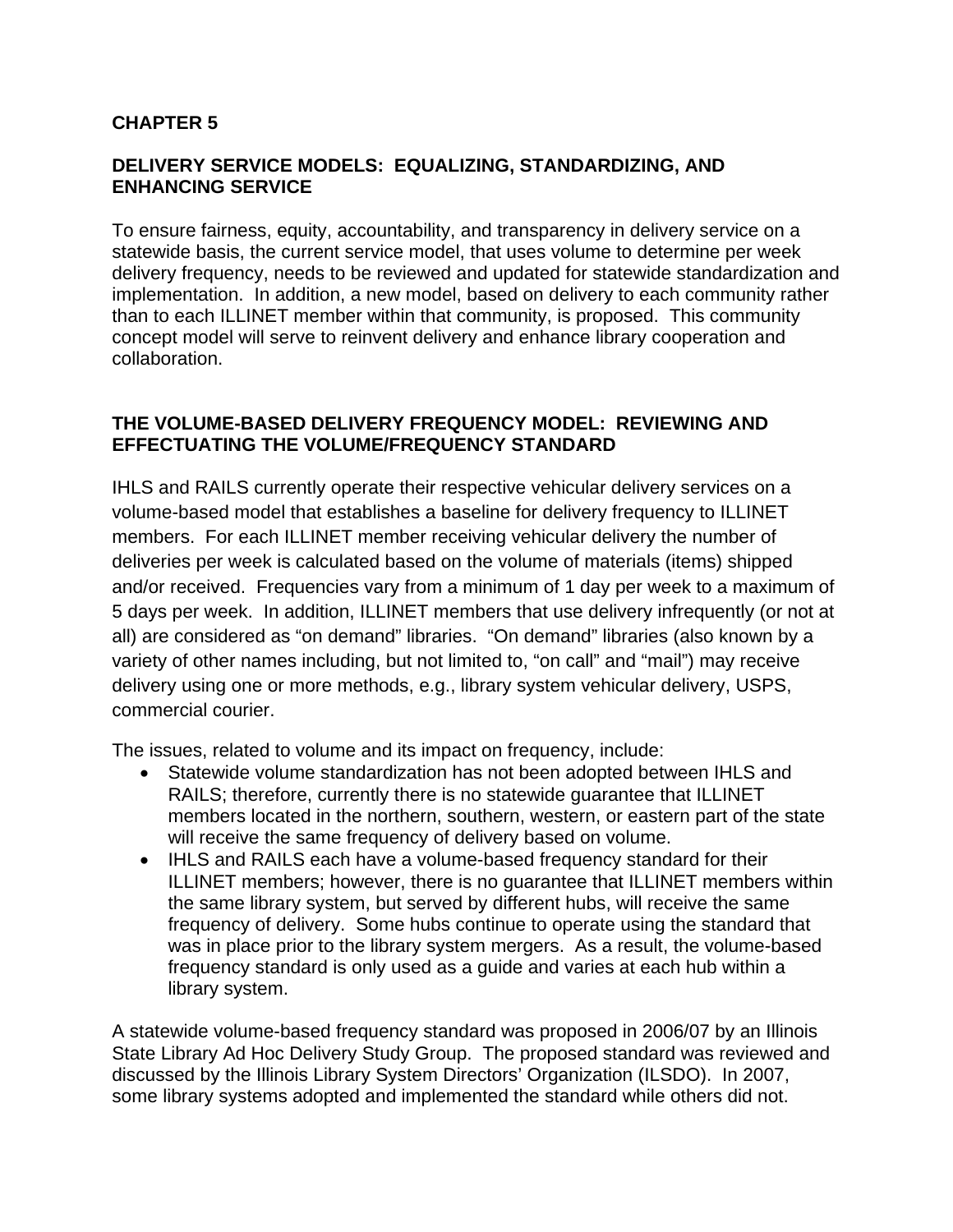# CHAPTER 5

## DELIVERY SERVICE MODELS: EQUALIZING, STANDARDIZING, AND ENHANCING SERVICE

To ensure fairness, equity, accountability, and transparency in delivery service on a statewide basis, the current service model, that uses volume to determine per week delivery frequency, needs to be reviewed and updated for statewide standardization and implementation. In addition, a new model, based on delivery to each community rather than to each ILLINET member within that community, is proposed. This community concept model will serve to reinvent delivery and enhance library cooperation and collaboration.

## THE VOLUME-BASED DELIVERY FREQUENCY MODEL: REVIEWING AND EFFECTUATING THE VOLUME/FREQUENCY STANDARD

IHLS and RAILS currently operate their respective vehicular delivery services on a volume-based model that establishes a baseline for delivery frequency to ILLINET members. For each ILLINET member receiving vehicular delivery the number of deliveries per week is calculated based on the volume of materials (items) shipped and/or received. Frequencies vary from a minimum of 1 day per week to a maximum of 5 days per week. In addition, ILLINET members that use delivery infrequently (or not at all) are considered as "on demand" libraries. "On demand" libraries (also known by a variety of other names including, but not limited to, "on call" and "mail") may receive delivery using one or more methods, e.g., library system vehicular delivery, USPS, commercial courier.

The issues, related to volume and its impact on frequency, include:

- Statewide volume standardization has not been adopted between IHLS and RAILS; therefore, currently there is no statewide guarantee that ILLINET members located in the northern, southern, western, or eastern part of the state will receive the same frequency of delivery based on volume.
- IHLS and RAILS each have a volume-based frequency standard for their ILLINET members; however, there is no guarantee that ILLINET members within the same library system, but served by different hubs, will receive the same frequency of delivery. Some hubs continue to operate using the standard that was in place prior to the library system mergers. As a result, the volume-based frequency standard is only used as a guide and varies at each hub within a library system.

A statewide volume-based frequency standard was proposed in 2006/07 by an Illinois State Library Ad Hoc Delivery Study Group. The proposed standard was reviewed and discussed by the Illinois Library System Directors' Organization (ILSDO). In 2007, some library systems adopted and implemented the standard while others did not.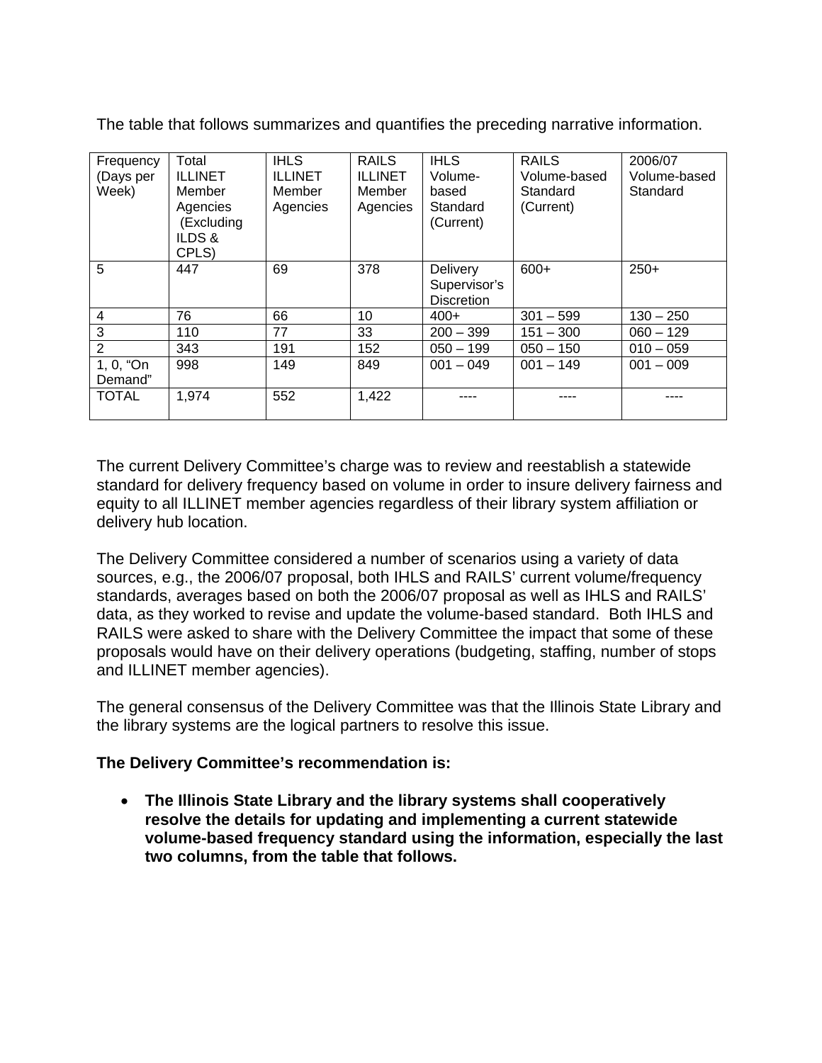The table that follows summarizes and quantifies the preceding narrative information.

| Frequency (Days per Week) | Total ILLINET Member Agencies (Excluding ILDS & CPLS) | IHLS ILLINET Member Agencies | RAILS ILLINET Member Agencies | IHLS Volume-based Standard (Current) | RAILS Volume-based Standard (Current) | 2006/07 Volume-based Standard |
|---|---|---|---|---|---|---|
| 5 | 447 | 69 | 378 | Delivery Supervisor's Discretion | 600+ | 250+ |
| 4 | 76 | 66 | 10 | 400+ | 301 – 599 | 130 – 250 |
| 3 | 110 | 77 | 33 | 200 – 399 | 151 – 300 | 060 – 129 |
| 2 | 343 | 191 | 152 | 050 – 199 | 050 – 150 | 010 – 059 |
| 1, 0, "On Demand" | 998 | 149 | 849 | 001 – 049 | 001 – 149 | 001 – 009 |
| TOTAL | 1,974 | 552 | 1,422 | ---- | ---- | ---- |

The current Delivery Committee's charge was to review and reestablish a statewide standard for delivery frequency based on volume in order to insure delivery fairness and equity to all ILLINET member agencies regardless of their library system affiliation or delivery hub location.

The Delivery Committee considered a number of scenarios using a variety of data sources, e.g., the 2006/07 proposal, both IHLS and RAILS' current volume/frequency standards, averages based on both the 2006/07 proposal as well as IHLS and RAILS' data, as they worked to revise and update the volume-based standard. Both IHLS and RAILS were asked to share with the Delivery Committee the impact that some of these proposals would have on their delivery operations (budgeting, staffing, number of stops and ILLINET member agencies).

The general consensus of the Delivery Committee was that the Illinois State Library and the library systems are the logical partners to resolve this issue.

**The Delivery Committee's recommendation is:**

- **The Illinois State Library and the library systems shall cooperatively resolve the details for updating and implementing a current statewide volume-based frequency standard using the information, especially the last two columns, from the table that follows.**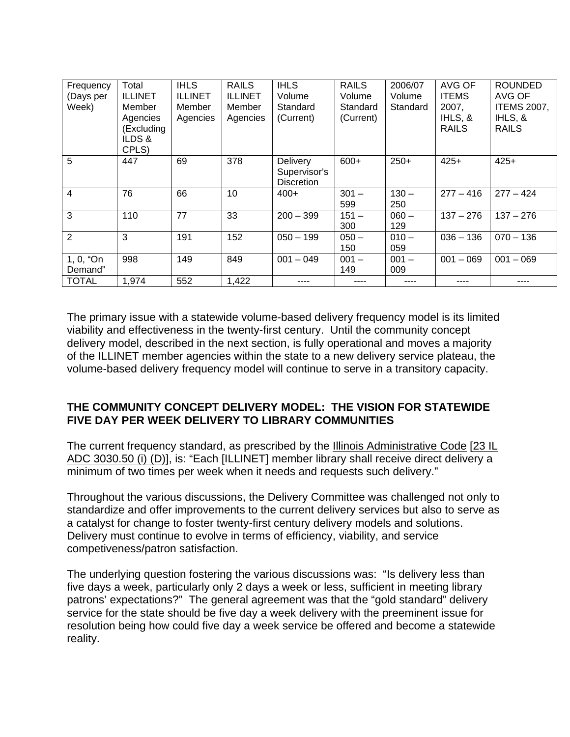| Frequency (Days per Week) | Total ILLINET Member Agencies (Excluding ILDS & CPLS) | IHLS ILLINET Member Agencies | RAILS ILLINET Member Agencies | IHLS Volume Standard (Current) | RAILS Volume Standard (Current) | 2006/07 Volume Standard | AVG OF ITEMS 2007, IHLS, & RAILS | ROUNDED AVG OF ITEMS 2007, IHLS, & RAILS |
|---|---|---|---|---|---|---|---|---|
| 5 | 447 | 69 | 378 | Delivery Supervisor's Discretion | 600+ | 250+ | 425+ | 425+ |
| 4 | 76 | 66 | 10 | 400+ | 301 – 599 | 130 – 250 | 277 – 416 | 277 – 424 |
| 3 | 110 | 77 | 33 | 200 – 399 | 151 – 300 | 060 – 129 | 137 – 276 | 137 – 276 |
| 2 | 3 | 191 | 152 | 050 – 199 | 050 – 150 | 010 – 059 | 036 – 136 | 070 – 136 |
| 1, 0, "On Demand" | 998 | 149 | 849 | 001 – 049 | 001 – 149 | 001 – 009 | 001 – 069 | 001 – 069 |
| TOTAL | 1,974 | 552 | 1,422 | ---- | ---- | ---- | ---- | ---- |

The primary issue with a statewide volume-based delivery frequency model is its limited viability and effectiveness in the twenty-first century. Until the community concept delivery model, described in the next section, is fully operational and moves a majority of the ILLINET member agencies within the state to a new delivery service plateau, the volume-based delivery frequency model will continue to serve in a transitory capacity.

**THE COMMUNITY CONCEPT DELIVERY MODEL: THE VISION FOR STATEWIDE FIVE DAY PER WEEK DELIVERY TO LIBRARY COMMUNITIES**

The current frequency standard, as prescribed by the Illinois Administrative Code [23 IL ADC 3030.50 (i) (D)], is: "Each [ILLINET] member library shall receive direct delivery a minimum of two times per week when it needs and requests such delivery."

Throughout the various discussions, the Delivery Committee was challenged not only to standardize and offer improvements to the current delivery services but also to serve as a catalyst for change to foster twenty-first century delivery models and solutions. Delivery must continue to evolve in terms of efficiency, viability, and service competiveness/patron satisfaction.

The underlying question fostering the various discussions was: "Is delivery less than five days a week, particularly only 2 days a week or less, sufficient in meeting library patrons' expectations?" The general agreement was that the "gold standard" delivery service for the state should be five day a week delivery with the preeminent issue for resolution being how could five day a week service be offered and become a statewide reality.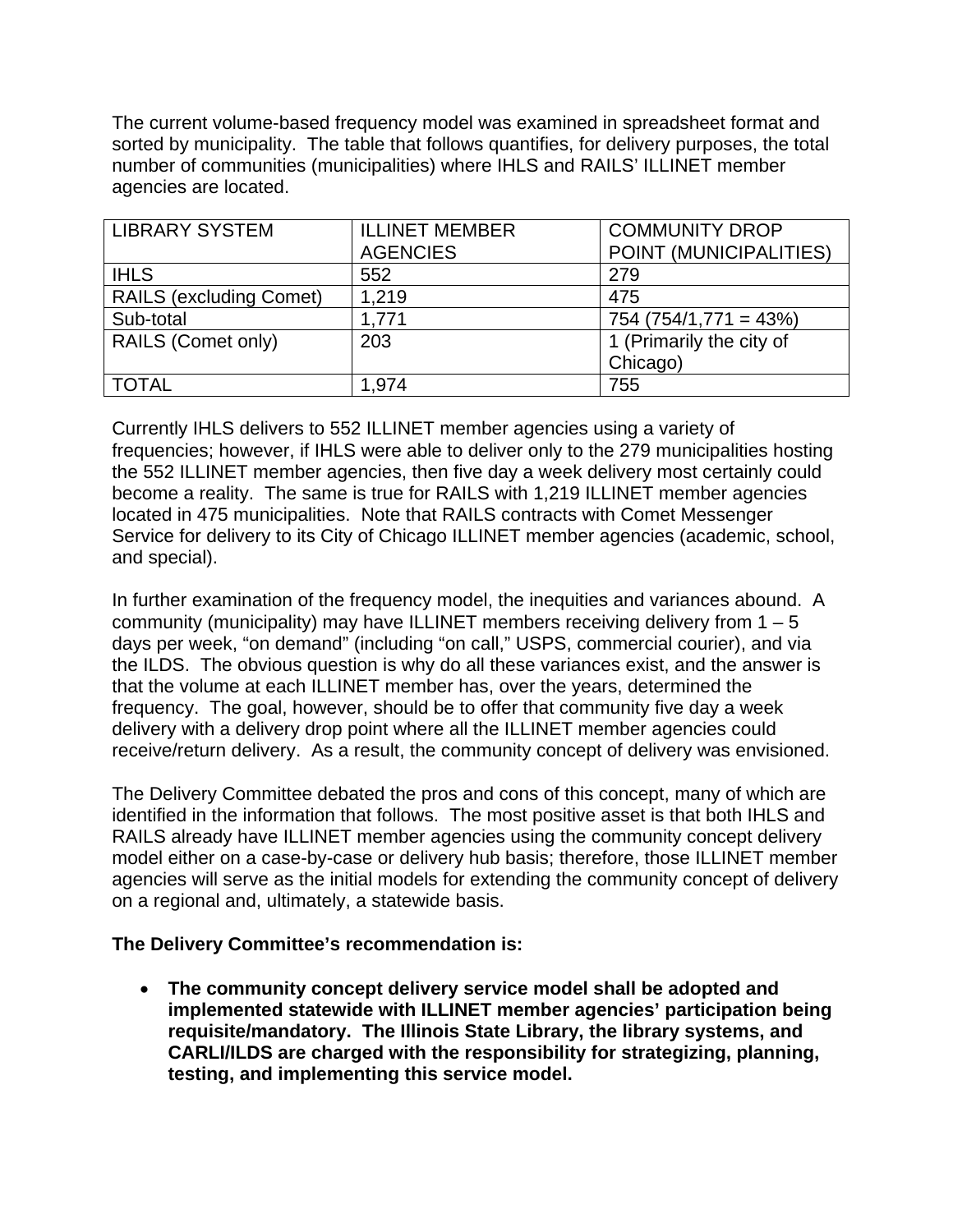The current volume-based frequency model was examined in spreadsheet format and sorted by municipality. The table that follows quantifies, for delivery purposes, the total number of communities (municipalities) where IHLS and RAILS' ILLINET member agencies are located.

| LIBRARY SYSTEM | ILLINET MEMBER AGENCIES | COMMUNITY DROP POINT (MUNICIPALITIES) |
|---|---|---|
| IHLS | 552 | 279 |
| RAILS (excluding Comet) | 1,219 | 475 |
| Sub-total | 1,771 | 754 (754/1,771 = 43%) |
| RAILS (Comet only) | 203 | 1 (Primarily the city of Chicago) |
| TOTAL | 1,974 | 755 |

Currently IHLS delivers to 552 ILLINET member agencies using a variety of frequencies; however, if IHLS were able to deliver only to the 279 municipalities hosting the 552 ILLINET member agencies, then five day a week delivery most certainly could become a reality. The same is true for RAILS with 1,219 ILLINET member agencies located in 475 municipalities. Note that RAILS contracts with Comet Messenger Service for delivery to its City of Chicago ILLINET member agencies (academic, school, and special).

In further examination of the frequency model, the inequities and variances abound. A community (municipality) may have ILLINET members receiving delivery from 1 – 5 days per week, "on demand" (including "on call," USPS, commercial courier), and via the ILDS. The obvious question is why do all these variances exist, and the answer is that the volume at each ILLINET member has, over the years, determined the frequency. The goal, however, should be to offer that community five day a week delivery with a delivery drop point where all the ILLINET member agencies could receive/return delivery. As a result, the community concept of delivery was envisioned.

The Delivery Committee debated the pros and cons of this concept, many of which are identified in the information that follows. The most positive asset is that both IHLS and RAILS already have ILLINET member agencies using the community concept delivery model either on a case-by-case or delivery hub basis; therefore, those ILLINET member agencies will serve as the initial models for extending the community concept of delivery on a regional and, ultimately, a statewide basis.

**The Delivery Committee's recommendation is:**

- **The community concept delivery service model shall be adopted and implemented statewide with ILLINET member agencies' participation being requisite/mandatory. The Illinois State Library, the library systems, and CARLI/ILDS are charged with the responsibility for strategizing, planning, testing, and implementing this service model.**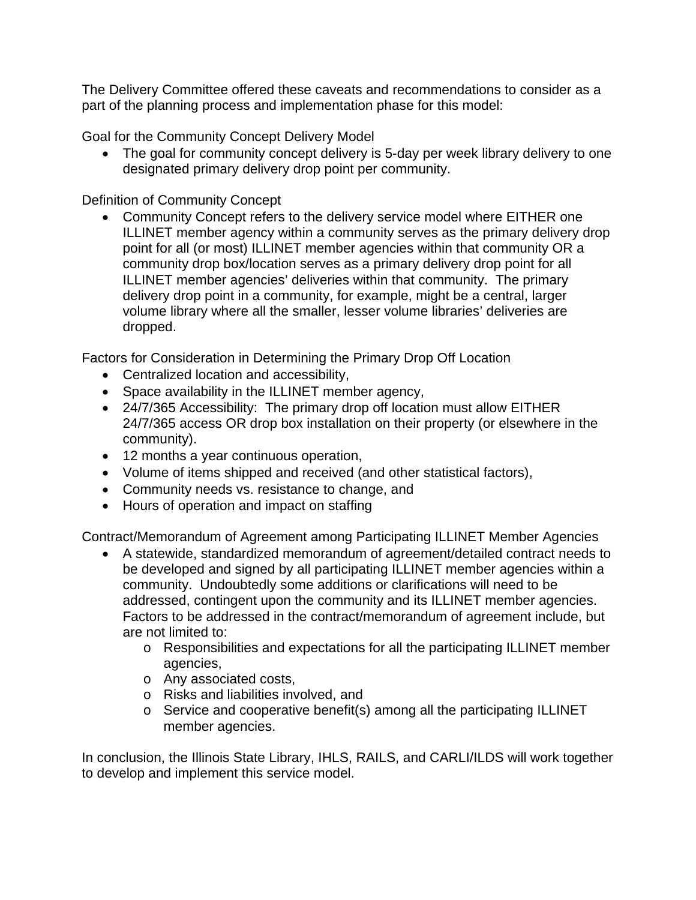The Delivery Committee offered these caveats and recommendations to consider as a part of the planning process and implementation phase for this model:

Goal for the Community Concept Delivery Model

- The goal for community concept delivery is 5-day per week library delivery to one designated primary delivery drop point per community.

Definition of Community Concept

- Community Concept refers to the delivery service model where EITHER one ILLINET member agency within a community serves as the primary delivery drop point for all (or most) ILLINET member agencies within that community OR a community drop box/location serves as a primary delivery drop point for all ILLINET member agencies' deliveries within that community. The primary delivery drop point in a community, for example, might be a central, larger volume library where all the smaller, lesser volume libraries' deliveries are dropped.

Factors for Consideration in Determining the Primary Drop Off Location

- Centralized location and accessibility,
- Space availability in the ILLINET member agency,
- 24/7/365 Accessibility: The primary drop off location must allow EITHER 24/7/365 access OR drop box installation on their property (or elsewhere in the community).
- 12 months a year continuous operation,
- Volume of items shipped and received (and other statistical factors),
- Community needs vs. resistance to change, and
- Hours of operation and impact on staffing

Contract/Memorandum of Agreement among Participating ILLINET Member Agencies

- A statewide, standardized memorandum of agreement/detailed contract needs to be developed and signed by all participating ILLINET member agencies within a community. Undoubtedly some additions or clarifications will need to be addressed, contingent upon the community and its ILLINET member agencies. Factors to be addressed in the contract/memorandum of agreement include, but are not limited to:
    - Responsibilities and expectations for all the participating ILLINET member agencies,
    - Any associated costs,
    - Risks and liabilities involved, and
    - Service and cooperative benefit(s) among all the participating ILLINET member agencies.

In conclusion, the Illinois State Library, IHLS, RAILS, and CARLI/ILDS will work together to develop and implement this service model.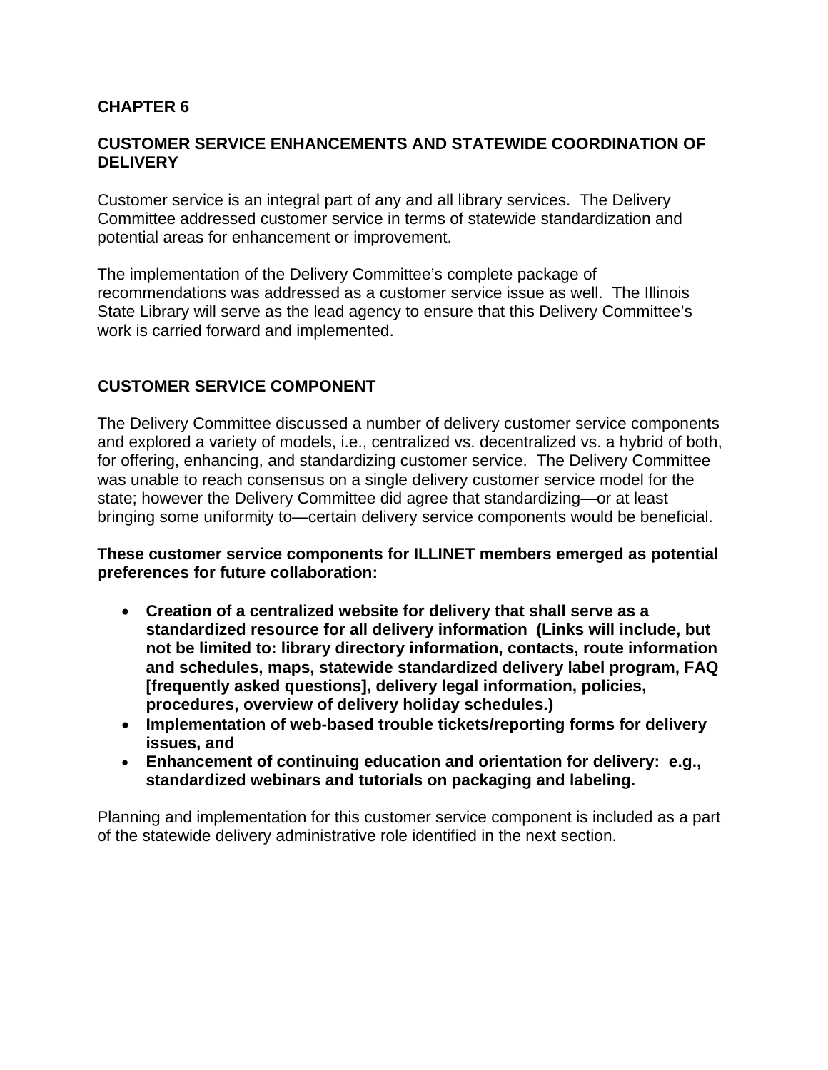# CHAPTER 6

## CUSTOMER SERVICE ENHANCEMENTS AND STATEWIDE COORDINATION OF DELIVERY

Customer service is an integral part of any and all library services. The Delivery Committee addressed customer service in terms of statewide standardization and potential areas for enhancement or improvement.

The implementation of the Delivery Committee's complete package of recommendations was addressed as a customer service issue as well. The Illinois State Library will serve as the lead agency to ensure that this Delivery Committee's work is carried forward and implemented.

## CUSTOMER SERVICE COMPONENT

The Delivery Committee discussed a number of delivery customer service components and explored a variety of models, i.e., centralized vs. decentralized vs. a hybrid of both, for offering, enhancing, and standardizing customer service. The Delivery Committee was unable to reach consensus on a single delivery customer service model for the state; however the Delivery Committee did agree that standardizing—or at least bringing some uniformity to—certain delivery service components would be beneficial.

**These customer service components for ILLINET members emerged as potential preferences for future collaboration:**

- **Creation of a centralized website for delivery that shall serve as a standardized resource for all delivery information (Links will include, but not be limited to: library directory information, contacts, route information and schedules, maps, statewide standardized delivery label program, FAQ [frequently asked questions], delivery legal information, policies, procedures, overview of delivery holiday schedules.)**
- **Implementation of web-based trouble tickets/reporting forms for delivery issues, and**
- **Enhancement of continuing education and orientation for delivery: e.g., standardized webinars and tutorials on packaging and labeling.**

Planning and implementation for this customer service component is included as a part of the statewide delivery administrative role identified in the next section.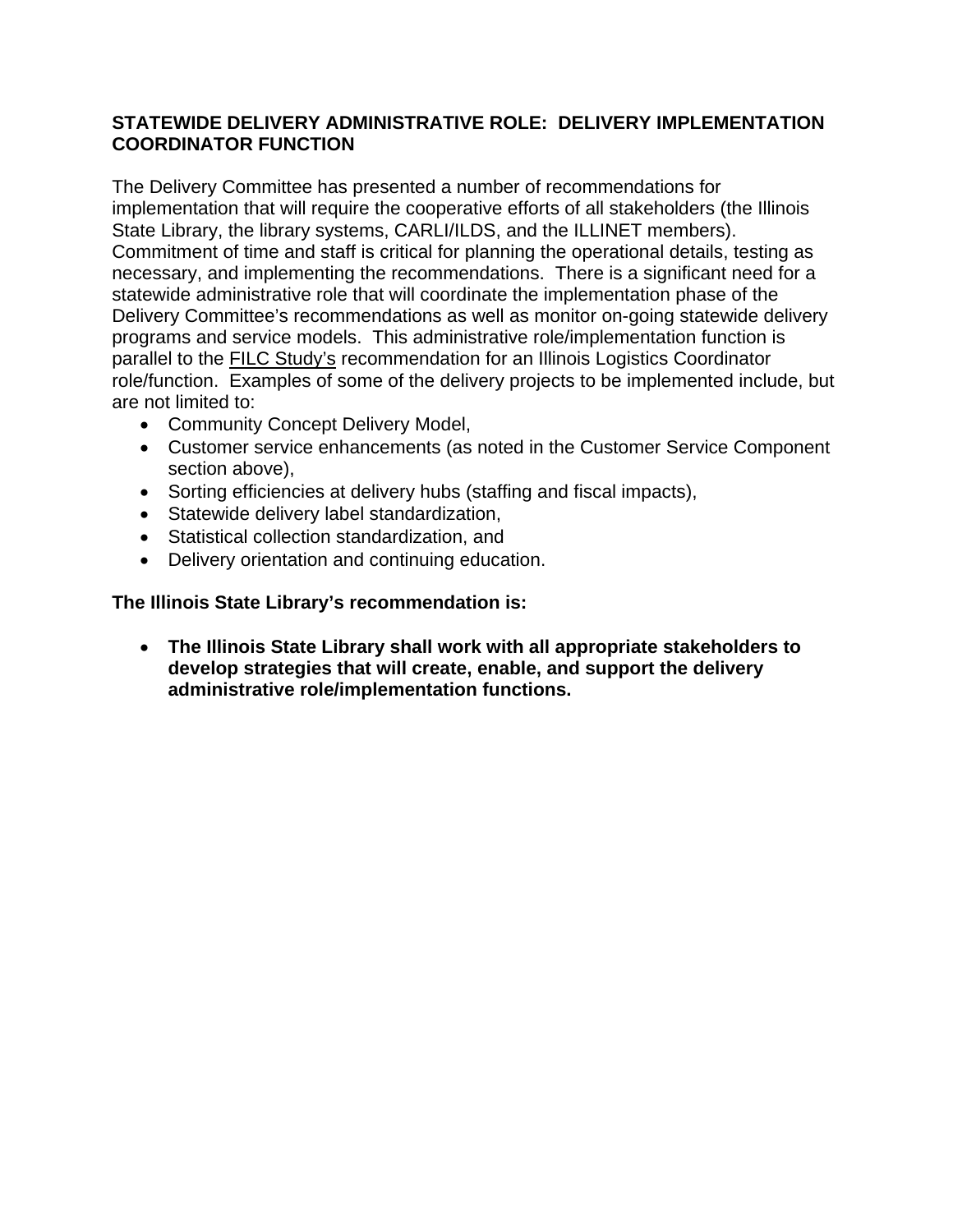## STATEWIDE DELIVERY ADMINISTRATIVE ROLE: DELIVERY IMPLEMENTATION COORDINATOR FUNCTION

The Delivery Committee has presented a number of recommendations for implementation that will require the cooperative efforts of all stakeholders (the Illinois State Library, the library systems, CARLI/ILDS, and the ILLINET members). Commitment of time and staff is critical for planning the operational details, testing as necessary, and implementing the recommendations. There is a significant need for a statewide administrative role that will coordinate the implementation phase of the Delivery Committee's recommendations as well as monitor on-going statewide delivery programs and service models. This administrative role/implementation function is parallel to the FILC Study's recommendation for an Illinois Logistics Coordinator role/function. Examples of some of the delivery projects to be implemented include, but are not limited to:

- Community Concept Delivery Model,
- Customer service enhancements (as noted in the Customer Service Component section above),
- Sorting efficiencies at delivery hubs (staffing and fiscal impacts),
- Statewide delivery label standardization,
- Statistical collection standardization, and
- Delivery orientation and continuing education.

**The Illinois State Library's recommendation is:**

- **The Illinois State Library shall work with all appropriate stakeholders to develop strategies that will create, enable, and support the delivery administrative role/implementation functions.**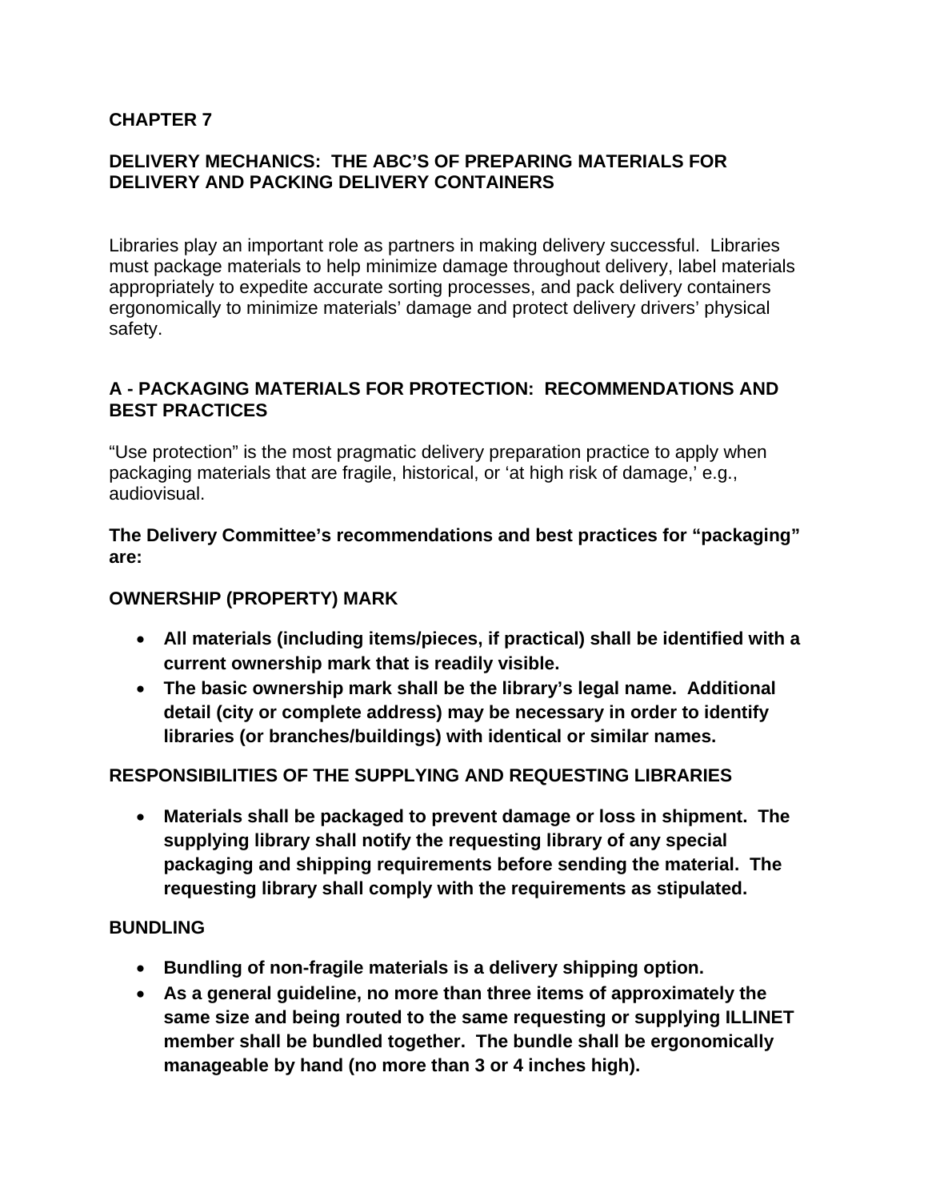# CHAPTER 7

## DELIVERY MECHANICS: THE ABC'S OF PREPARING MATERIALS FOR DELIVERY AND PACKING DELIVERY CONTAINERS

Libraries play an important role as partners in making delivery successful. Libraries must package materials to help minimize damage throughout delivery, label materials appropriately to expedite accurate sorting processes, and pack delivery containers ergonomically to minimize materials' damage and protect delivery drivers' physical safety.

## A - PACKAGING MATERIALS FOR PROTECTION: RECOMMENDATIONS AND BEST PRACTICES

"Use protection" is the most pragmatic delivery preparation practice to apply when packaging materials that are fragile, historical, or 'at high risk of damage,' e.g., audiovisual.

**The Delivery Committee's recommendations and best practices for "packaging" are:**

### OWNERSHIP (PROPERTY) MARK

- **All materials (including items/pieces, if practical) shall be identified with a current ownership mark that is readily visible.**
- **The basic ownership mark shall be the library's legal name. Additional detail (city or complete address) may be necessary in order to identify libraries (or branches/buildings) with identical or similar names.**

### RESPONSIBILITIES OF THE SUPPLYING AND REQUESTING LIBRARIES

- **Materials shall be packaged to prevent damage or loss in shipment. The supplying library shall notify the requesting library of any special packaging and shipping requirements before sending the material. The requesting library shall comply with the requirements as stipulated.**

### BUNDLING

- **Bundling of non-fragile materials is a delivery shipping option.**
- **As a general guideline, no more than three items of approximately the same size and being routed to the same requesting or supplying ILLINET member shall be bundled together. The bundle shall be ergonomically manageable by hand (no more than 3 or 4 inches high).**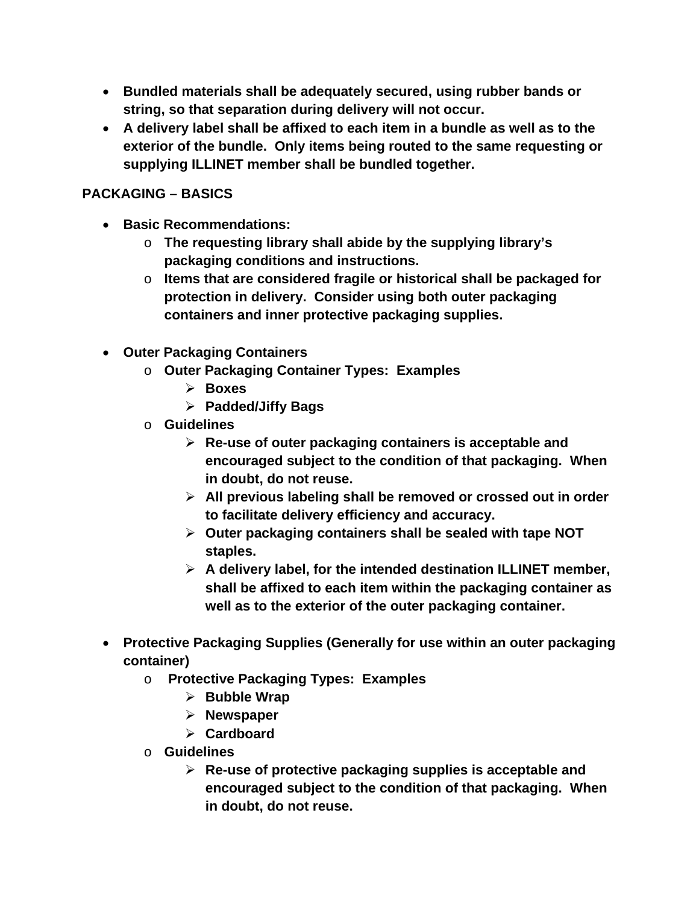- **Bundled materials shall be adequately secured, using rubber bands or string, so that separation during delivery will not occur.**
- **A delivery label shall be affixed to each item in a bundle as well as to the exterior of the bundle. Only items being routed to the same requesting or supplying ILLINET member shall be bundled together.**

## PACKAGING – BASICS

- **Basic Recommendations:**
  - **The requesting library shall abide by the supplying library's packaging conditions and instructions.**
  - **Items that are considered fragile or historical shall be packaged for protection in delivery. Consider using both outer packaging containers and inner protective packaging supplies.**

- **Outer Packaging Containers**
  - **Outer Packaging Container Types: Examples**
    - **Boxes**
    - **Padded/Jiffy Bags**
  - **Guidelines**
    - **Re-use of outer packaging containers is acceptable and encouraged subject to the condition of that packaging. When in doubt, do not reuse.**
    - **All previous labeling shall be removed or crossed out in order to facilitate delivery efficiency and accuracy.**
    - **Outer packaging containers shall be sealed with tape NOT staples.**
    - **A delivery label, for the intended destination ILLINET member, shall be affixed to each item within the packaging container as well as to the exterior of the outer packaging container.**

- **Protective Packaging Supplies (Generally for use within an outer packaging container)**
  - **Protective Packaging Types: Examples**
    - **Bubble Wrap**
    - **Newspaper**
    - **Cardboard**
  - **Guidelines**
    - **Re-use of protective packaging supplies is acceptable and encouraged subject to the condition of that packaging. When in doubt, do not reuse.**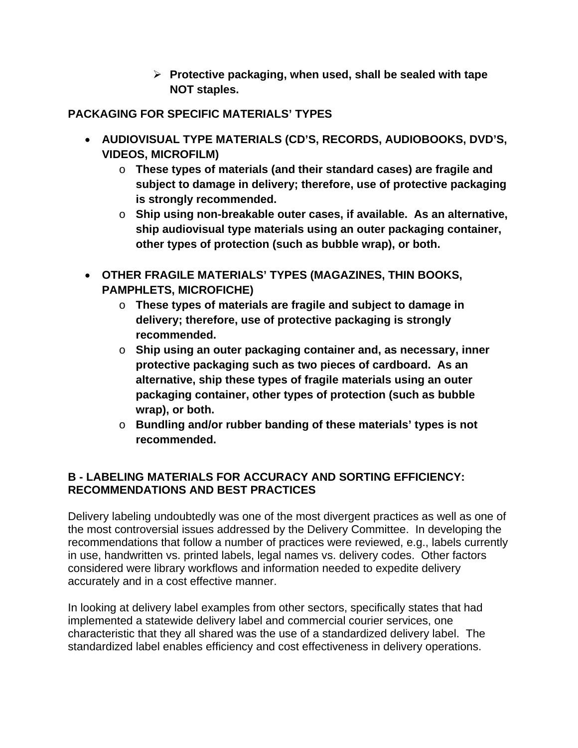- **Protective packaging, when used, shall be sealed with tape NOT staples.**

**PACKAGING FOR SPECIFIC MATERIALS' TYPES**

- **AUDIOVISUAL TYPE MATERIALS (CD'S, RECORDS, AUDIOBOOKS, DVD'S, VIDEOS, MICROFILM)**
  - **These types of materials (and their standard cases) are fragile and subject to damage in delivery; therefore, use of protective packaging is strongly recommended.**
  - **Ship using non-breakable outer cases, if available. As an alternative, ship audiovisual type materials using an outer packaging container, other types of protection (such as bubble wrap), or both.**

- **OTHER FRAGILE MATERIALS' TYPES (MAGAZINES, THIN BOOKS, PAMPHLETS, MICROFICHE)**
  - **These types of materials are fragile and subject to damage in delivery; therefore, use of protective packaging is strongly recommended.**
  - **Ship using an outer packaging container and, as necessary, inner protective packaging such as two pieces of cardboard. As an alternative, ship these types of fragile materials using an outer packaging container, other types of protection (such as bubble wrap), or both.**
  - **Bundling and/or rubber banding of these materials' types is not recommended.**

## B - LABELING MATERIALS FOR ACCURACY AND SORTING EFFICIENCY: RECOMMENDATIONS AND BEST PRACTICES

Delivery labeling undoubtedly was one of the most divergent practices as well as one of the most controversial issues addressed by the Delivery Committee. In developing the recommendations that follow a number of practices were reviewed, e.g., labels currently in use, handwritten vs. printed labels, legal names vs. delivery codes. Other factors considered were library workflows and information needed to expedite delivery accurately and in a cost effective manner.

In looking at delivery label examples from other sectors, specifically states that had implemented a statewide delivery label and commercial courier services, one characteristic that they all shared was the use of a standardized delivery label. The standardized label enables efficiency and cost effectiveness in delivery operations.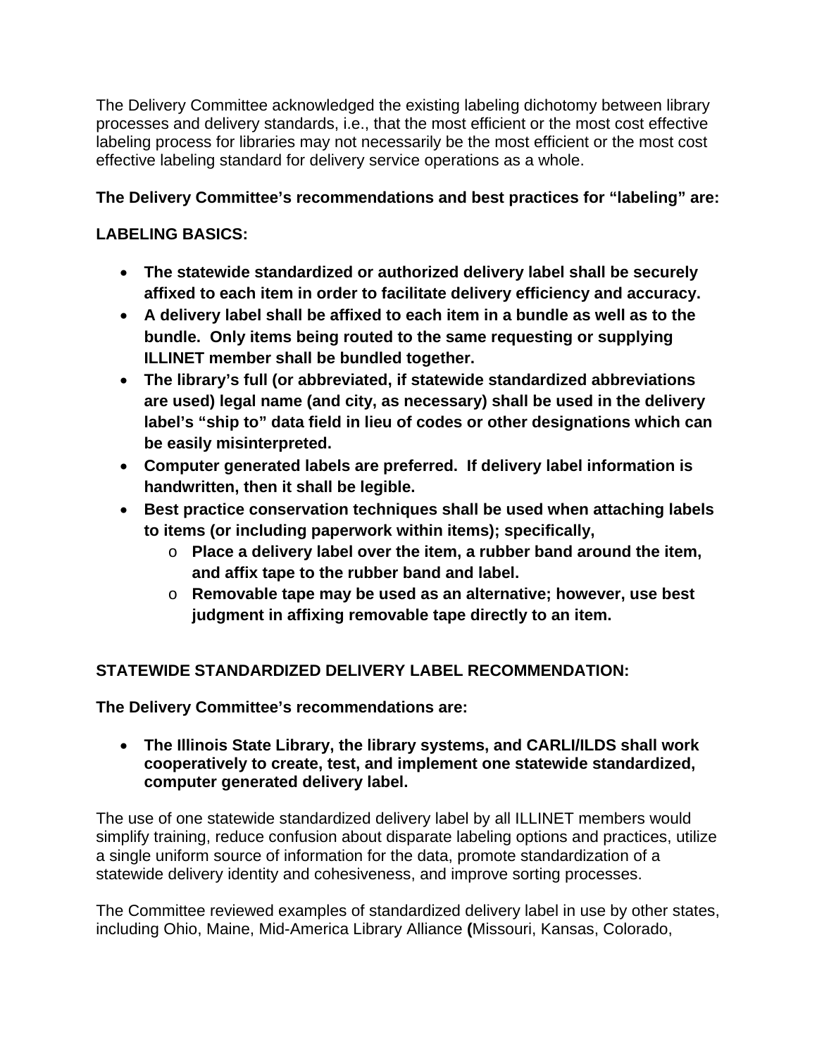The Delivery Committee acknowledged the existing labeling dichotomy between library processes and delivery standards, i.e., that the most efficient or the most cost effective labeling process for libraries may not necessarily be the most efficient or the most cost effective labeling standard for delivery service operations as a whole.

**The Delivery Committee's recommendations and best practices for "labeling" are:**

**LABELING BASICS:**

- **The statewide standardized or authorized delivery label shall be securely affixed to each item in order to facilitate delivery efficiency and accuracy.**
- **A delivery label shall be affixed to each item in a bundle as well as to the bundle. Only items being routed to the same requesting or supplying ILLINET member shall be bundled together.**
- **The library's full (or abbreviated, if statewide standardized abbreviations are used) legal name (and city, as necessary) shall be used in the delivery label's "ship to" data field in lieu of codes or other designations which can be easily misinterpreted.**
- **Computer generated labels are preferred. If delivery label information is handwritten, then it shall be legible.**
- **Best practice conservation techniques shall be used when attaching labels to items (or including paperwork within items); specifically,**
  - **Place a delivery label over the item, a rubber band around the item, and affix tape to the rubber band and label.**
  - **Removable tape may be used as an alternative; however, use best judgment in affixing removable tape directly to an item.**

**STATEWIDE STANDARDIZED DELIVERY LABEL RECOMMENDATION:**

**The Delivery Committee's recommendations are:**

- **The Illinois State Library, the library systems, and CARLI/ILDS shall work cooperatively to create, test, and implement one statewide standardized, computer generated delivery label.**

The use of one statewide standardized delivery label by all ILLINET members would simplify training, reduce confusion about disparate labeling options and practices, utilize a single uniform source of information for the data, promote standardization of a statewide delivery identity and cohesiveness, and improve sorting processes.

The Committee reviewed examples of standardized delivery label in use by other states, including Ohio, Maine, Mid-America Library Alliance **(**Missouri, Kansas, Colorado,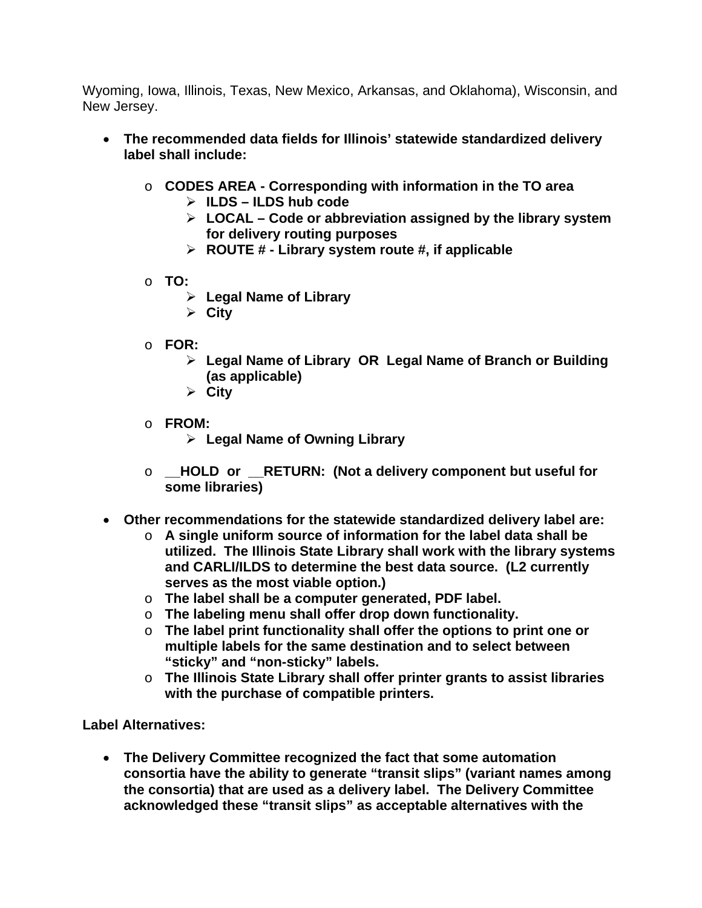Wyoming, Iowa, Illinois, Texas, New Mexico, Arkansas, and Oklahoma), Wisconsin, and New Jersey.

- **The recommended data fields for Illinois' statewide standardized delivery label shall include:**
  - **CODES AREA - Corresponding with information in the TO area**
    - **ILDS – ILDS hub code**
    - **LOCAL – Code or abbreviation assigned by the library system for delivery routing purposes**
    - **ROUTE # - Library system route #, if applicable**
  - **TO:**
    - **Legal Name of Library**
    - **City**
  - **FOR:**
    - **Legal Name of Library OR Legal Name of Branch or Building (as applicable)**
    - **City**
  - **FROM:**
    - **Legal Name of Owning Library**
  - **__HOLD or __RETURN: (Not a delivery component but useful for some libraries)**

- **Other recommendations for the statewide standardized delivery label are:**
  - **A single uniform source of information for the label data shall be utilized. The Illinois State Library shall work with the library systems and CARLI/ILDS to determine the best data source. (L2 currently serves as the most viable option.)**
  - **The label shall be a computer generated, PDF label.**
  - **The labeling menu shall offer drop down functionality.**
  - **The label print functionality shall offer the options to print one or multiple labels for the same destination and to select between "sticky" and "non-sticky" labels.**
  - **The Illinois State Library shall offer printer grants to assist libraries with the purchase of compatible printers.**

**Label Alternatives:**

- **The Delivery Committee recognized the fact that some automation consortia have the ability to generate "transit slips" (variant names among the consortia) that are used as a delivery label. The Delivery Committee acknowledged these "transit slips" as acceptable alternatives with the**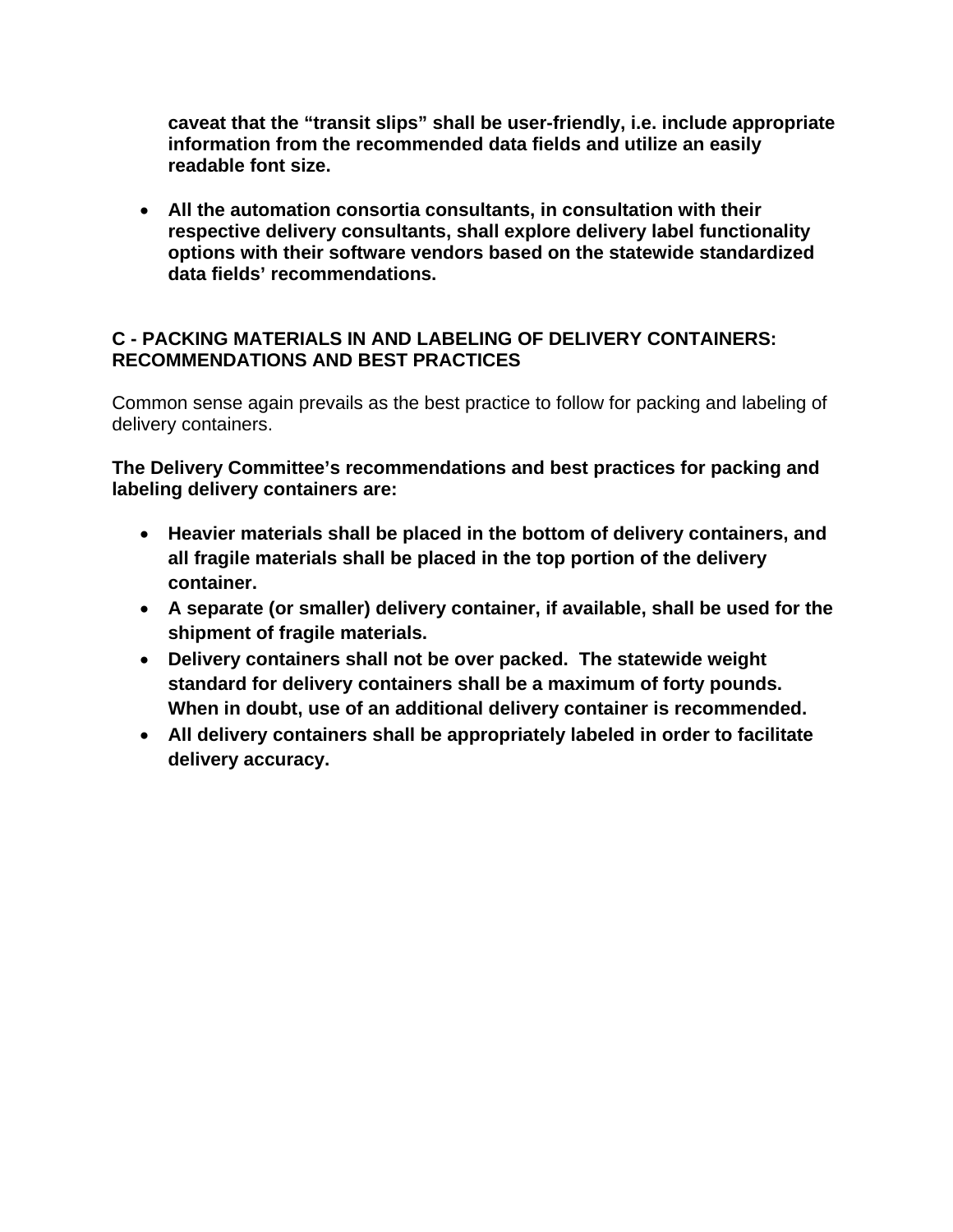**caveat that the "transit slips" shall be user-friendly, i.e. include appropriate information from the recommended data fields and utilize an easily readable font size.**

- **All the automation consortia consultants, in consultation with their respective delivery consultants, shall explore delivery label functionality options with their software vendors based on the statewide standardized data fields' recommendations.**

## C - PACKING MATERIALS IN AND LABELING OF DELIVERY CONTAINERS: RECOMMENDATIONS AND BEST PRACTICES

Common sense again prevails as the best practice to follow for packing and labeling of delivery containers.

**The Delivery Committee's recommendations and best practices for packing and labeling delivery containers are:**

- **Heavier materials shall be placed in the bottom of delivery containers, and all fragile materials shall be placed in the top portion of the delivery container.**
- **A separate (or smaller) delivery container, if available, shall be used for the shipment of fragile materials.**
- **Delivery containers shall not be over packed. The statewide weight standard for delivery containers shall be a maximum of forty pounds. When in doubt, use of an additional delivery container is recommended.**
- **All delivery containers shall be appropriately labeled in order to facilitate delivery accuracy.**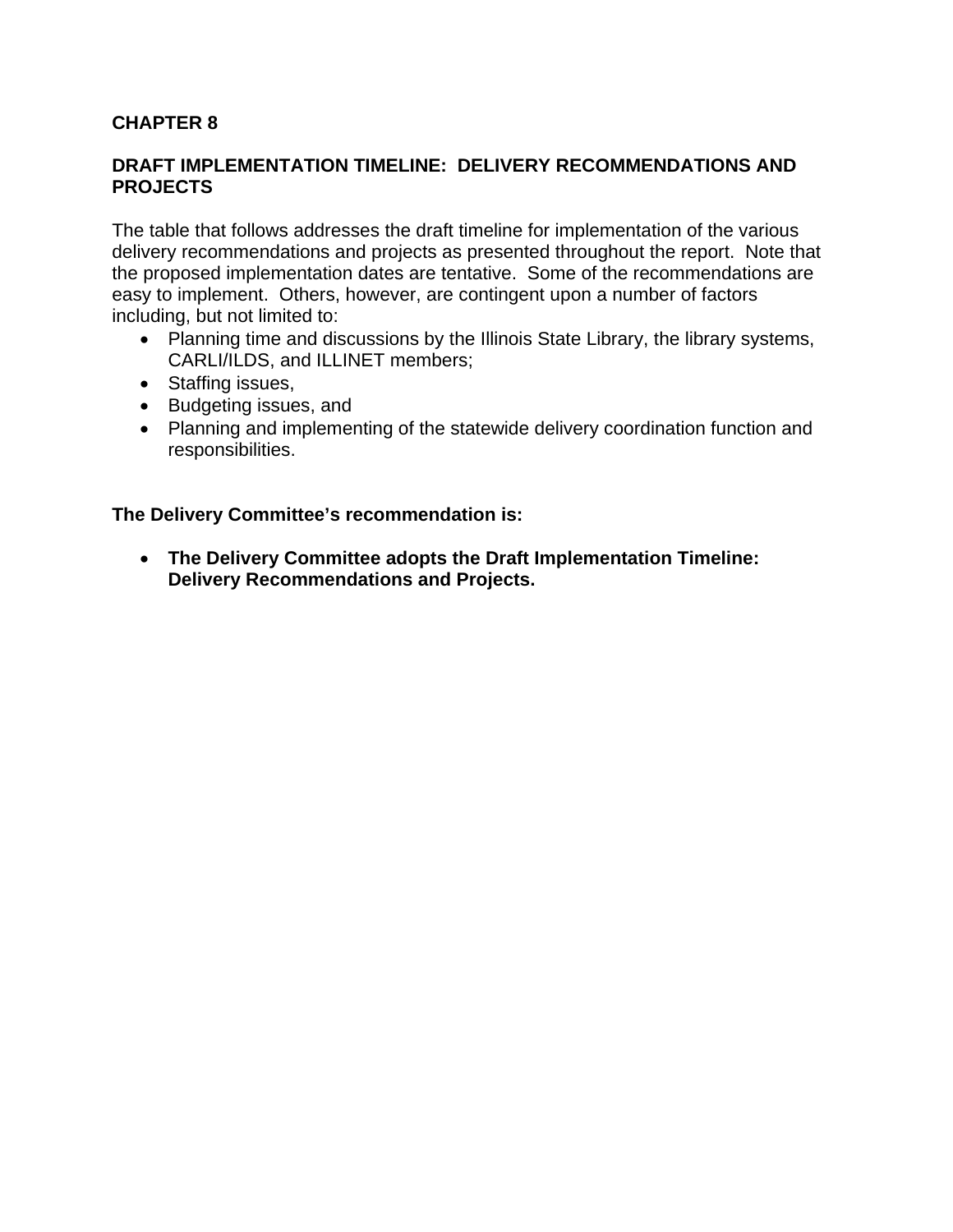# CHAPTER 8

## DRAFT IMPLEMENTATION TIMELINE: DELIVERY RECOMMENDATIONS AND PROJECTS

The table that follows addresses the draft timeline for implementation of the various delivery recommendations and projects as presented throughout the report. Note that the proposed implementation dates are tentative. Some of the recommendations are easy to implement. Others, however, are contingent upon a number of factors including, but not limited to:

- Planning time and discussions by the Illinois State Library, the library systems, CARLI/ILDS, and ILLINET members;
- Staffing issues,
- Budgeting issues, and
- Planning and implementing of the statewide delivery coordination function and responsibilities.

**The Delivery Committee's recommendation is:**

- **The Delivery Committee adopts the Draft Implementation Timeline: Delivery Recommendations and Projects.**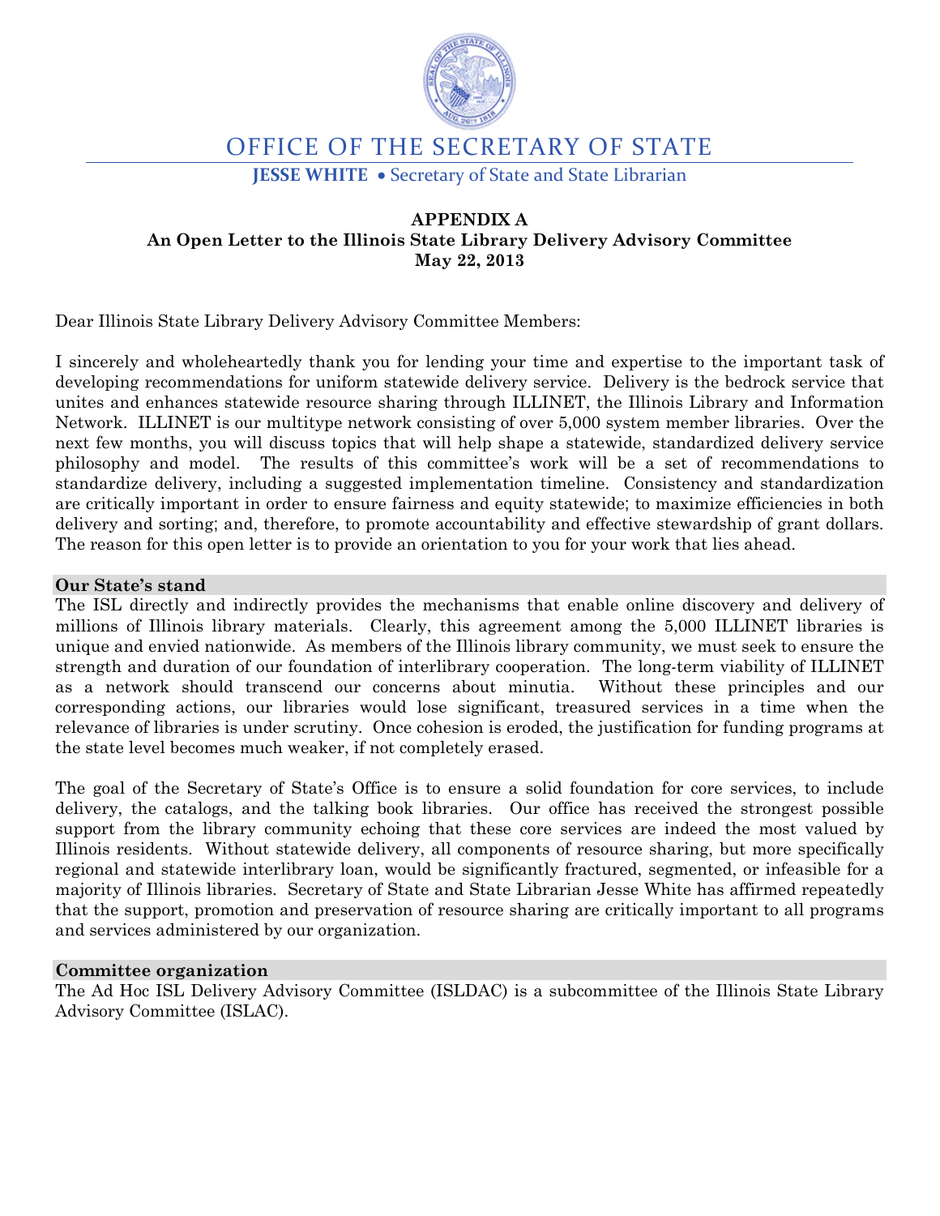# OFFICE OF THE SECRETARY OF STATE

**JESSE WHITE** • Secretary of State and State Librarian

**APPENDIX A**
**An Open Letter to the Illinois State Library Delivery Advisory Committee**
**May 22, 2013**

Dear Illinois State Library Delivery Advisory Committee Members:

I sincerely and wholeheartedly thank you for lending your time and expertise to the important task of developing recommendations for uniform statewide delivery service. Delivery is the bedrock service that unites and enhances statewide resource sharing through ILLINET, the Illinois Library and Information Network. ILLINET is our multitype network consisting of over 5,000 system member libraries. Over the next few months, you will discuss topics that will help shape a statewide, standardized delivery service philosophy and model. The results of this committee's work will be a set of recommendations to standardize delivery, including a suggested implementation timeline. Consistency and standardization are critically important in order to ensure fairness and equity statewide; to maximize efficiencies in both delivery and sorting; and, therefore, to promote accountability and effective stewardship of grant dollars. The reason for this open letter is to provide an orientation to you for your work that lies ahead.

**Our State's stand**

The ISL directly and indirectly provides the mechanisms that enable online discovery and delivery of millions of Illinois library materials. Clearly, this agreement among the 5,000 ILLINET libraries is unique and envied nationwide. As members of the Illinois library community, we must seek to ensure the strength and duration of our foundation of interlibrary cooperation. The long-term viability of ILLINET as a network should transcend our concerns about minutia. Without these principles and our corresponding actions, our libraries would lose significant, treasured services in a time when the relevance of libraries is under scrutiny. Once cohesion is eroded, the justification for funding programs at the state level becomes much weaker, if not completely erased.

The goal of the Secretary of State's Office is to ensure a solid foundation for core services, to include delivery, the catalogs, and the talking book libraries. Our office has received the strongest possible support from the library community echoing that these core services are indeed the most valued by Illinois residents. Without statewide delivery, all components of resource sharing, but more specifically regional and statewide interlibrary loan, would be significantly fractured, segmented, or infeasible for a majority of Illinois libraries. Secretary of State and State Librarian Jesse White has affirmed repeatedly that the support, promotion and preservation of resource sharing are critically important to all programs and services administered by our organization.

**Committee organization**

The Ad Hoc ISL Delivery Advisory Committee (ISLDAC) is a subcommittee of the Illinois State Library Advisory Committee (ISLAC).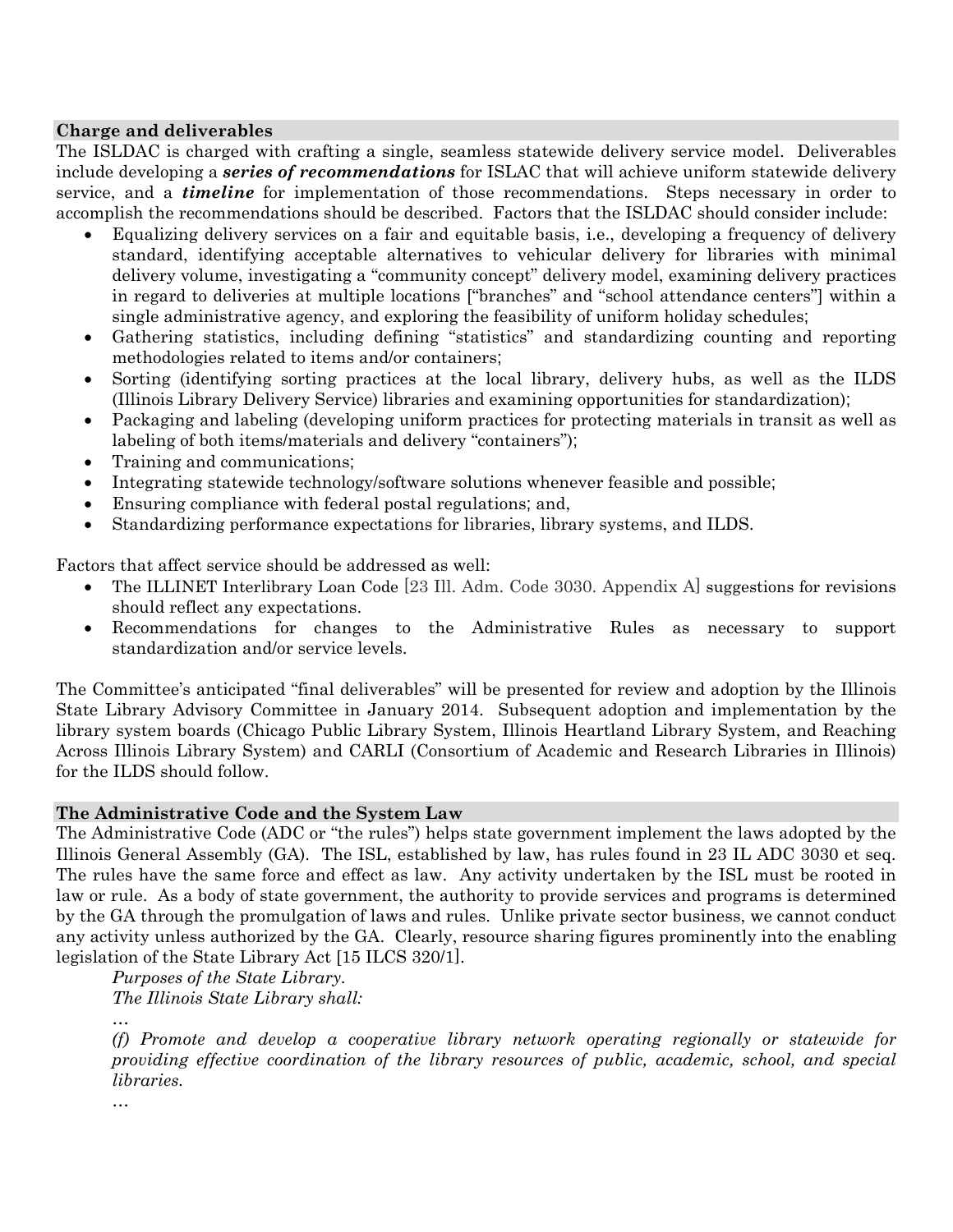## Charge and deliverables

The ISLDAC is charged with crafting a single, seamless statewide delivery service model. Deliverables include developing a ***series of recommendations*** for ISLAC that will achieve uniform statewide delivery service, and a ***timeline*** for implementation of those recommendations. Steps necessary in order to accomplish the recommendations should be described. Factors that the ISLDAC should consider include:

- Equalizing delivery services on a fair and equitable basis, i.e., developing a frequency of delivery standard, identifying acceptable alternatives to vehicular delivery for libraries with minimal delivery volume, investigating a "community concept" delivery model, examining delivery practices in regard to deliveries at multiple locations ["branches" and "school attendance centers"] within a single administrative agency, and exploring the feasibility of uniform holiday schedules;
- Gathering statistics, including defining "statistics" and standardizing counting and reporting methodologies related to items and/or containers;
- Sorting (identifying sorting practices at the local library, delivery hubs, as well as the ILDS (Illinois Library Delivery Service) libraries and examining opportunities for standardization);
- Packaging and labeling (developing uniform practices for protecting materials in transit as well as labeling of both items/materials and delivery "containers");
- Training and communications;
- Integrating statewide technology/software solutions whenever feasible and possible;
- Ensuring compliance with federal postal regulations; and,
- Standardizing performance expectations for libraries, library systems, and ILDS.

Factors that affect service should be addressed as well:

- The ILLINET Interlibrary Loan Code [23 Ill. Adm. Code 3030. Appendix A] suggestions for revisions should reflect any expectations.
- Recommendations for changes to the Administrative Rules as necessary to support standardization and/or service levels.

The Committee's anticipated "final deliverables" will be presented for review and adoption by the Illinois State Library Advisory Committee in January 2014. Subsequent adoption and implementation by the library system boards (Chicago Public Library System, Illinois Heartland Library System, and Reaching Across Illinois Library System) and CARLI (Consortium of Academic and Research Libraries in Illinois) for the ILDS should follow.

## The Administrative Code and the System Law

The Administrative Code (ADC or "the rules") helps state government implement the laws adopted by the Illinois General Assembly (GA). The ISL, established by law, has rules found in 23 IL ADC 3030 et seq. The rules have the same force and effect as law. Any activity undertaken by the ISL must be rooted in law or rule. As a body of state government, the authority to provide services and programs is determined by the GA through the promulgation of laws and rules. Unlike private sector business, we cannot conduct any activity unless authorized by the GA. Clearly, resource sharing figures prominently into the enabling legislation of the State Library Act [15 ILCS 320/1].

> *Purposes of the State Library.*
> *The Illinois State Library shall:*
> …
> *(f) Promote and develop a cooperative library network operating regionally or statewide for providing effective coordination of the library resources of public, academic, school, and special libraries.*
> …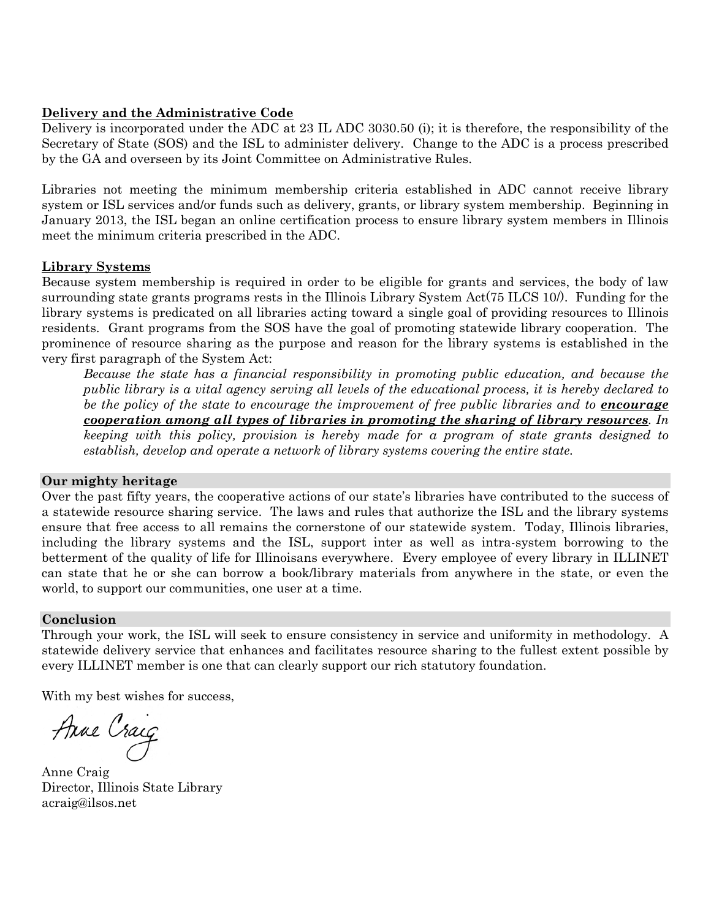### Delivery and the Administrative Code

Delivery is incorporated under the ADC at 23 IL ADC 3030.50 (i); it is therefore, the responsibility of the Secretary of State (SOS) and the ISL to administer delivery. Change to the ADC is a process prescribed by the GA and overseen by its Joint Committee on Administrative Rules.

Libraries not meeting the minimum membership criteria established in ADC cannot receive library system or ISL services and/or funds such as delivery, grants, or library system membership. Beginning in January 2013, the ISL began an online certification process to ensure library system members in Illinois meet the minimum criteria prescribed in the ADC.

### Library Systems

Because system membership is required in order to be eligible for grants and services, the body of law surrounding state grants programs rests in the Illinois Library System Act(75 ILCS 10/). Funding for the library systems is predicated on all libraries acting toward a single goal of providing resources to Illinois residents. Grant programs from the SOS have the goal of promoting statewide library cooperation. The prominence of resource sharing as the purpose and reason for the library systems is established in the very first paragraph of the System Act:

> *Because the state has a financial responsibility in promoting public education, and because the public library is a vital agency serving all levels of the educational process, it is hereby declared to be the policy of the state to encourage the improvement of free public libraries and to* ***encourage cooperation among all types of libraries in promoting the sharing of library resources****. In keeping with this policy, provision is hereby made for a program of state grants designed to establish, develop and operate a network of library systems covering the entire state.*

### Our mighty heritage

Over the past fifty years, the cooperative actions of our state's libraries have contributed to the success of a statewide resource sharing service. The laws and rules that authorize the ISL and the library systems ensure that free access to all remains the cornerstone of our statewide system. Today, Illinois libraries, including the library systems and the ISL, support inter as well as intra-system borrowing to the betterment of the quality of life for Illinoisans everywhere. Every employee of every library in ILLINET can state that he or she can borrow a book/library materials from anywhere in the state, or even the world, to support our communities, one user at a time.

### Conclusion

Through your work, the ISL will seek to ensure consistency in service and uniformity in methodology. A statewide delivery service that enhances and facilitates resource sharing to the fullest extent possible by every ILLINET member is one that can clearly support our rich statutory foundation.

With my best wishes for success,

Anne Craig

Anne Craig
Director, Illinois State Library
acraig@ilsos.net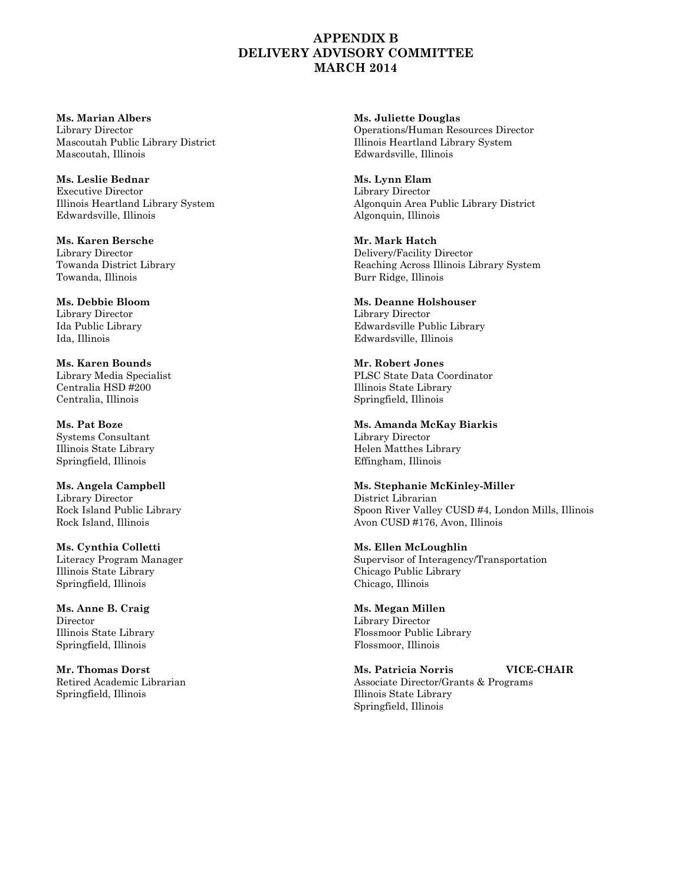# APPENDIX B
# DELIVERY ADVISORY COMMITTEE
# MARCH 2014

**Ms. Marian Albers**
Library Director
Mascoutah Public Library District
Mascoutah, Illinois

**Ms. Leslie Bednar**
Executive Director
Illinois Heartland Library System
Edwardsville, Illinois

**Ms. Karen Bersche**
Library Director
Towanda District Library
Towanda, Illinois

**Ms. Debbie Bloom**
Library Director
Ida Public Library
Ida, Illinois

**Ms. Karen Bounds**
Library Media Specialist
Centralia HSD #200
Centralia, Illinois

**Ms. Pat Boze**
Systems Consultant
Illinois State Library
Springfield, Illinois

**Ms. Angela Campbell**
Library Director
Rock Island Public Library
Rock Island, Illinois

**Ms. Cynthia Colletti**
Literacy Program Manager
Illinois State Library
Springfield, Illinois

**Ms. Anne B. Craig**
Director
Illinois State Library
Springfield, Illinois

**Mr. Thomas Dorst**
Retired Academic Librarian
Springfield, Illinois

**Ms. Juliette Douglas**
Operations/Human Resources Director
Illinois Heartland Library System
Edwardsville, Illinois

**Ms. Lynn Elam**
Library Director
Algonquin Area Public Library District
Algonquin, Illinois

**Mr. Mark Hatch**
Delivery/Facility Director
Reaching Across Illinois Library System
Burr Ridge, Illinois

**Ms. Deanne Holshouser**
Library Director
Edwardsville Public Library
Edwardsville, Illinois

**Mr. Robert Jones**
PLSC State Data Coordinator
Illinois State Library
Springfield, Illinois

**Ms. Amanda McKay Biarkis**
Library Director
Helen Matthes Library
Effingham, Illinois

**Ms. Stephanie McKinley-Miller**
District Librarian
Spoon River Valley CUSD #4, London Mills, Illinois
Avon CUSD #176, Avon, Illinois

**Ms. Ellen McLoughlin**
Supervisor of Interagency/Transportation
Chicago Public Library
Chicago, Illinois

**Ms. Megan Millen**
Library Director
Flossmoor Public Library
Flossmoor, Illinois

**Ms. Patricia Norris** **VICE-CHAIR**
Associate Director/Grants & Programs
Illinois State Library
Springfield, Illinois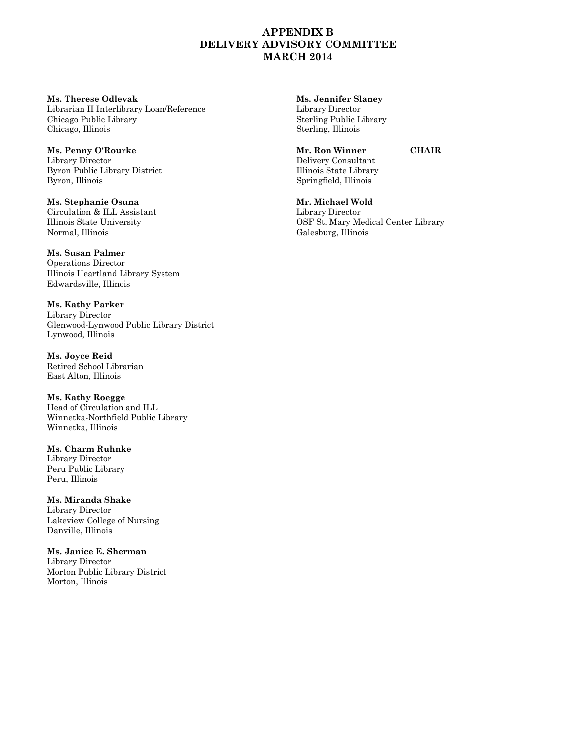# APPENDIX B
# DELIVERY ADVISORY COMMITTEE
# MARCH 2014

**Ms. Therese Odlevak**
Librarian II Interlibrary Loan/Reference
Chicago Public Library
Chicago, Illinois

**Ms. Penny O'Rourke**
Library Director
Byron Public Library District
Byron, Illinois

**Ms. Stephanie Osuna**
Circulation & ILL Assistant
Illinois State University
Normal, Illinois

**Ms. Susan Palmer**
Operations Director
Illinois Heartland Library System
Edwardsville, Illinois

**Ms. Kathy Parker**
Library Director
Glenwood-Lynwood Public Library District
Lynwood, Illinois

**Ms. Joyce Reid**
Retired School Librarian
East Alton, Illinois

**Ms. Kathy Roegge**
Head of Circulation and ILL
Winnetka-Northfield Public Library
Winnetka, Illinois

**Ms. Charm Ruhnke**
Library Director
Peru Public Library
Peru, Illinois

**Ms. Miranda Shake**
Library Director
Lakeview College of Nursing
Danville, Illinois

**Ms. Janice E. Sherman**
Library Director
Morton Public Library District
Morton, Illinois

**Ms. Jennifer Slaney**
Library Director
Sterling Public Library
Sterling, Illinois

**Mr. Ron Winner** **CHAIR**
Delivery Consultant
Illinois State Library
Springfield, Illinois

**Mr. Michael Wold**
Library Director
OSF St. Mary Medical Center Library
Galesburg, Illinois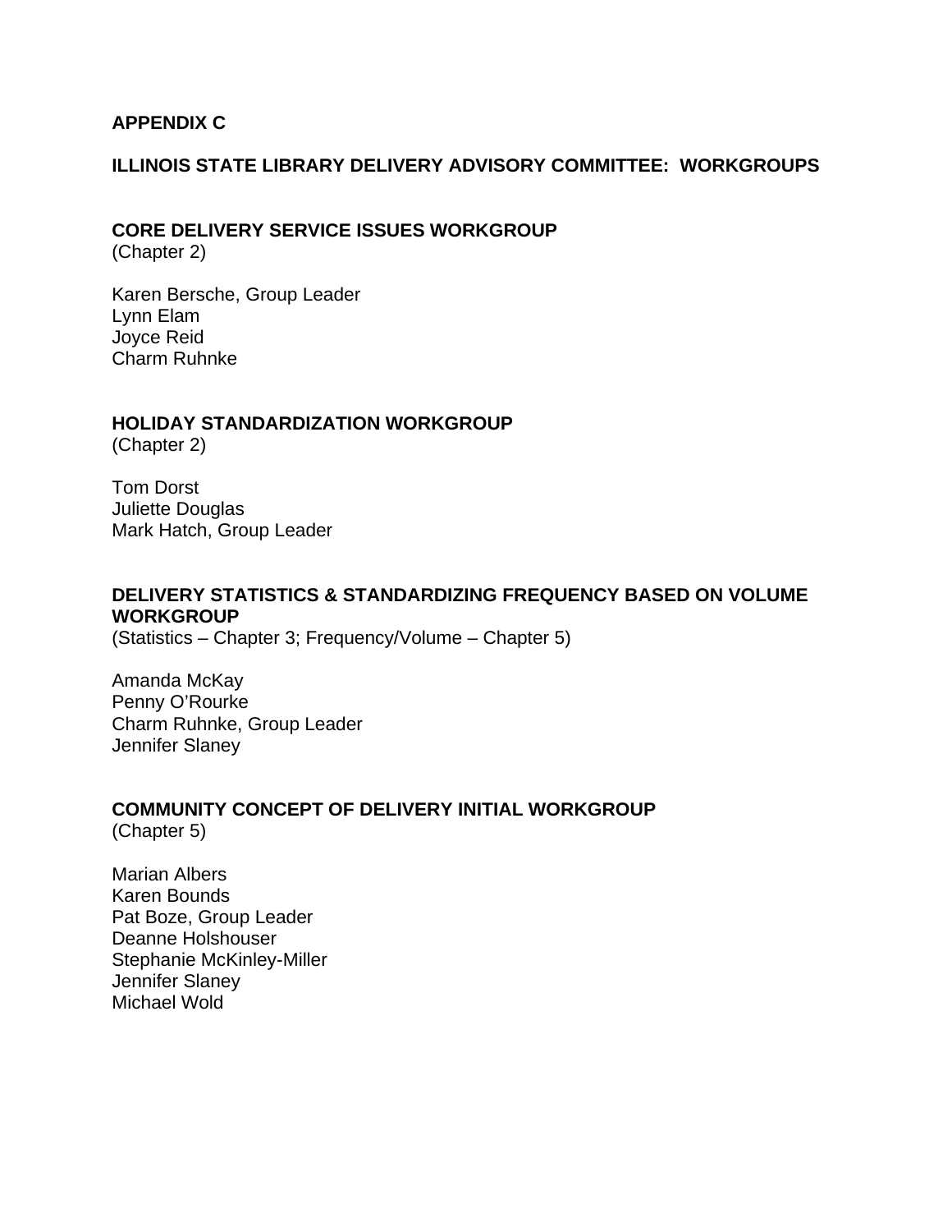# APPENDIX C

## ILLINOIS STATE LIBRARY DELIVERY ADVISORY COMMITTEE: WORKGROUPS

### CORE DELIVERY SERVICE ISSUES WORKGROUP

(Chapter 2)

Karen Bersche, Group Leader
Lynn Elam
Joyce Reid
Charm Ruhnke

### HOLIDAY STANDARDIZATION WORKGROUP

(Chapter 2)

Tom Dorst
Juliette Douglas
Mark Hatch, Group Leader

### DELIVERY STATISTICS & STANDARDIZING FREQUENCY BASED ON VOLUME WORKGROUP

(Statistics – Chapter 3; Frequency/Volume – Chapter 5)

Amanda McKay
Penny O'Rourke
Charm Ruhnke, Group Leader
Jennifer Slaney

### COMMUNITY CONCEPT OF DELIVERY INITIAL WORKGROUP

(Chapter 5)

Marian Albers
Karen Bounds
Pat Boze, Group Leader
Deanne Holshouser
Stephanie McKinley-Miller
Jennifer Slaney
Michael Wold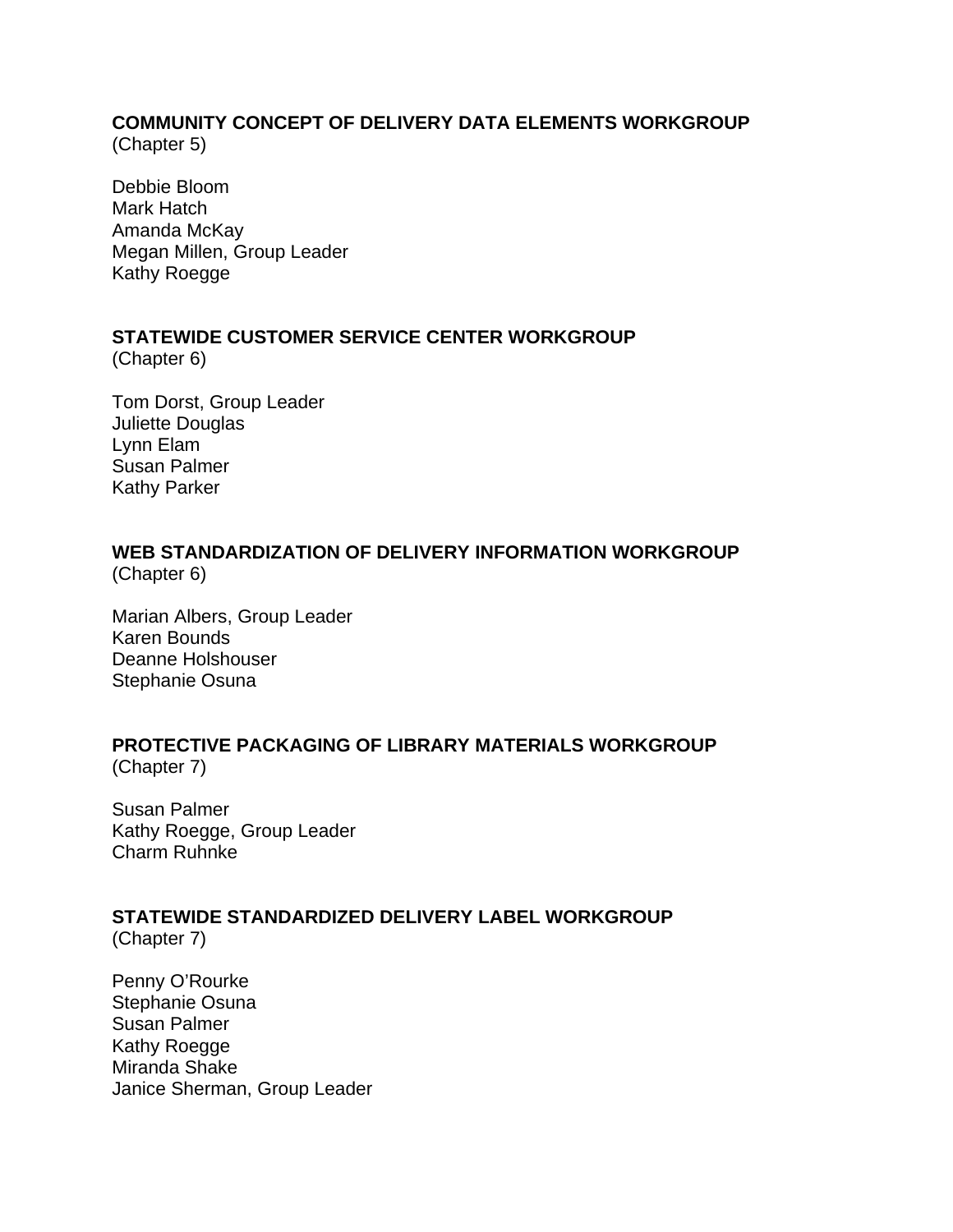**COMMUNITY CONCEPT OF DELIVERY DATA ELEMENTS WORKGROUP**
(Chapter 5)

Debbie Bloom
Mark Hatch
Amanda McKay
Megan Millen, Group Leader
Kathy Roegge

**STATEWIDE CUSTOMER SERVICE CENTER WORKGROUP**
(Chapter 6)

Tom Dorst, Group Leader
Juliette Douglas
Lynn Elam
Susan Palmer
Kathy Parker

**WEB STANDARDIZATION OF DELIVERY INFORMATION WORKGROUP**
(Chapter 6)

Marian Albers, Group Leader
Karen Bounds
Deanne Holshouser
Stephanie Osuna

**PROTECTIVE PACKAGING OF LIBRARY MATERIALS WORKGROUP**
(Chapter 7)

Susan Palmer
Kathy Roegge, Group Leader
Charm Ruhnke

**STATEWIDE STANDARDIZED DELIVERY LABEL WORKGROUP**
(Chapter 7)

Penny O'Rourke
Stephanie Osuna
Susan Palmer
Kathy Roegge
Miranda Shake
Janice Sherman, Group Leader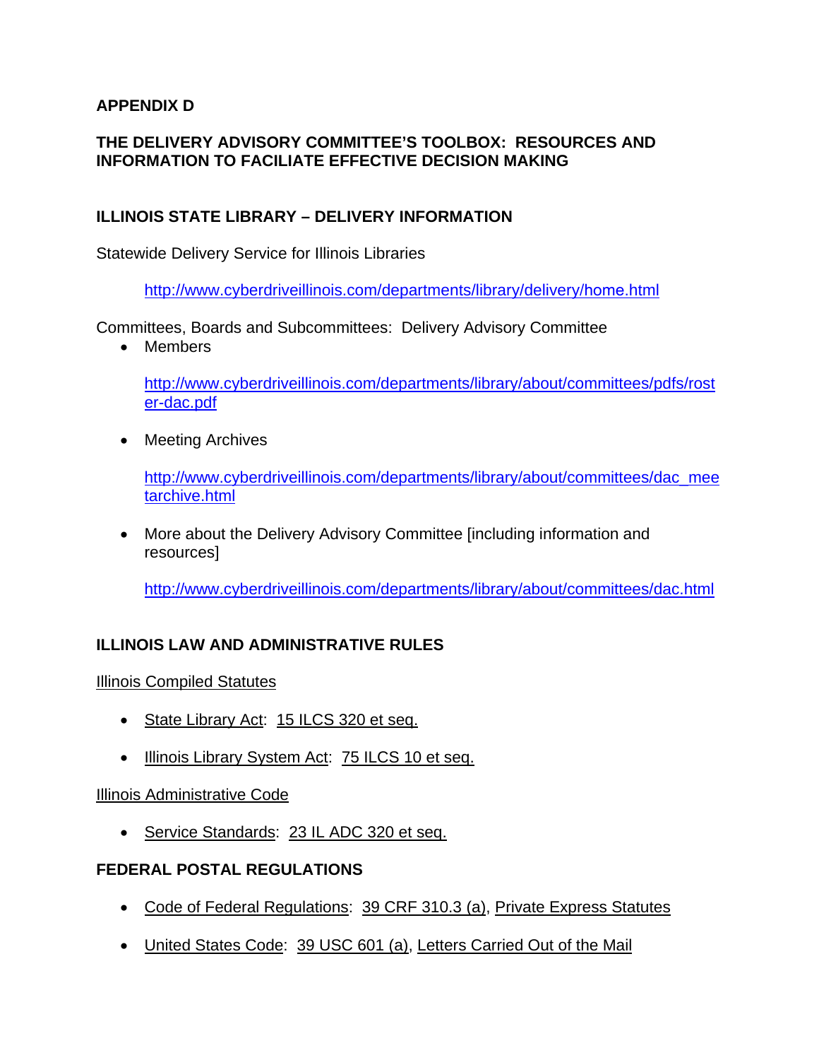**APPENDIX D**

**THE DELIVERY ADVISORY COMMITTEE'S TOOLBOX: RESOURCES AND INFORMATION TO FACILIATE EFFECTIVE DECISION MAKING**

**ILLINOIS STATE LIBRARY – DELIVERY INFORMATION**

Statewide Delivery Service for Illinois Libraries

> http://www.cyberdriveillinois.com/departments/library/delivery/home.html

Committees, Boards and Subcommittees: Delivery Advisory Committee

- Members

  http://www.cyberdriveillinois.com/departments/library/about/committees/pdfs/roster-dac.pdf

- Meeting Archives

  http://www.cyberdriveillinois.com/departments/library/about/committees/dac_meetarchive.html

- More about the Delivery Advisory Committee [including information and resources]

  http://www.cyberdriveillinois.com/departments/library/about/committees/dac.html

**ILLINOIS LAW AND ADMINISTRATIVE RULES**

Illinois Compiled Statutes

- State Library Act: 15 ILCS 320 et seq.
- Illinois Library System Act: 75 ILCS 10 et seq.

Illinois Administrative Code

- Service Standards: 23 IL ADC 320 et seq.

**FEDERAL POSTAL REGULATIONS**

- Code of Federal Regulations: 39 CRF 310.3 (a), Private Express Statutes
- United States Code: 39 USC 601 (a), Letters Carried Out of the Mail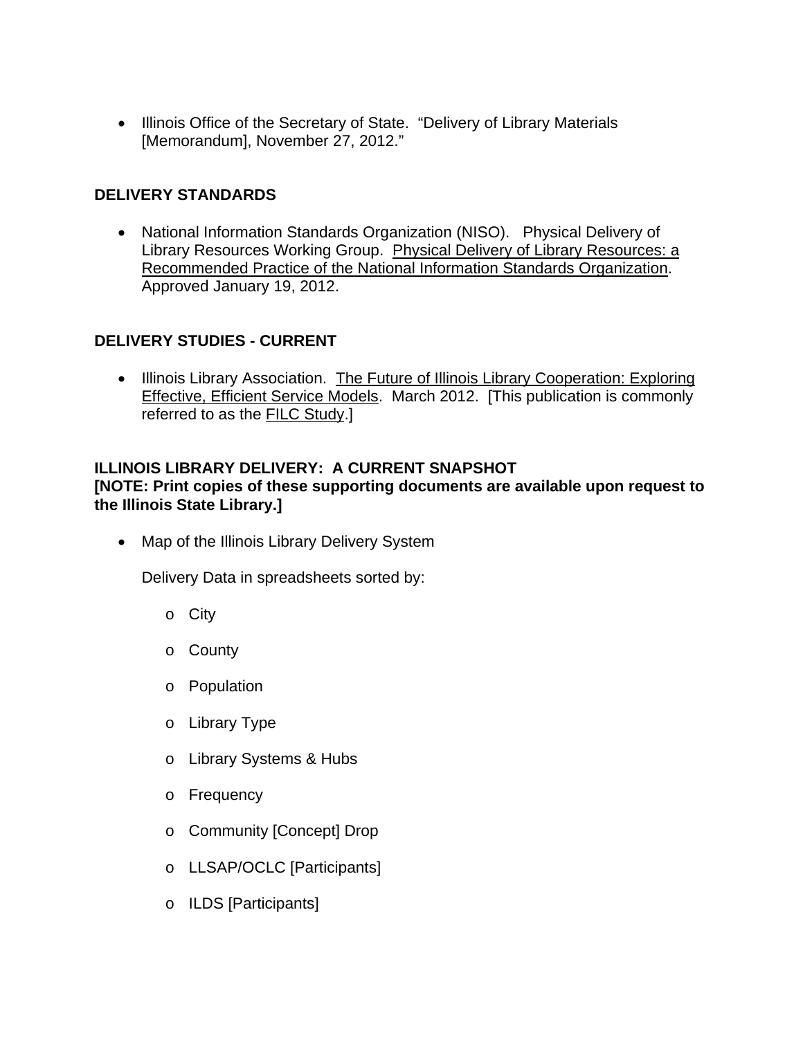- Illinois Office of the Secretary of State. "Delivery of Library Materials [Memorandum], November 27, 2012."

**DELIVERY STANDARDS**

- National Information Standards Organization (NISO). Physical Delivery of Library Resources Working Group. Physical Delivery of Library Resources: a Recommended Practice of the National Information Standards Organization. Approved January 19, 2012.

**DELIVERY STUDIES - CURRENT**

- Illinois Library Association. The Future of Illinois Library Cooperation: Exploring Effective, Efficient Service Models. March 2012. [This publication is commonly referred to as the FILC Study.]

**ILLINOIS LIBRARY DELIVERY: A CURRENT SNAPSHOT**
**[NOTE: Print copies of these supporting documents are available upon request to the Illinois State Library.]**

- Map of the Illinois Library Delivery System

  Delivery Data in spreadsheets sorted by:

  - City
  - County
  - Population
  - Library Type
  - Library Systems & Hubs
  - Frequency
  - Community [Concept] Drop
  - LLSAP/OCLC [Participants]
  - ILDS [Participants]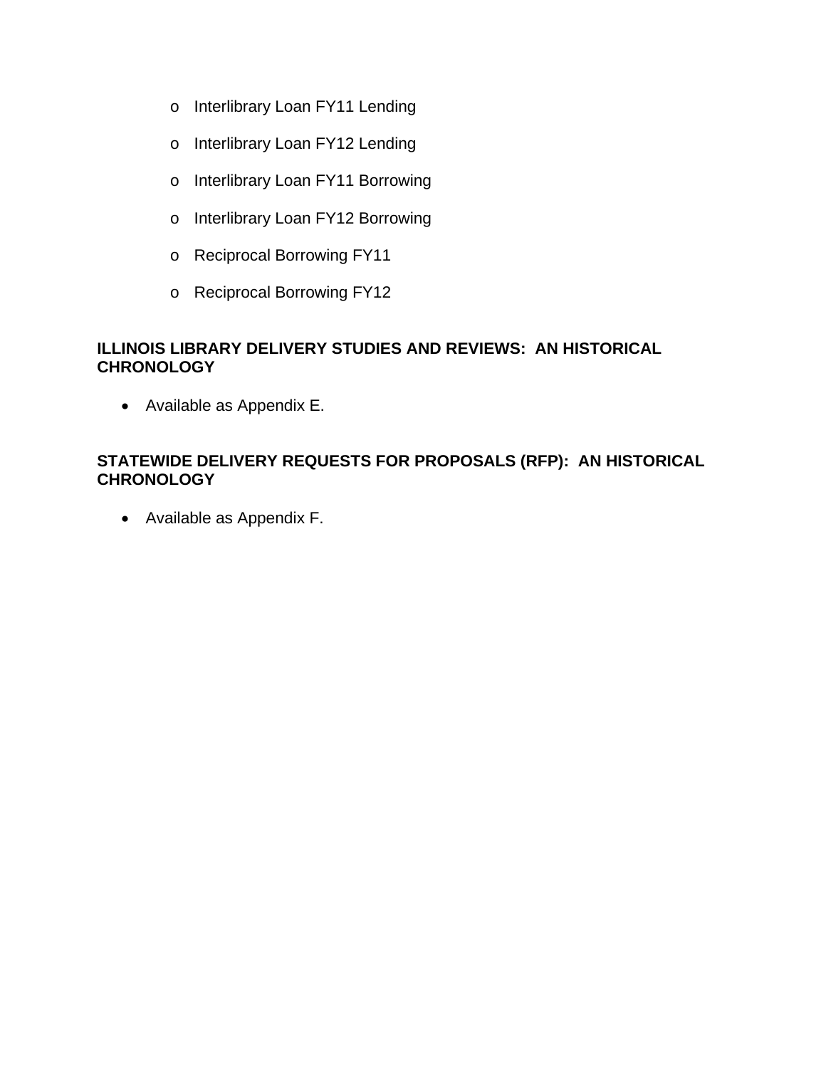- Interlibrary Loan FY11 Lending
  - Interlibrary Loan FY12 Lending
  - Interlibrary Loan FY11 Borrowing
  - Interlibrary Loan FY12 Borrowing
  - Reciprocal Borrowing FY11
  - Reciprocal Borrowing FY12

**ILLINOIS LIBRARY DELIVERY STUDIES AND REVIEWS: AN HISTORICAL CHRONOLOGY**

- Available as Appendix E.

**STATEWIDE DELIVERY REQUESTS FOR PROPOSALS (RFP): AN HISTORICAL CHRONOLOGY**

- Available as Appendix F.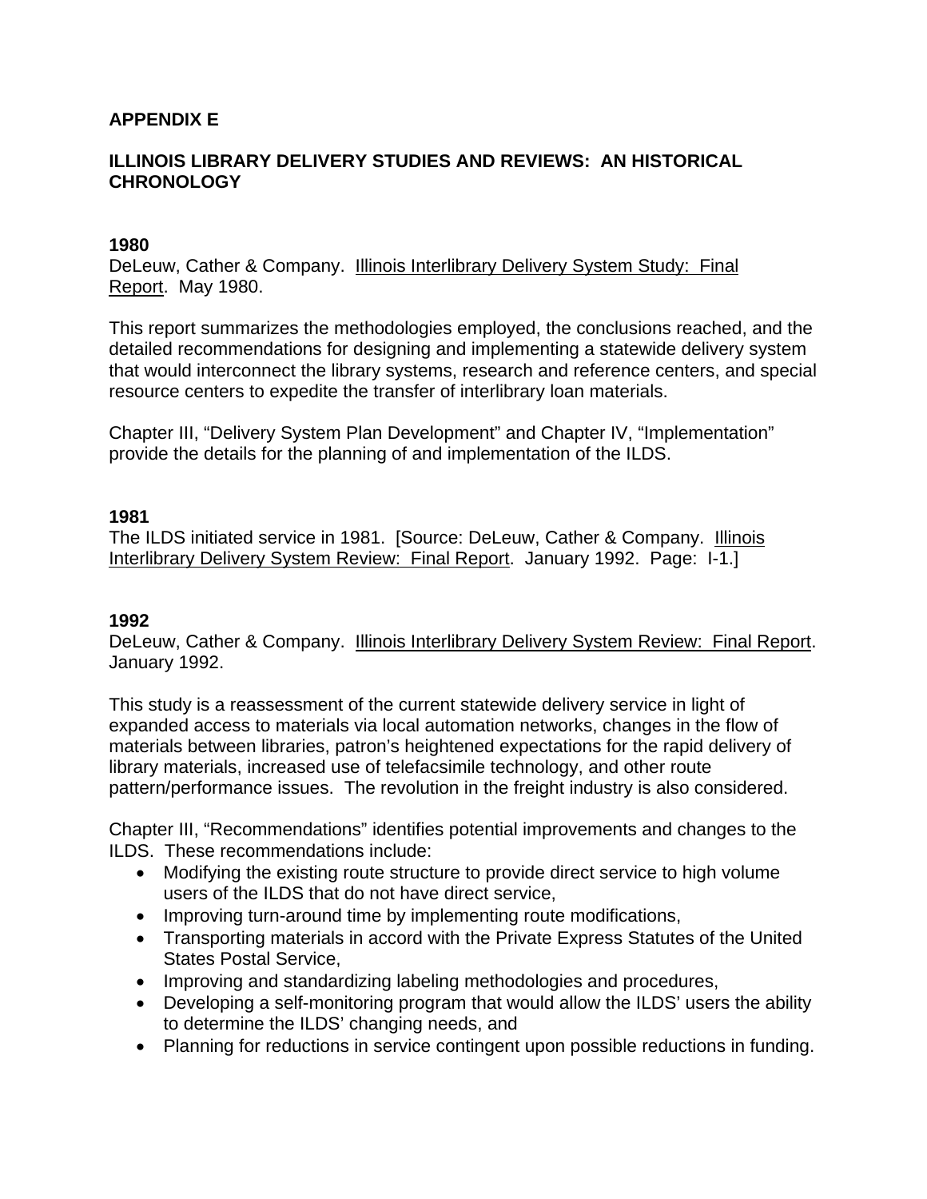## APPENDIX E

## ILLINOIS LIBRARY DELIVERY STUDIES AND REVIEWS: AN HISTORICAL CHRONOLOGY

### 1980

DeLeuw, Cather & Company. Illinois Interlibrary Delivery System Study: Final Report. May 1980.

This report summarizes the methodologies employed, the conclusions reached, and the detailed recommendations for designing and implementing a statewide delivery system that would interconnect the library systems, research and reference centers, and special resource centers to expedite the transfer of interlibrary loan materials.

Chapter III, "Delivery System Plan Development" and Chapter IV, "Implementation" provide the details for the planning of and implementation of the ILDS.

### 1981

The ILDS initiated service in 1981. [Source: DeLeuw, Cather & Company. Illinois Interlibrary Delivery System Review: Final Report. January 1992. Page: I-1.]

### 1992

DeLeuw, Cather & Company. Illinois Interlibrary Delivery System Review: Final Report. January 1992.

This study is a reassessment of the current statewide delivery service in light of expanded access to materials via local automation networks, changes in the flow of materials between libraries, patron's heightened expectations for the rapid delivery of library materials, increased use of telefacsimile technology, and other route pattern/performance issues. The revolution in the freight industry is also considered.

Chapter III, "Recommendations" identifies potential improvements and changes to the ILDS. These recommendations include:

- Modifying the existing route structure to provide direct service to high volume users of the ILDS that do not have direct service,
- Improving turn-around time by implementing route modifications,
- Transporting materials in accord with the Private Express Statutes of the United States Postal Service,
- Improving and standardizing labeling methodologies and procedures,
- Developing a self-monitoring program that would allow the ILDS' users the ability to determine the ILDS' changing needs, and
- Planning for reductions in service contingent upon possible reductions in funding.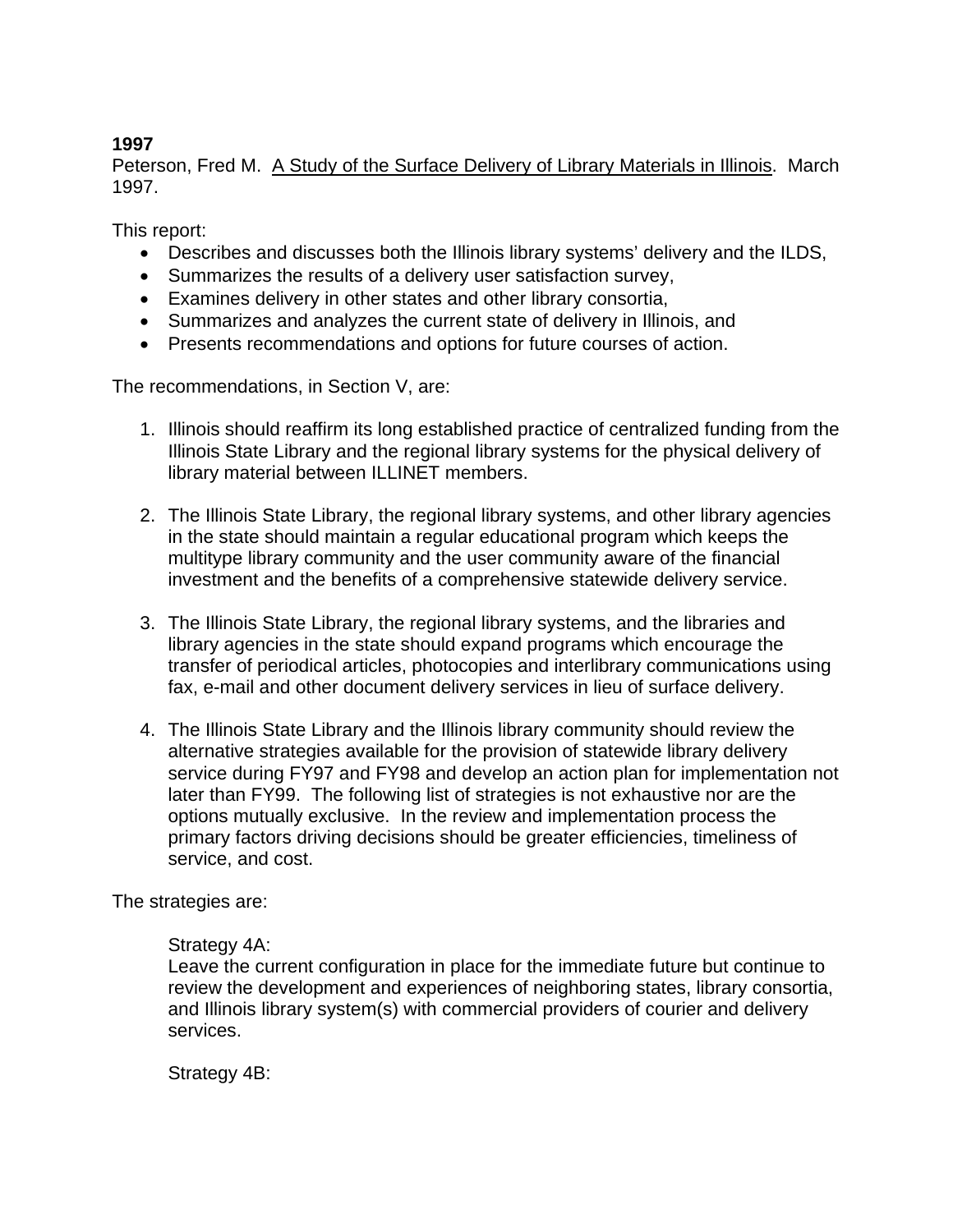**1997**
Peterson, Fred M. A Study of the Surface Delivery of Library Materials in Illinois. March 1997.

This report:

- Describes and discusses both the Illinois library systems' delivery and the ILDS,
- Summarizes the results of a delivery user satisfaction survey,
- Examines delivery in other states and other library consortia,
- Summarizes and analyzes the current state of delivery in Illinois, and
- Presents recommendations and options for future courses of action.

The recommendations, in Section V, are:

1. Illinois should reaffirm its long established practice of centralized funding from the Illinois State Library and the regional library systems for the physical delivery of library material between ILLINET members.

2. The Illinois State Library, the regional library systems, and other library agencies in the state should maintain a regular educational program which keeps the multitype library community and the user community aware of the financial investment and the benefits of a comprehensive statewide delivery service.

3. The Illinois State Library, the regional library systems, and the libraries and library agencies in the state should expand programs which encourage the transfer of periodical articles, photocopies and interlibrary communications using fax, e-mail and other document delivery services in lieu of surface delivery.

4. The Illinois State Library and the Illinois library community should review the alternative strategies available for the provision of statewide library delivery service during FY97 and FY98 and develop an action plan for implementation not later than FY99. The following list of strategies is not exhaustive nor are the options mutually exclusive. In the review and implementation process the primary factors driving decisions should be greater efficiencies, timeliness of service, and cost.

The strategies are:

Strategy 4A:
Leave the current configuration in place for the immediate future but continue to review the development and experiences of neighboring states, library consortia, and Illinois library system(s) with commercial providers of courier and delivery services.

Strategy 4B: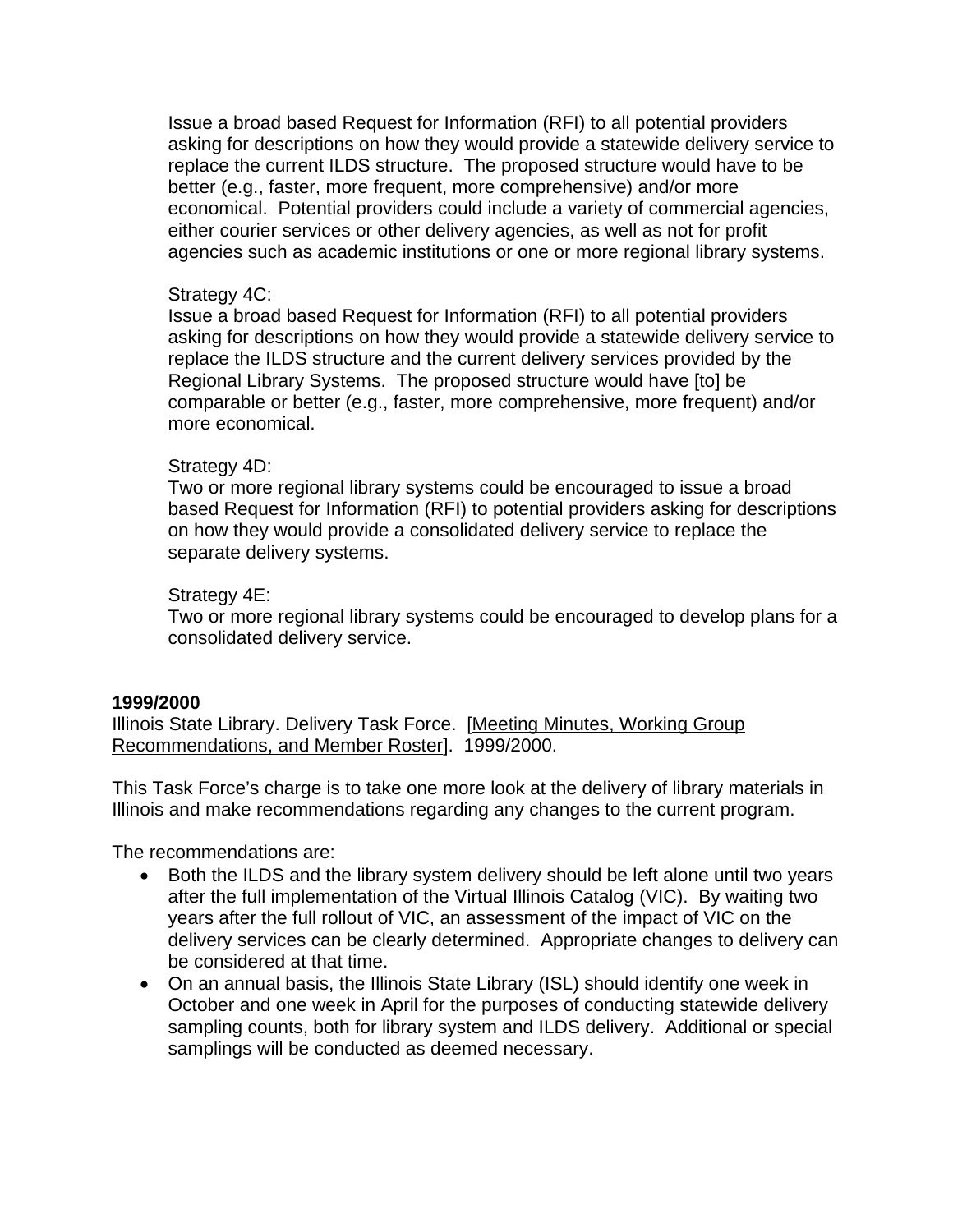Issue a broad based Request for Information (RFI) to all potential providers asking for descriptions on how they would provide a statewide delivery service to replace the current ILDS structure. The proposed structure would have to be better (e.g., faster, more frequent, more comprehensive) and/or more economical. Potential providers could include a variety of commercial agencies, either courier services or other delivery agencies, as well as not for profit agencies such as academic institutions or one or more regional library systems.

Strategy 4C:
Issue a broad based Request for Information (RFI) to all potential providers asking for descriptions on how they would provide a statewide delivery service to replace the ILDS structure and the current delivery services provided by the Regional Library Systems. The proposed structure would have [to] be comparable or better (e.g., faster, more comprehensive, more frequent) and/or more economical.

Strategy 4D:
Two or more regional library systems could be encouraged to issue a broad based Request for Information (RFI) to potential providers asking for descriptions on how they would provide a consolidated delivery service to replace the separate delivery systems.

Strategy 4E:
Two or more regional library systems could be encouraged to develop plans for a consolidated delivery service.

**1999/2000**
Illinois State Library. Delivery Task Force. [Meeting Minutes, Working Group Recommendations, and Member Roster]. 1999/2000.

This Task Force's charge is to take one more look at the delivery of library materials in Illinois and make recommendations regarding any changes to the current program.

The recommendations are:

- Both the ILDS and the library system delivery should be left alone until two years after the full implementation of the Virtual Illinois Catalog (VIC). By waiting two years after the full rollout of VIC, an assessment of the impact of VIC on the delivery services can be clearly determined. Appropriate changes to delivery can be considered at that time.
- On an annual basis, the Illinois State Library (ISL) should identify one week in October and one week in April for the purposes of conducting statewide delivery sampling counts, both for library system and ILDS delivery. Additional or special samplings will be conducted as deemed necessary.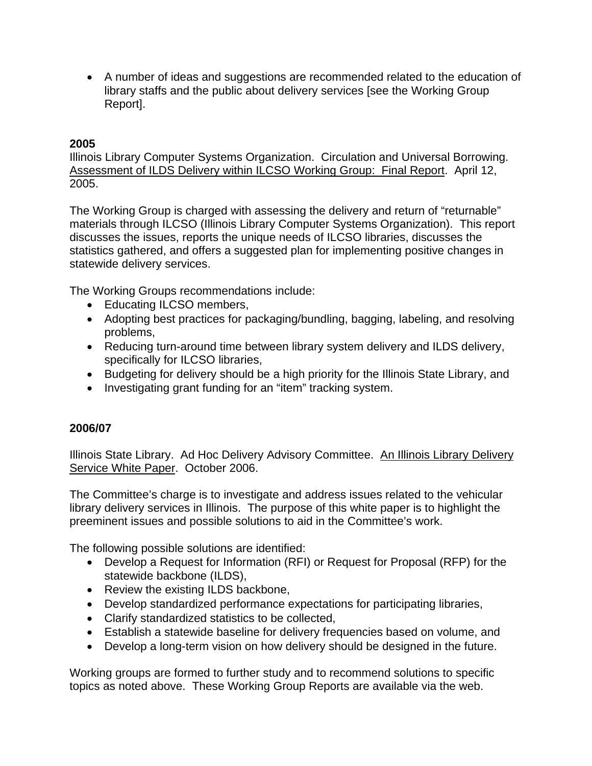- A number of ideas and suggestions are recommended related to the education of library staffs and the public about delivery services [see the Working Group Report].

**2005**

Illinois Library Computer Systems Organization. Circulation and Universal Borrowing. Assessment of ILDS Delivery within ILCSO Working Group: Final Report. April 12, 2005.

The Working Group is charged with assessing the delivery and return of "returnable" materials through ILCSO (Illinois Library Computer Systems Organization). This report discusses the issues, reports the unique needs of ILCSO libraries, discusses the statistics gathered, and offers a suggested plan for implementing positive changes in statewide delivery services.

The Working Groups recommendations include:

- Educating ILCSO members,
- Adopting best practices for packaging/bundling, bagging, labeling, and resolving problems,
- Reducing turn-around time between library system delivery and ILDS delivery, specifically for ILCSO libraries,
- Budgeting for delivery should be a high priority for the Illinois State Library, and
- Investigating grant funding for an "item" tracking system.

**2006/07**

Illinois State Library. Ad Hoc Delivery Advisory Committee. An Illinois Library Delivery Service White Paper. October 2006.

The Committee's charge is to investigate and address issues related to the vehicular library delivery services in Illinois. The purpose of this white paper is to highlight the preeminent issues and possible solutions to aid in the Committee's work.

The following possible solutions are identified:

- Develop a Request for Information (RFI) or Request for Proposal (RFP) for the statewide backbone (ILDS),
- Review the existing ILDS backbone,
- Develop standardized performance expectations for participating libraries,
- Clarify standardized statistics to be collected,
- Establish a statewide baseline for delivery frequencies based on volume, and
- Develop a long-term vision on how delivery should be designed in the future.

Working groups are formed to further study and to recommend solutions to specific topics as noted above. These Working Group Reports are available via the web.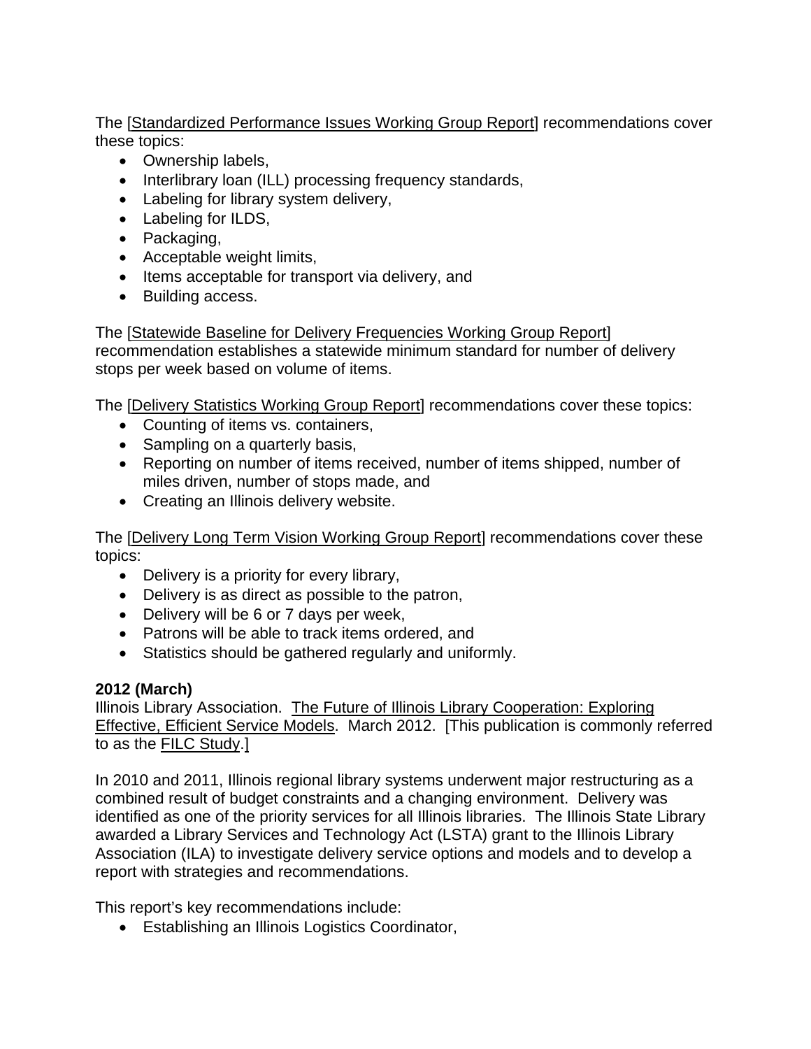The [Standardized Performance Issues Working Group Report] recommendations cover these topics:

- Ownership labels,
- Interlibrary loan (ILL) processing frequency standards,
- Labeling for library system delivery,
- Labeling for ILDS,
- Packaging,
- Acceptable weight limits,
- Items acceptable for transport via delivery, and
- Building access.

The [Statewide Baseline for Delivery Frequencies Working Group Report] recommendation establishes a statewide minimum standard for number of delivery stops per week based on volume of items.

The [Delivery Statistics Working Group Report] recommendations cover these topics:

- Counting of items vs. containers,
- Sampling on a quarterly basis,
- Reporting on number of items received, number of items shipped, number of miles driven, number of stops made, and
- Creating an Illinois delivery website.

The [Delivery Long Term Vision Working Group Report] recommendations cover these topics:

- Delivery is a priority for every library,
- Delivery is as direct as possible to the patron,
- Delivery will be 6 or 7 days per week,
- Patrons will be able to track items ordered, and
- Statistics should be gathered regularly and uniformly.

**2012 (March)**

Illinois Library Association. The Future of Illinois Library Cooperation: Exploring Effective, Efficient Service Models. March 2012. [This publication is commonly referred to as the FILC Study.]

In 2010 and 2011, Illinois regional library systems underwent major restructuring as a combined result of budget constraints and a changing environment. Delivery was identified as one of the priority services for all Illinois libraries. The Illinois State Library awarded a Library Services and Technology Act (LSTA) grant to the Illinois Library Association (ILA) to investigate delivery service options and models and to develop a report with strategies and recommendations.

This report's key recommendations include:

- Establishing an Illinois Logistics Coordinator,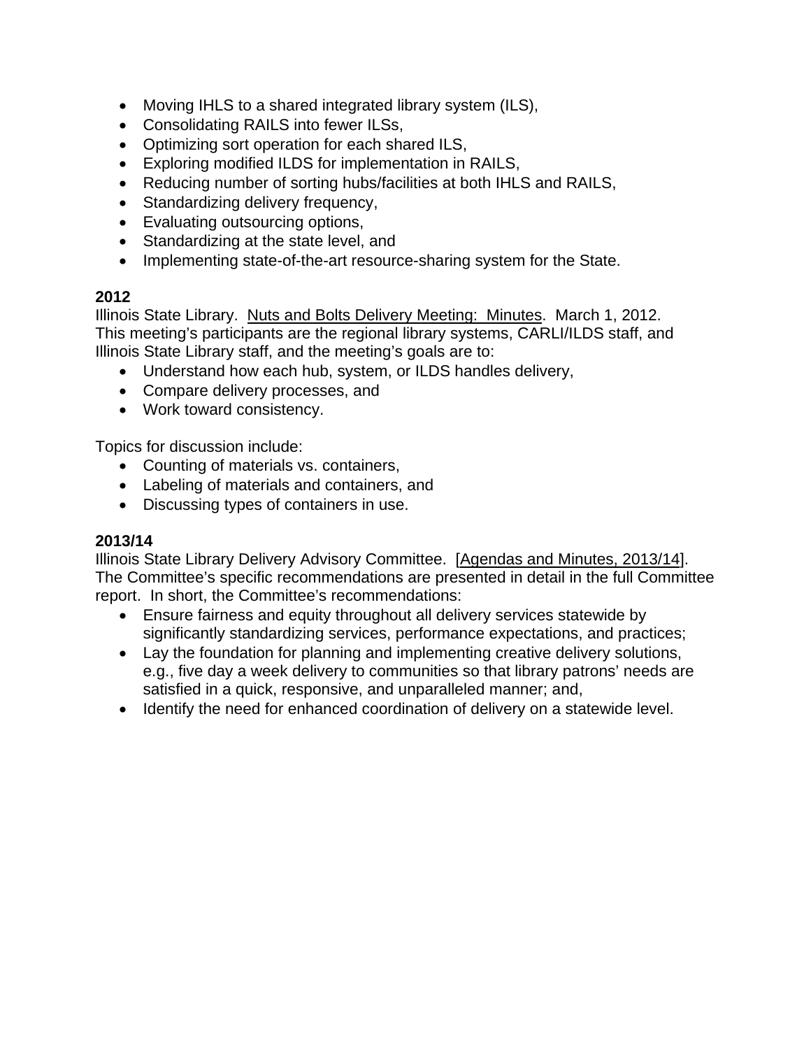- Moving IHLS to a shared integrated library system (ILS),
- Consolidating RAILS into fewer ILSs,
- Optimizing sort operation for each shared ILS,
- Exploring modified ILDS for implementation in RAILS,
- Reducing number of sorting hubs/facilities at both IHLS and RAILS,
- Standardizing delivery frequency,
- Evaluating outsourcing options,
- Standardizing at the state level, and
- Implementing state-of-the-art resource-sharing system for the State.

**2012**

Illinois State Library. Nuts and Bolts Delivery Meeting: Minutes. March 1, 2012. This meeting's participants are the regional library systems, CARLI/ILDS staff, and Illinois State Library staff, and the meeting's goals are to:

- Understand how each hub, system, or ILDS handles delivery,
- Compare delivery processes, and
- Work toward consistency.

Topics for discussion include:

- Counting of materials vs. containers,
- Labeling of materials and containers, and
- Discussing types of containers in use.

**2013/14**

Illinois State Library Delivery Advisory Committee. [Agendas and Minutes, 2013/14]. The Committee's specific recommendations are presented in detail in the full Committee report. In short, the Committee's recommendations:

- Ensure fairness and equity throughout all delivery services statewide by significantly standardizing services, performance expectations, and practices;
- Lay the foundation for planning and implementing creative delivery solutions, e.g., five day a week delivery to communities so that library patrons' needs are satisfied in a quick, responsive, and unparalleled manner; and,
- Identify the need for enhanced coordination of delivery on a statewide level.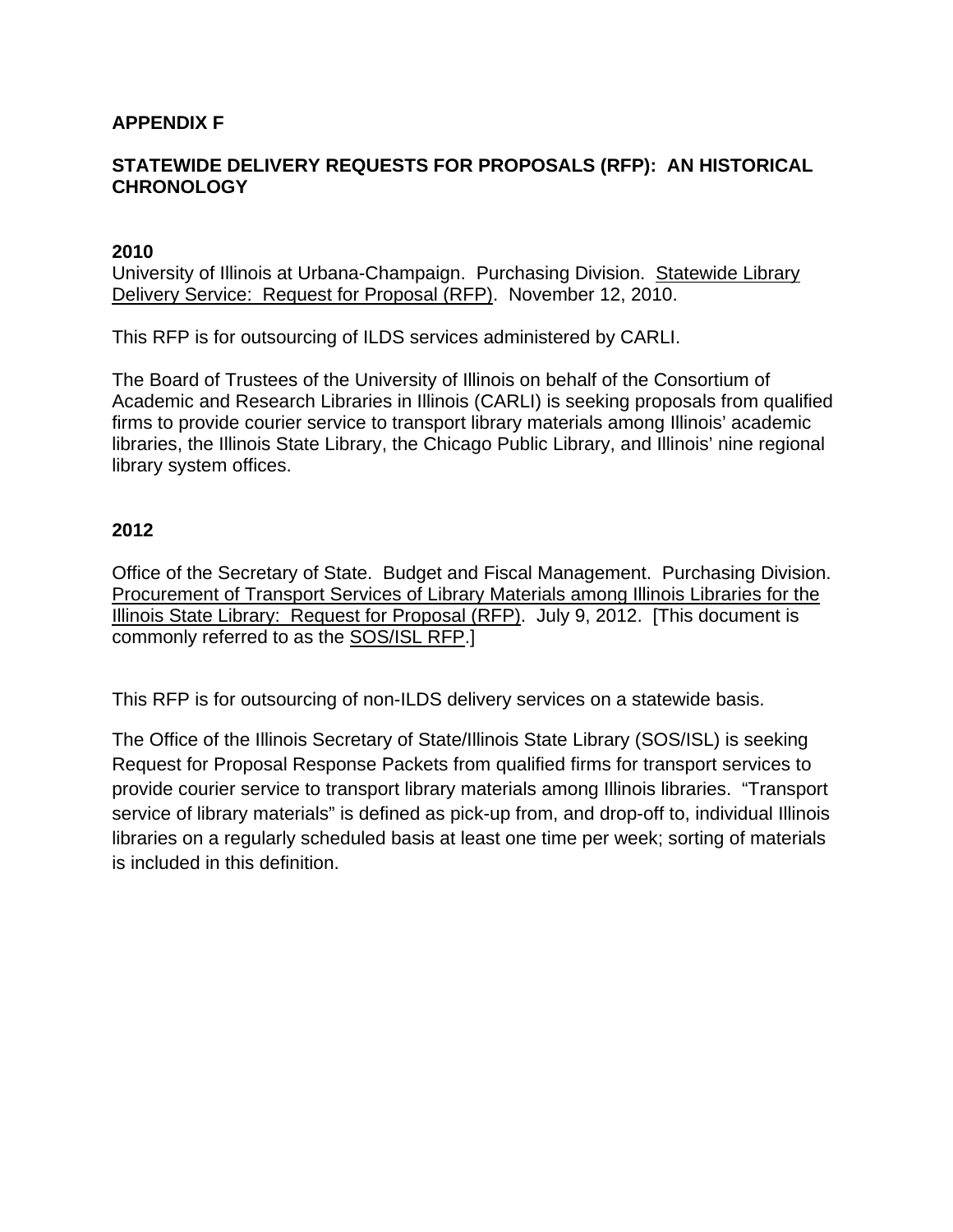# APPENDIX F

## STATEWIDE DELIVERY REQUESTS FOR PROPOSALS (RFP): AN HISTORICAL CHRONOLOGY

### 2010

University of Illinois at Urbana-Champaign. Purchasing Division. Statewide Library Delivery Service: Request for Proposal (RFP). November 12, 2010.

This RFP is for outsourcing of ILDS services administered by CARLI.

The Board of Trustees of the University of Illinois on behalf of the Consortium of Academic and Research Libraries in Illinois (CARLI) is seeking proposals from qualified firms to provide courier service to transport library materials among Illinois' academic libraries, the Illinois State Library, the Chicago Public Library, and Illinois' nine regional library system offices.

### 2012

Office of the Secretary of State. Budget and Fiscal Management. Purchasing Division. Procurement of Transport Services of Library Materials among Illinois Libraries for the Illinois State Library: Request for Proposal (RFP). July 9, 2012. [This document is commonly referred to as the SOS/ISL RFP.]

This RFP is for outsourcing of non-ILDS delivery services on a statewide basis.

The Office of the Illinois Secretary of State/Illinois State Library (SOS/ISL) is seeking Request for Proposal Response Packets from qualified firms for transport services to provide courier service to transport library materials among Illinois libraries. "Transport service of library materials" is defined as pick-up from, and drop-off to, individual Illinois libraries on a regularly scheduled basis at least one time per week; sorting of materials is included in this definition.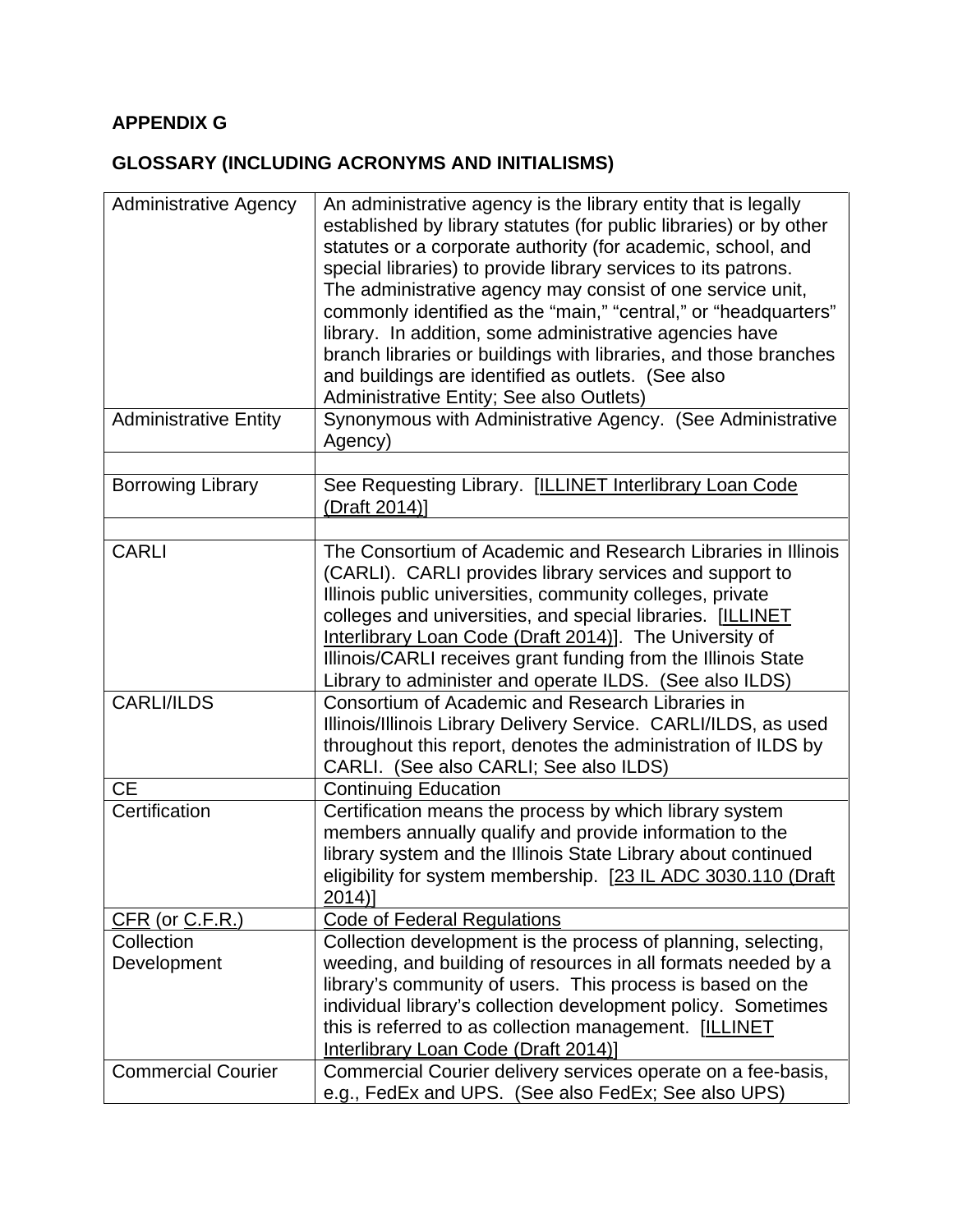**APPENDIX G**

**GLOSSARY (INCLUDING ACRONYMS AND INITIALISMS)**

| | |
|---|---|
| Administrative Agency | An administrative agency is the library entity that is legally established by library statutes (for public libraries) or by other statutes or a corporate authority (for academic, school, and special libraries) to provide library services to its patrons. The administrative agency may consist of one service unit, commonly identified as the "main," "central," or "headquarters" library. In addition, some administrative agencies have branch libraries or buildings with libraries, and those branches and buildings are identified as outlets. (See also Administrative Entity; See also Outlets) |
| Administrative Entity | Synonymous with Administrative Agency. (See Administrative Agency) |
| | |
| Borrowing Library | See Requesting Library. [ILLINET Interlibrary Loan Code (Draft 2014)] |
| | |
| CARLI | The Consortium of Academic and Research Libraries in Illinois (CARLI). CARLI provides library services and support to Illinois public universities, community colleges, private colleges and universities, and special libraries. [ILLINET Interlibrary Loan Code (Draft 2014)]. The University of Illinois/CARLI receives grant funding from the Illinois State Library to administer and operate ILDS. (See also ILDS) |
| CARLI/ILDS | Consortium of Academic and Research Libraries in Illinois/Illinois Library Delivery Service. CARLI/ILDS, as used throughout this report, denotes the administration of ILDS by CARLI. (See also CARLI; See also ILDS) |
| CE | Continuing Education |
| Certification | Certification means the process by which library system members annually qualify and provide information to the library system and the Illinois State Library about continued eligibility for system membership. [23 IL ADC 3030.110 (Draft 2014)] |
| CFR (or C.F.R.) | Code of Federal Regulations |
| Collection Development | Collection development is the process of planning, selecting, weeding, and building of resources in all formats needed by a library's community of users. This process is based on the individual library's collection development policy. Sometimes this is referred to as collection management. [ILLINET Interlibrary Loan Code (Draft 2014)] |
| Commercial Courier | Commercial Courier delivery services operate on a fee-basis, e.g., FedEx and UPS. (See also FedEx; See also UPS) |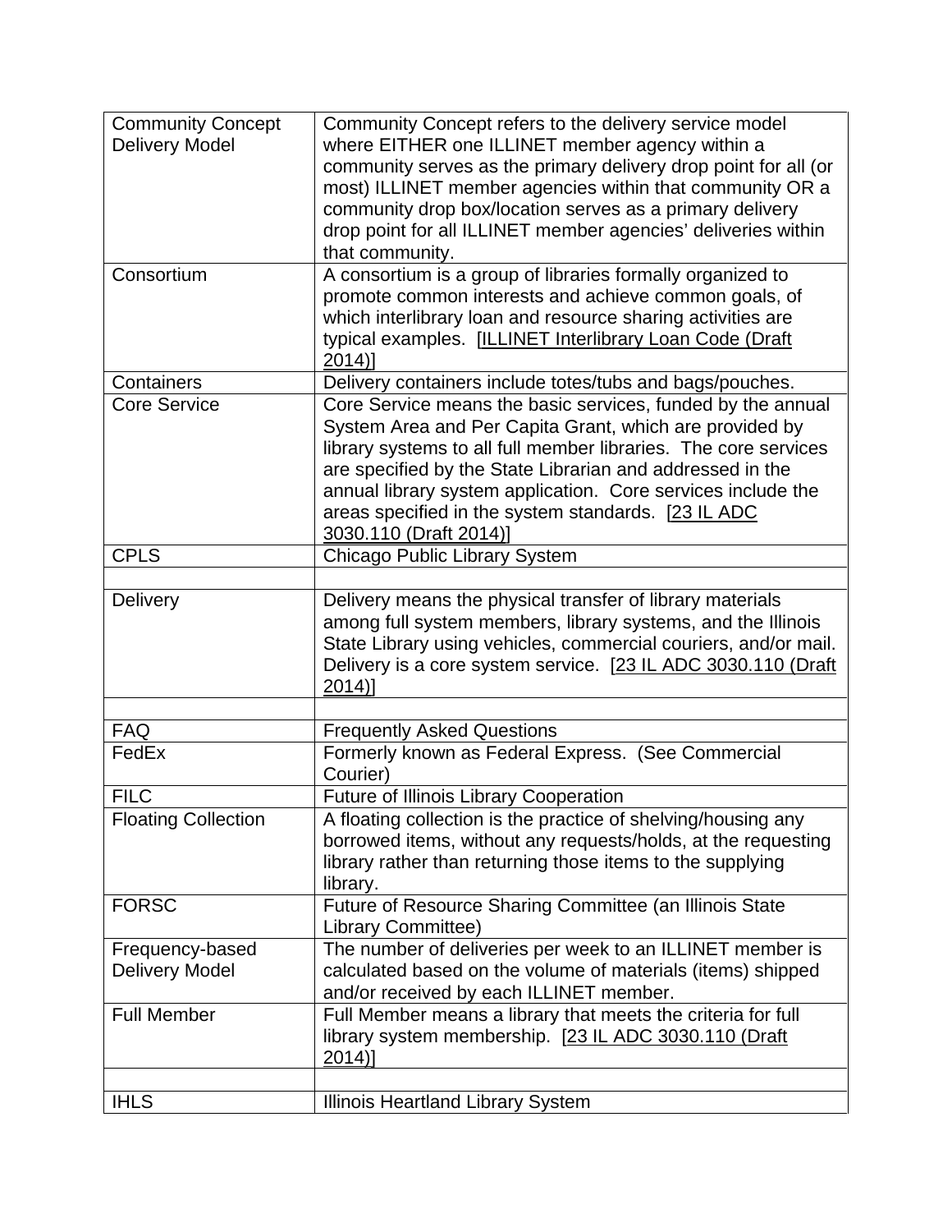| | |
|---|---|
| Community Concept Delivery Model | Community Concept refers to the delivery service model where EITHER one ILLINET member agency within a community serves as the primary delivery drop point for all (or most) ILLINET member agencies within that community OR a community drop box/location serves as a primary delivery drop point for all ILLINET member agencies' deliveries within that community. |
| Consortium | A consortium is a group of libraries formally organized to promote common interests and achieve common goals, of which interlibrary loan and resource sharing activities are typical examples. [ILLINET Interlibrary Loan Code (Draft 2014)] |
| Containers | Delivery containers include totes/tubs and bags/pouches. |
| Core Service | Core Service means the basic services, funded by the annual System Area and Per Capita Grant, which are provided by library systems to all full member libraries. The core services are specified by the State Librarian and addressed in the annual library system application. Core services include the areas specified in the system standards. [23 IL ADC 3030.110 (Draft 2014)] |
| CPLS | Chicago Public Library System |
| | |
| Delivery | Delivery means the physical transfer of library materials among full system members, library systems, and the Illinois State Library using vehicles, commercial couriers, and/or mail. Delivery is a core system service. [23 IL ADC 3030.110 (Draft 2014)] |
| | |
| FAQ | Frequently Asked Questions |
| FedEx | Formerly known as Federal Express. (See Commercial Courier) |
| FILC | Future of Illinois Library Cooperation |
| Floating Collection | A floating collection is the practice of shelving/housing any borrowed items, without any requests/holds, at the requesting library rather than returning those items to the supplying library. |
| FORSC | Future of Resource Sharing Committee (an Illinois State Library Committee) |
| Frequency-based Delivery Model | The number of deliveries per week to an ILLINET member is calculated based on the volume of materials (items) shipped and/or received by each ILLINET member. |
| Full Member | Full Member means a library that meets the criteria for full library system membership. [23 IL ADC 3030.110 (Draft 2014)] |
| | |
| IHLS | Illinois Heartland Library System |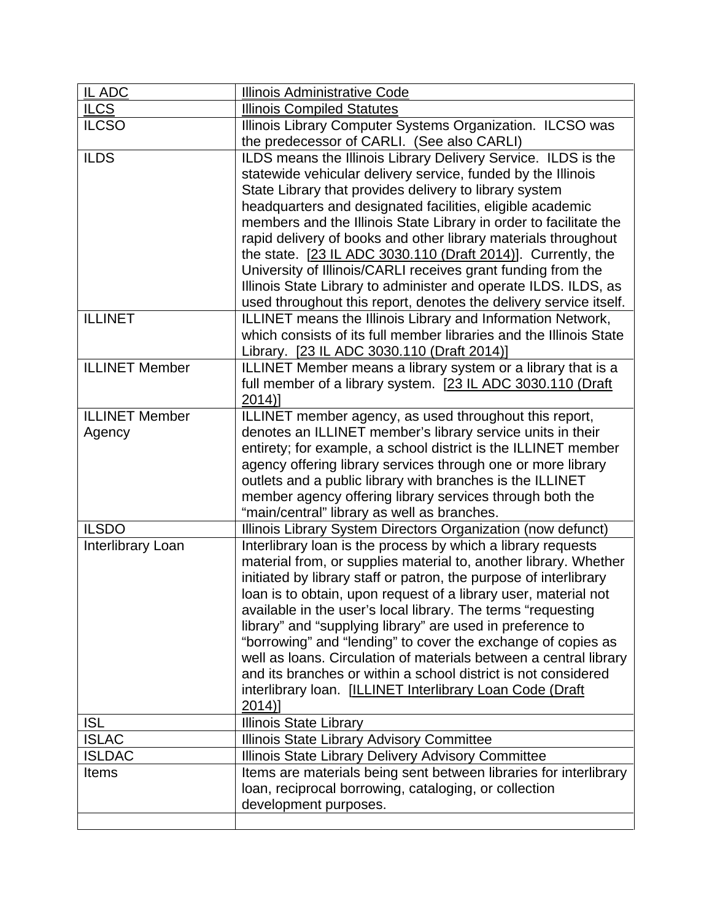| | |
|---|---|
| IL ADC | Illinois Administrative Code |
| ILCS | Illinois Compiled Statutes |
| ILCSO | Illinois Library Computer Systems Organization. ILCSO was the predecessor of CARLI. (See also CARLI) |
| ILDS | ILDS means the Illinois Library Delivery Service. ILDS is the statewide vehicular delivery service, funded by the Illinois State Library that provides delivery to library system headquarters and designated facilities, eligible academic members and the Illinois State Library in order to facilitate the rapid delivery of books and other library materials throughout the state. [23 IL ADC 3030.110 (Draft 2014)]. Currently, the University of Illinois/CARLI receives grant funding from the Illinois State Library to administer and operate ILDS. ILDS, as used throughout this report, denotes the delivery service itself. |
| ILLINET | ILLINET means the Illinois Library and Information Network, which consists of its full member libraries and the Illinois State Library. [23 IL ADC 3030.110 (Draft 2014)] |
| ILLINET Member | ILLINET Member means a library system or a library that is a full member of a library system. [23 IL ADC 3030.110 (Draft 2014)] |
| ILLINET Member Agency | ILLINET member agency, as used throughout this report, denotes an ILLINET member's library service units in their entirety; for example, a school district is the ILLINET member agency offering library services through one or more library outlets and a public library with branches is the ILLINET member agency offering library services through both the "main/central" library as well as branches. |
| ILSDO | Illinois Library System Directors Organization (now defunct) |
| Interlibrary Loan | Interlibrary loan is the process by which a library requests material from, or supplies material to, another library. Whether initiated by library staff or patron, the purpose of interlibrary loan is to obtain, upon request of a library user, material not available in the user's local library. The terms "requesting library" and "supplying library" are used in preference to "borrowing" and "lending" to cover the exchange of copies as well as loans. Circulation of materials between a central library and its branches or within a school district is not considered interlibrary loan. [ILLINET Interlibrary Loan Code (Draft 2014)] |
| ISL | Illinois State Library |
| ISLAC | Illinois State Library Advisory Committee |
| ISLDAC | Illinois State Library Delivery Advisory Committee |
| Items | Items are materials being sent between libraries for interlibrary loan, reciprocal borrowing, cataloging, or collection development purposes. |
| | |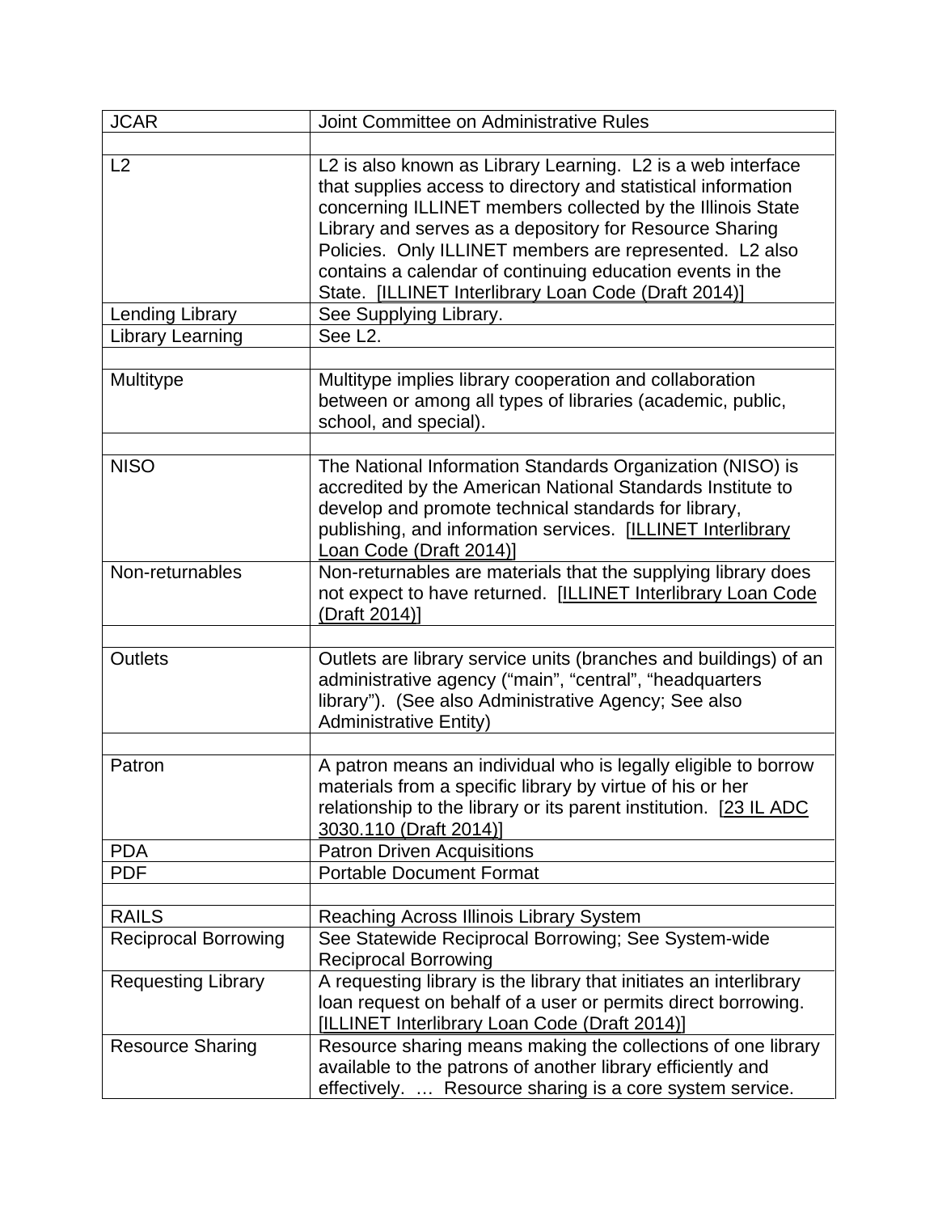| JCAR | Joint Committee on Administrative Rules |
|---|---|
| | |
| L2 | L2 is also known as Library Learning. L2 is a web interface that supplies access to directory and statistical information concerning ILLINET members collected by the Illinois State Library and serves as a depository for Resource Sharing Policies. Only ILLINET members are represented. L2 also contains a calendar of continuing education events in the State. [ILLINET Interlibrary Loan Code (Draft 2014)] |
| Lending Library | See Supplying Library. |
| Library Learning | See L2. |
| | |
| Multitype | Multitype implies library cooperation and collaboration between or among all types of libraries (academic, public, school, and special). |
| | |
| NISO | The National Information Standards Organization (NISO) is accredited by the American National Standards Institute to develop and promote technical standards for library, publishing, and information services. [ILLINET Interlibrary Loan Code (Draft 2014)] |
| Non-returnables | Non-returnables are materials that the supplying library does not expect to have returned. [ILLINET Interlibrary Loan Code (Draft 2014)] |
| | |
| Outlets | Outlets are library service units (branches and buildings) of an administrative agency ("main", "central", "headquarters library"). (See also Administrative Agency; See also Administrative Entity) |
| | |
| Patron | A patron means an individual who is legally eligible to borrow materials from a specific library by virtue of his or her relationship to the library or its parent institution. [23 IL ADC 3030.110 (Draft 2014)] |
| PDA | Patron Driven Acquisitions |
| PDF | Portable Document Format |
| | |
| RAILS | Reaching Across Illinois Library System |
| Reciprocal Borrowing | See Statewide Reciprocal Borrowing; See System-wide Reciprocal Borrowing |
| Requesting Library | A requesting library is the library that initiates an interlibrary loan request on behalf of a user or permits direct borrowing. [ILLINET Interlibrary Loan Code (Draft 2014)] |
| Resource Sharing | Resource sharing means making the collections of one library available to the patrons of another library efficiently and effectively. … Resource sharing is a core system service. |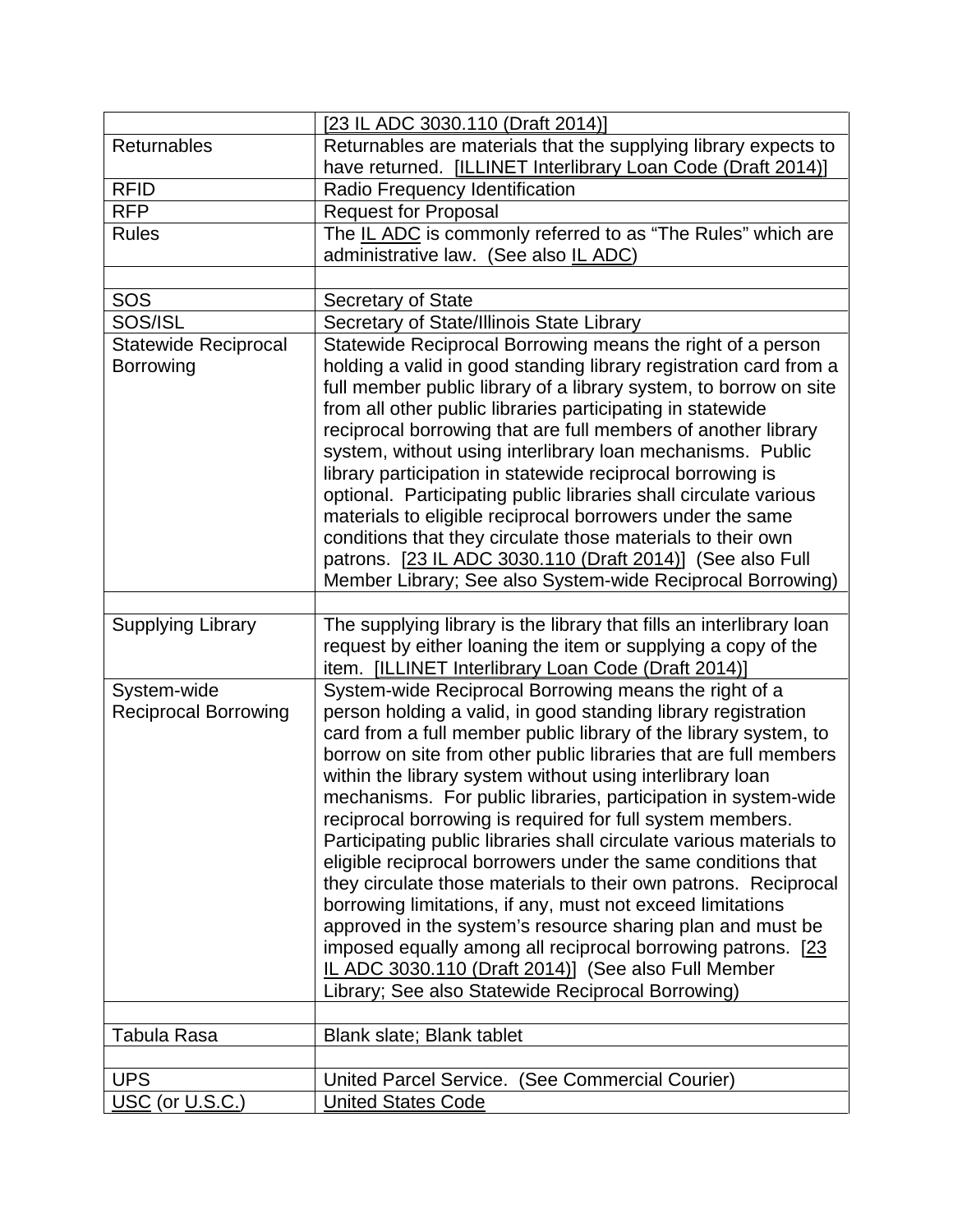| | |
|---|---|
| | [23 IL ADC 3030.110 (Draft 2014)] |
| Returnables | Returnables are materials that the supplying library expects to have returned. [ILLINET Interlibrary Loan Code (Draft 2014)] |
| RFID | Radio Frequency Identification |
| RFP | Request for Proposal |
| Rules | The IL ADC is commonly referred to as "The Rules" which are administrative law. (See also IL ADC) |
| | |
| SOS | Secretary of State |
| SOS/ISL | Secretary of State/Illinois State Library |
| Statewide Reciprocal Borrowing | Statewide Reciprocal Borrowing means the right of a person holding a valid in good standing library registration card from a full member public library of a library system, to borrow on site from all other public libraries participating in statewide reciprocal borrowing that are full members of another library system, without using interlibrary loan mechanisms. Public library participation in statewide reciprocal borrowing is optional. Participating public libraries shall circulate various materials to eligible reciprocal borrowers under the same conditions that they circulate those materials to their own patrons. [23 IL ADC 3030.110 (Draft 2014)] (See also Full Member Library; See also System-wide Reciprocal Borrowing) |
| | |
| Supplying Library | The supplying library is the library that fills an interlibrary loan request by either loaning the item or supplying a copy of the item. [ILLINET Interlibrary Loan Code (Draft 2014)] |
| System-wide Reciprocal Borrowing | System-wide Reciprocal Borrowing means the right of a person holding a valid, in good standing library registration card from a full member public library of the library system, to borrow on site from other public libraries that are full members within the library system without using interlibrary loan mechanisms. For public libraries, participation in system-wide reciprocal borrowing is required for full system members. Participating public libraries shall circulate various materials to eligible reciprocal borrowers under the same conditions that they circulate those materials to their own patrons. Reciprocal borrowing limitations, if any, must not exceed limitations approved in the system's resource sharing plan and must be imposed equally among all reciprocal borrowing patrons. [23 IL ADC 3030.110 (Draft 2014)] (See also Full Member Library; See also Statewide Reciprocal Borrowing) |
| | |
| Tabula Rasa | Blank slate; Blank tablet |
| | |
| UPS | United Parcel Service. (See Commercial Courier) |
| USC (or U.S.C.) | United States Code |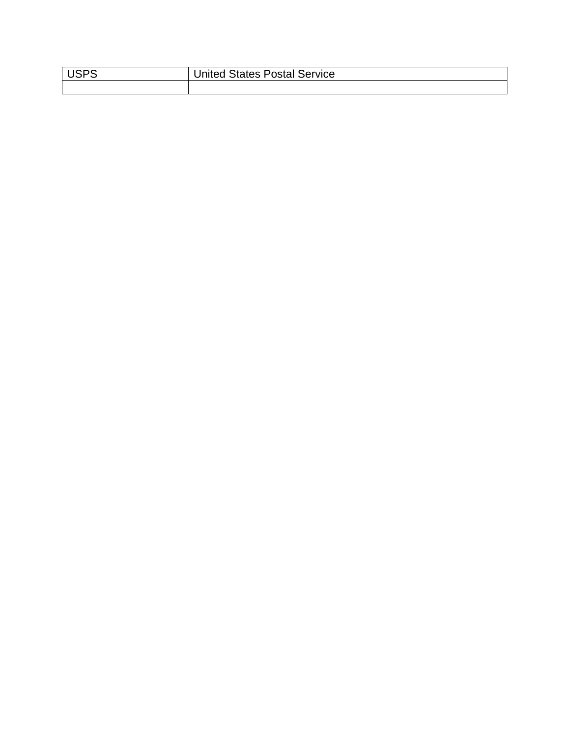| | |
|---|---|
| USPS | United States Postal Service |
| | |